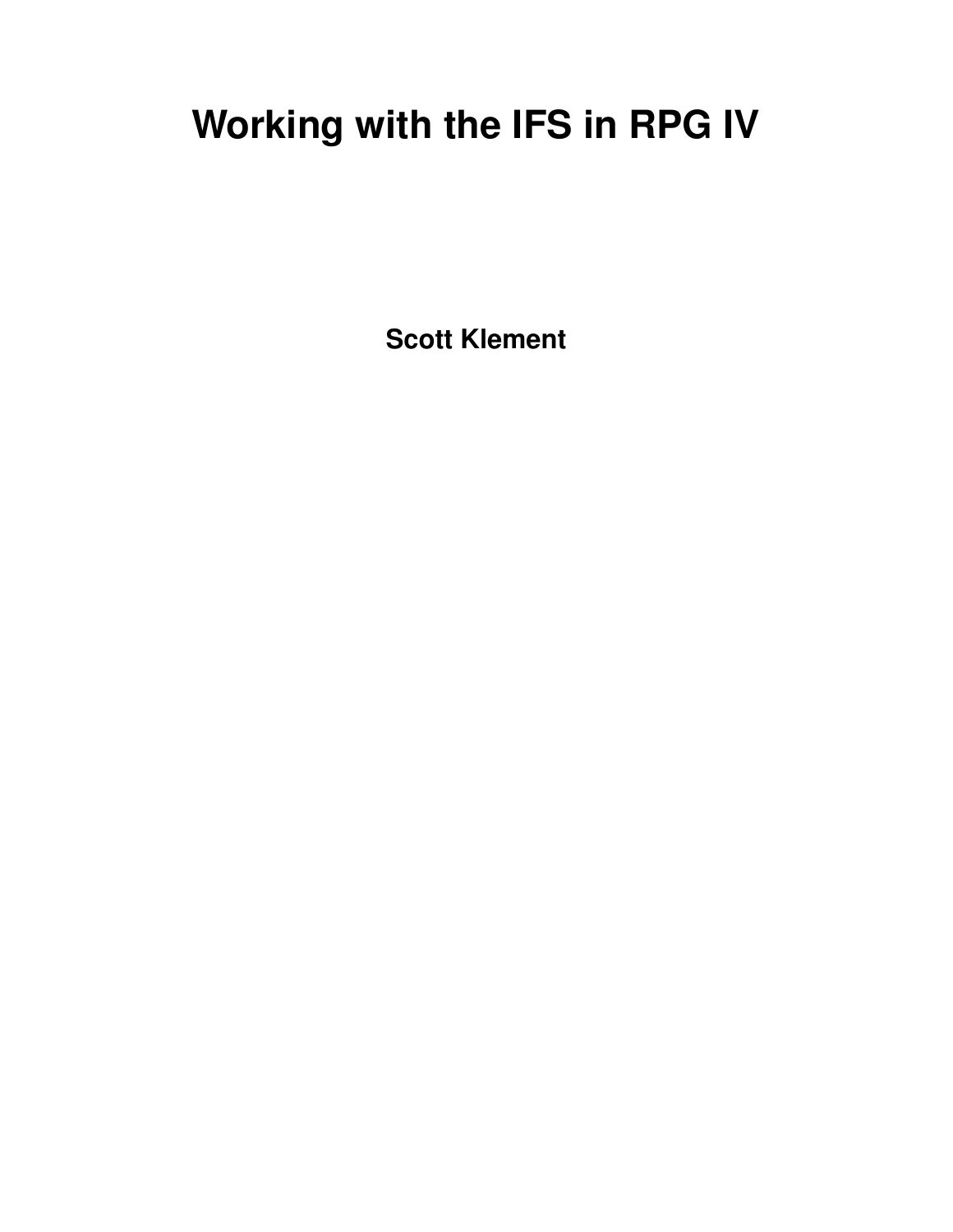# Working with the IFS in RPG IV

**Scott Klement**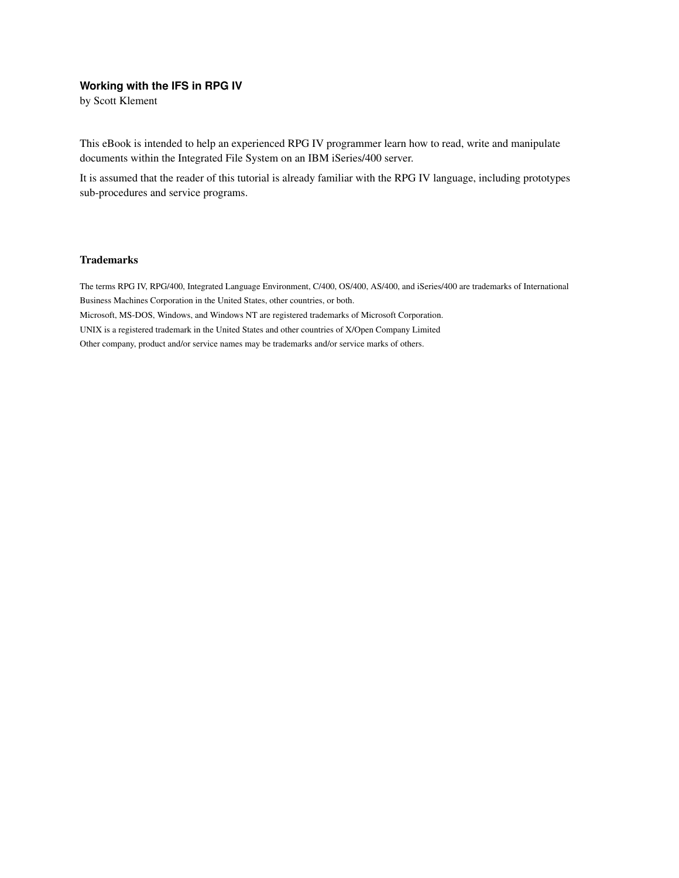**Working with the IFS in RPG IV**

by Scott Klement

This eBook is intended to help an experienced RPG IV programmer learn how to read, write and manipulate documents within the Integrated File System on an IBM iSeries/400 server.

It is assumed that the reader of this tutorial is already familiar with the RPG IV language, including prototypes sub-procedures and service programs.

### Trademarks

The terms RPG IV, RPG/400, Integrated Language Environment, C/400, OS/400, AS/400, and iSeries/400 are trademarks of International Business Machines Corporation in the United States, other countries, or both.

Microsoft, MS-DOS, Windows, and Windows NT are registered trademarks of Microsoft Corporation.

UNIX is a registered trademark in the United States and other countries of X/Open Company Limited

Other company, product and/or service names may be trademarks and/or service marks of others.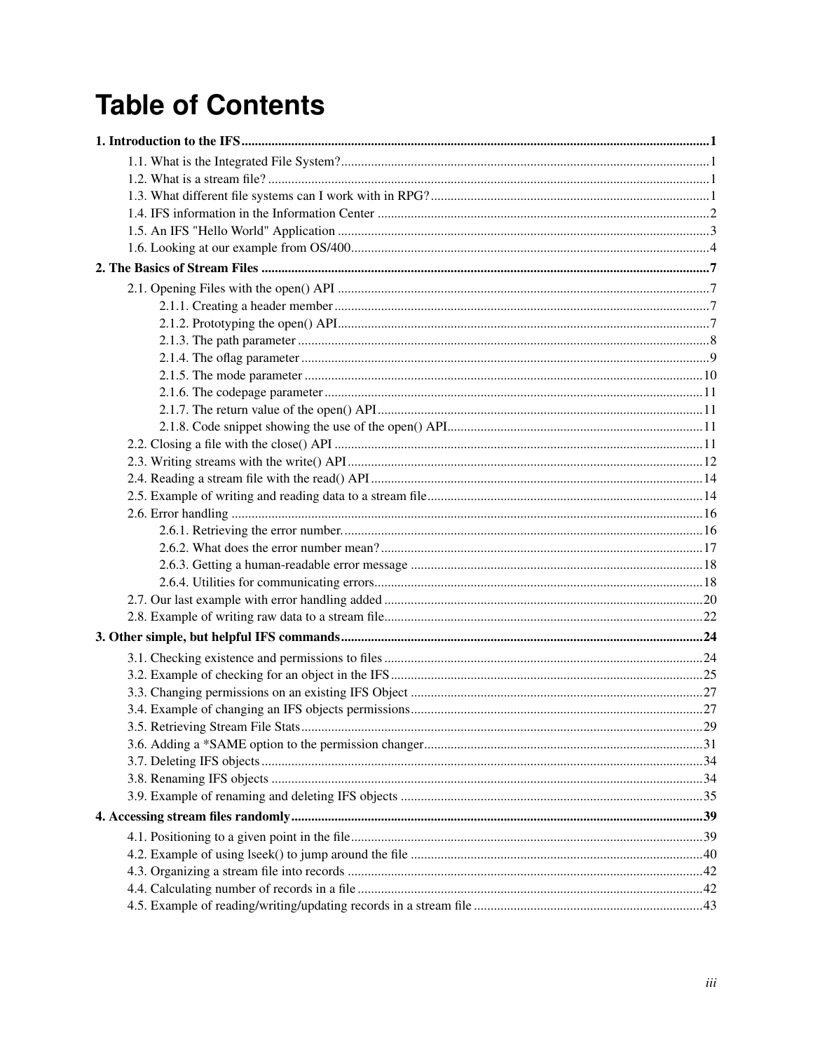# Table of Contents

**1. Introduction to the IFS ........................................................................................................ 1**

- 1.1. What is the Integrated File System?................................................................................ 1
- 1.2. What is a stream file? ...................................................................................................... 1
- 1.3. What different file systems can I work with in RPG? ..................................................... 1
- 1.4. IFS information in the Information Center ..................................................................... 2
- 1.5. An IFS "Hello World" Application .................................................................................. 3
- 1.6. Looking at our example from OS/400.............................................................................. 4

**2. The Basics of Stream Files .................................................................................................... 7**

- 2.1. Opening Files with the open() API ................................................................................. 7
  - 2.1.1. Creating a header member ....................................................................................... 7
  - 2.1.2. Prototyping the open() API....................................................................................... 7
  - 2.1.3. The path parameter ................................................................................................... 8
  - 2.1.4. The oflag parameter .................................................................................................. 9
  - 2.1.5. The mode parameter ............................................................................................... 10
  - 2.1.6. The codepage parameter ......................................................................................... 11
  - 2.1.7. The return value of the open() API ......................................................................... 11
  - 2.1.8. Code snippet showing the use of the open() API.................................................... 11
- 2.2. Closing a file with the close() API ................................................................................ 11
- 2.3. Writing streams with the write() API ............................................................................ 12
- 2.4. Reading a stream file with the read() API ..................................................................... 14
- 2.5. Example of writing and reading data to a stream file.................................................... 14
- 2.6. Error handling ............................................................................................................... 16
  - 2.6.1. Retrieving the error number.................................................................................... 16
  - 2.6.2. What does the error number mean? ........................................................................ 17
  - 2.6.3. Getting a human-readable error message ................................................................ 18
  - 2.6.4. Utilities for communicating errors.......................................................................... 18
- 2.7. Our last example with error handling added ................................................................. 20
- 2.8. Example of writing raw data to a stream file................................................................. 22

**3. Other simple, but helpful IFS commands............................................................................ 24**

- 3.1. Checking existence and permissions to files ................................................................. 24
- 3.2. Example of checking for an object in the IFS ............................................................... 25
- 3.3. Changing permissions on an existing IFS Object .......................................................... 27
- 3.4. Example of changing an IFS objects permissions.......................................................... 27
- 3.5. Retrieving Stream File Stats.......................................................................................... 29
- 3.6. Adding a *SAME option to the permission changer...................................................... 31
- 3.7. Deleting IFS objects ...................................................................................................... 34
- 3.8. Renaming IFS objects ................................................................................................... 34
- 3.9. Example of renaming and deleting IFS objects ............................................................. 35

**4. Accessing stream files randomly.......................................................................................... 39**

- 4.1. Positioning to a given point in the file.......................................................................... 39
- 4.2. Example of using lseek() to jump around the file ......................................................... 40
- 4.3. Organizing a stream file into records ............................................................................ 42
- 4.4. Calculating number of records in a file ......................................................................... 42
- 4.5. Example of reading/writing/updating records in a stream file ...................................... 43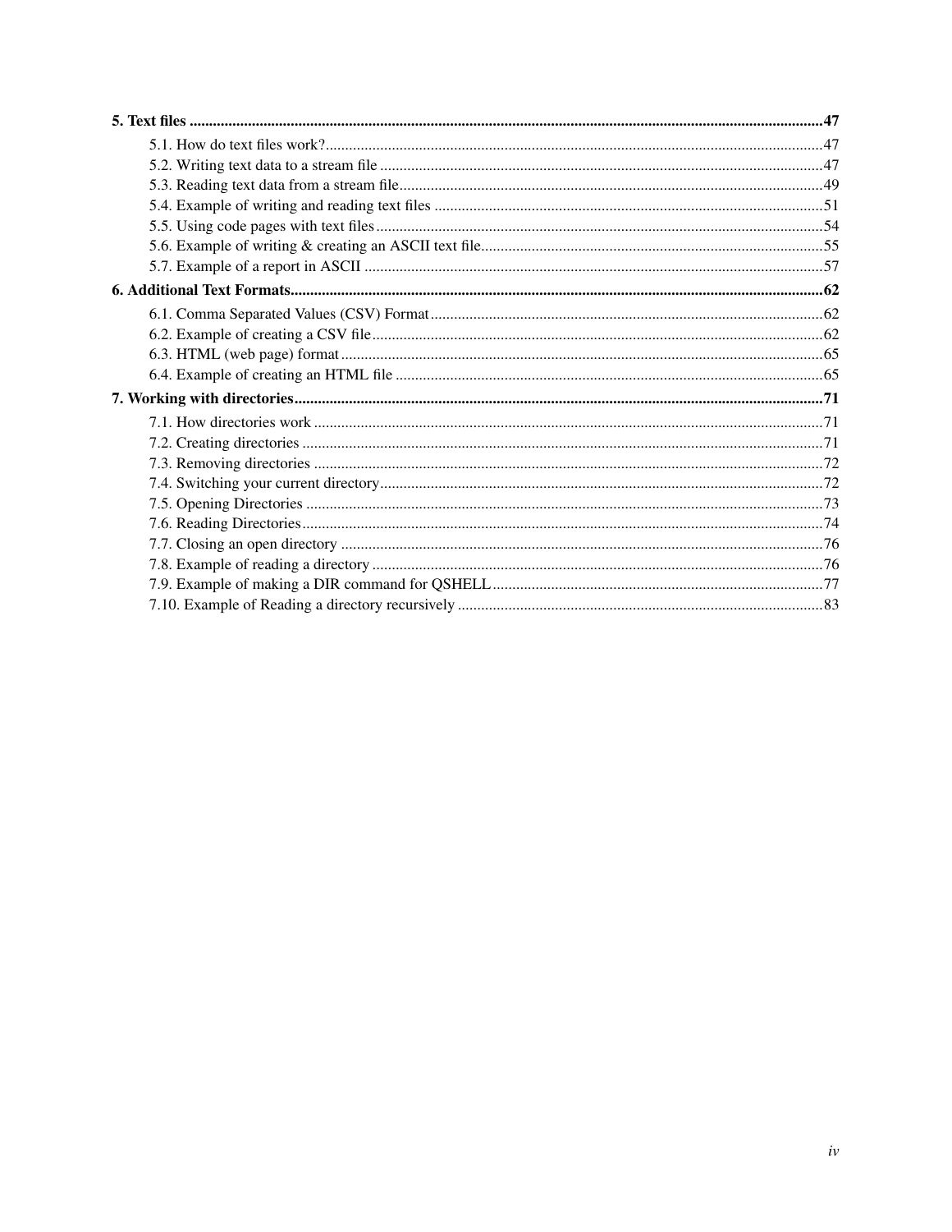**5. Text files** ..................................................................................................................................................... **47**

- 5.1. How do text files work? ..................................................................................................... 47
- 5.2. Writing text data to a stream file ....................................................................................... 47
- 5.3. Reading text data from a stream file .................................................................................. 49
- 5.4. Example of writing and reading text files .......................................................................... 51
- 5.5. Using code pages with text files ......................................................................................... 54
- 5.6. Example of writing & creating an ASCII text file .............................................................. 55
- 5.7. Example of a report in ASCII ............................................................................................. 57

**6. Additional Text Formats** ............................................................................................................................... **62**

- 6.1. Comma Separated Values (CSV) Format ............................................................................ 62
- 6.2. Example of creating a CSV file .......................................................................................... 62
- 6.3. HTML (web page) format ................................................................................................... 65
- 6.4. Example of creating an HTML file ..................................................................................... 65

**7. Working with directories** .............................................................................................................................. **71**

- 7.1. How directories work ......................................................................................................... 71
- 7.2. Creating directories ............................................................................................................ 71
- 7.3. Removing directories .......................................................................................................... 72
- 7.4. Switching your current directory ........................................................................................ 72
- 7.5. Opening Directories ............................................................................................................ 73
- 7.6. Reading Directories ............................................................................................................ 74
- 7.7. Closing an open directory ................................................................................................... 76
- 7.8. Example of reading a directory ........................................................................................... 76
- 7.9. Example of making a DIR command for QSHELL ............................................................. 77
- 7.10. Example of Reading a directory recursively ..................................................................... 83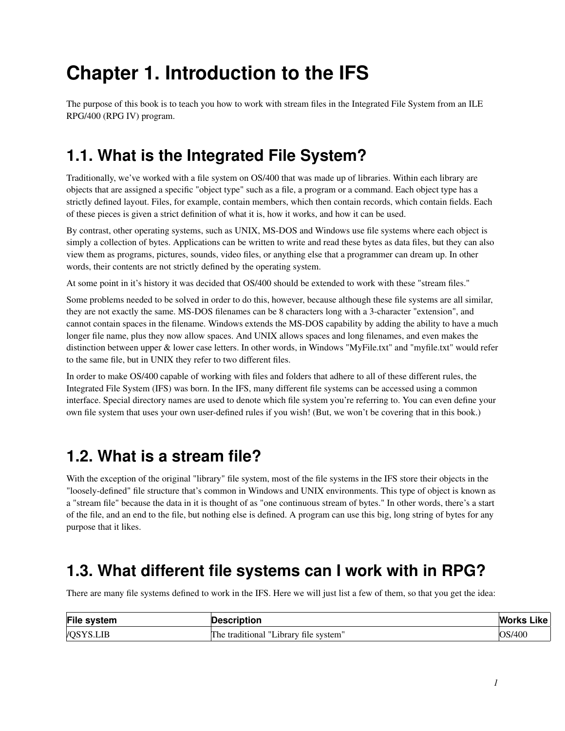# Chapter 1. Introduction to the IFS

The purpose of this book is to teach you how to work with stream files in the Integrated File System from an ILE RPG/400 (RPG IV) program.

## 1.1. What is the Integrated File System?

Traditionally, we've worked with a file system on OS/400 that was made up of libraries. Within each library are objects that are assigned a specific "object type" such as a file, a program or a command. Each object type has a strictly defined layout. Files, for example, contain members, which then contain records, which contain fields. Each of these pieces is given a strict definition of what it is, how it works, and how it can be used.

By contrast, other operating systems, such as UNIX, MS-DOS and Windows use file systems where each object is simply a collection of bytes. Applications can be written to write and read these bytes as data files, but they can also view them as programs, pictures, sounds, video files, or anything else that a programmer can dream up. In other words, their contents are not strictly defined by the operating system.

At some point in it's history it was decided that OS/400 should be extended to work with these "stream files."

Some problems needed to be solved in order to do this, however, because although these file systems are all similar, they are not exactly the same. MS-DOS filenames can be 8 characters long with a 3-character "extension", and cannot contain spaces in the filename. Windows extends the MS-DOS capability by adding the ability to have a much longer file name, plus they now allow spaces. And UNIX allows spaces and long filenames, and even makes the distinction between upper & lower case letters. In other words, in Windows "MyFile.txt" and "myfile.txt" would refer to the same file, but in UNIX they refer to two different files.

In order to make OS/400 capable of working with files and folders that adhere to all of these different rules, the Integrated File System (IFS) was born. In the IFS, many different file systems can be accessed using a common interface. Special directory names are used to denote which file system you're referring to. You can even define your own file system that uses your own user-defined rules if you wish! (But, we won't be covering that in this book.)

## 1.2. What is a stream file?

With the exception of the original "library" file system, most of the file systems in the IFS store their objects in the "loosely-defined" file structure that's common in Windows and UNIX environments. This type of object is known as a "stream file" because the data in it is thought of as "one continuous stream of bytes." In other words, there's a start of the file, and an end to the file, but nothing else is defined. A program can use this big, long string of bytes for any purpose that it likes.

## 1.3. What different file systems can I work with in RPG?

There are many file systems defined to work in the IFS. Here we will just list a few of them, so that you get the idea:

| File system | Description | Works Like |
|---|---|---|
| /QSYS.LIB | The traditional "Library file system" | OS/400 |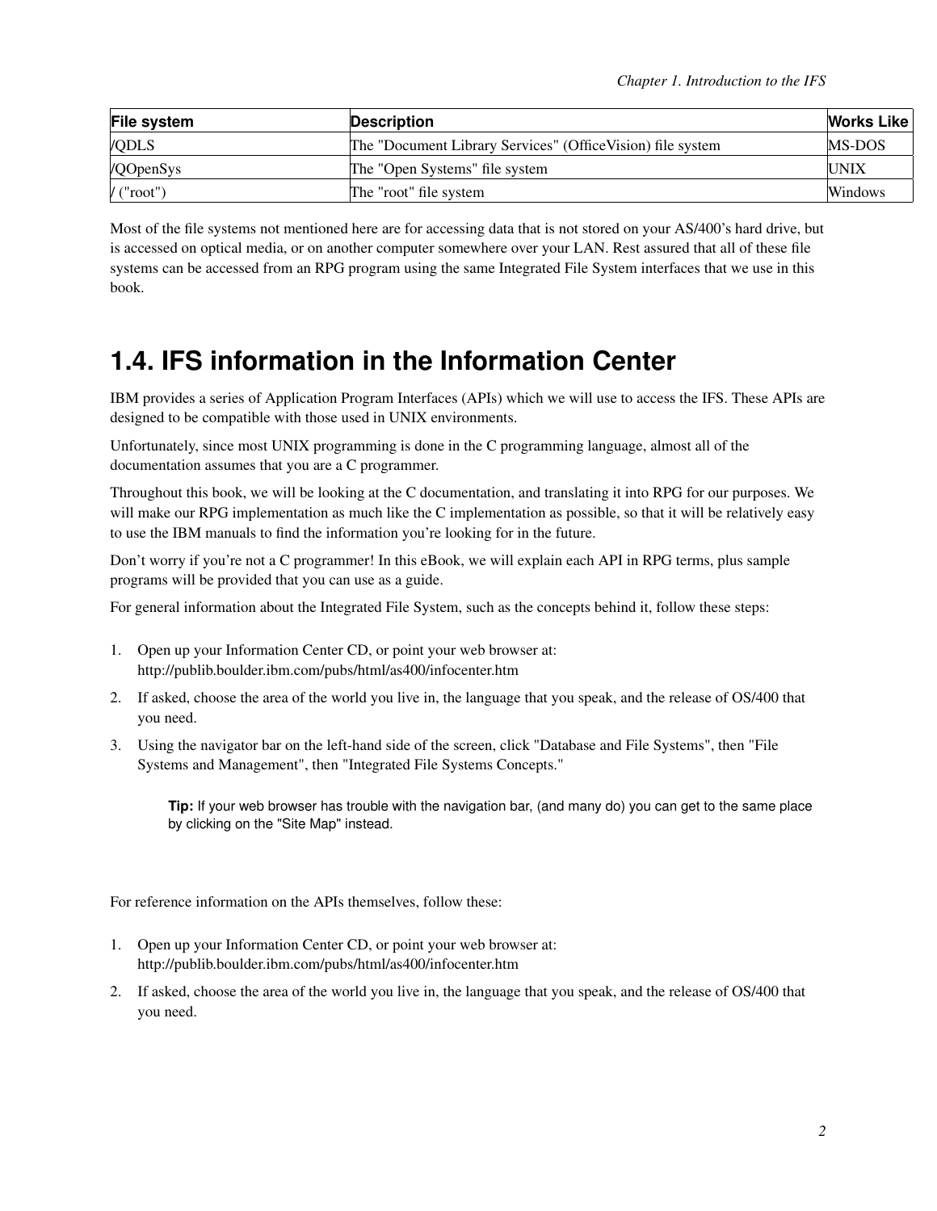| File system | Description | Works Like |
|---|---|---|
| /QDLS | The "Document Library Services" (OfficeVision) file system | MS-DOS |
| /QOpenSys | The "Open Systems" file system | UNIX |
| / ("root") | The "root" file system | Windows |

Most of the file systems not mentioned here are for accessing data that is not stored on your AS/400's hard drive, but is accessed on optical media, or on another computer somewhere over your LAN. Rest assured that all of these file systems can be accessed from an RPG program using the same Integrated File System interfaces that we use in this book.

## 1.4. IFS information in the Information Center

IBM provides a series of Application Program Interfaces (APIs) which we will use to access the IFS. These APIs are designed to be compatible with those used in UNIX environments.

Unfortunately, since most UNIX programming is done in the C programming language, almost all of the documentation assumes that you are a C programmer.

Throughout this book, we will be looking at the C documentation, and translating it into RPG for our purposes. We will make our RPG implementation as much like the C implementation as possible, so that it will be relatively easy to use the IBM manuals to find the information you're looking for in the future.

Don't worry if you're not a C programmer! In this eBook, we will explain each API in RPG terms, plus sample programs will be provided that you can use as a guide.

For general information about the Integrated File System, such as the concepts behind it, follow these steps:

1. Open up your Information Center CD, or point your web browser at: http://publib.boulder.ibm.com/pubs/html/as400/infocenter.htm
2. If asked, choose the area of the world you live in, the language that you speak, and the release of OS/400 that you need.
3. Using the navigator bar on the left-hand side of the screen, click "Database and File Systems", then "File Systems and Management", then "Integrated File Systems Concepts."

   **Tip:** If your web browser has trouble with the navigation bar, (and many do) you can get to the same place by clicking on the "Site Map" instead.

For reference information on the APIs themselves, follow these:

1. Open up your Information Center CD, or point your web browser at: http://publib.boulder.ibm.com/pubs/html/as400/infocenter.htm
2. If asked, choose the area of the world you live in, the language that you speak, and the release of OS/400 that you need.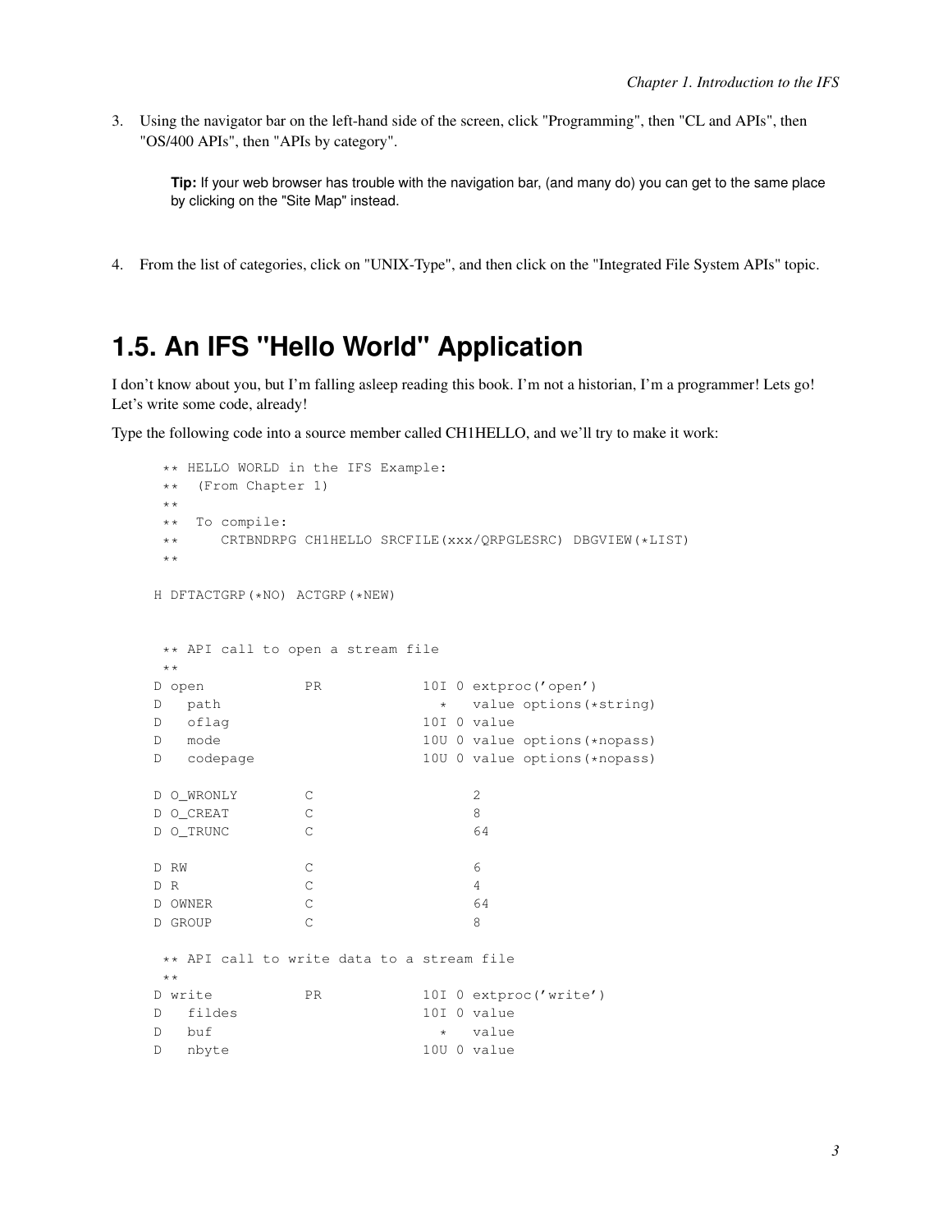3. Using the navigator bar on the left-hand side of the screen, click "Programming", then "CL and APIs", then "OS/400 APIs", then "APIs by category".

   **Tip:** If your web browser has trouble with the navigation bar, (and many do) you can get to the same place by clicking on the "Site Map" instead.

4. From the list of categories, click on "UNIX-Type", and then click on the "Integrated File System APIs" topic.

## 1.5. An IFS "Hello World" Application

I don't know about you, but I'm falling asleep reading this book. I'm not a historian, I'm a programmer! Lets go! Let's write some code, already!

Type the following code into a source member called CH1HELLO, and we'll try to make it work:

```
 ** HELLO WORLD in the IFS Example:
 **  (From Chapter 1)
 **
 **  To compile:
 **     CRTBNDRPG CH1HELLO SRCFILE(xxx/QRPGLESRC) DBGVIEW(*LIST)
 **

H DFTACTGRP(*NO) ACTGRP(*NEW)


 ** API call to open a stream file
 **
D open            PR            10I 0 extproc('open')
D   path                          *   value options(*string)
D   oflag                       10I 0 value
D   mode                        10U 0 value options(*nopass)
D   codepage                    10U 0 value options(*nopass)

D O_WRONLY        C                   2
D O_CREAT         C                   8
D O_TRUNC         C                   64

D RW              C                   6
D R               C                   4
D OWNER           C                   64
D GROUP           C                   8

 ** API call to write data to a stream file
 **
D write           PR            10I 0 extproc('write')
D   fildes                      10I 0 value
D   buf                           *   value
D   nbyte                       10U 0 value
```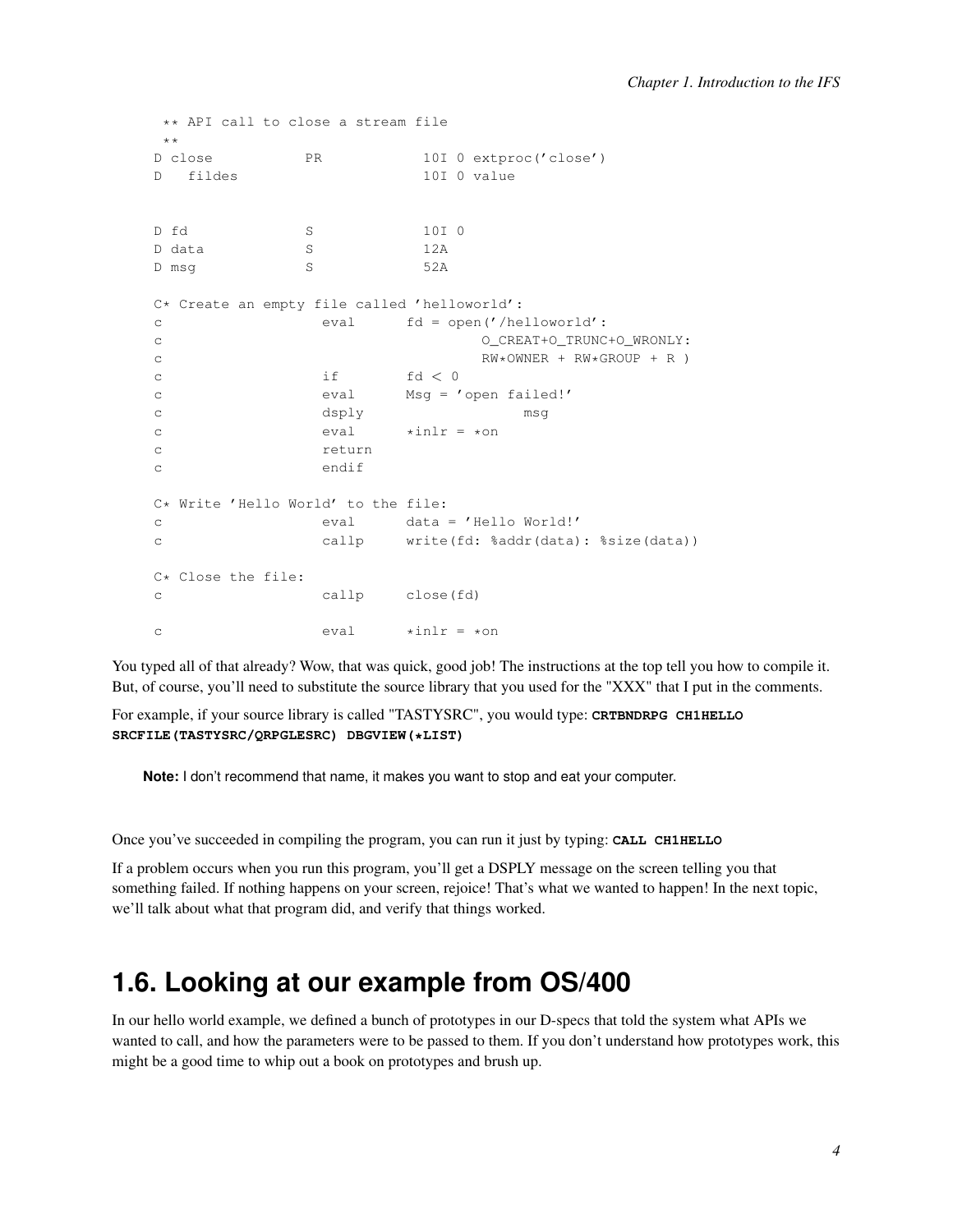```
 ** API call to close a stream file
 **
D close           PR            10I 0 extproc('close')
D   fildes                      10I 0 value


D fd              S             10I 0
D data            S             12A
D msg             S             52A

C* Create an empty file called 'helloworld':
c                   eval      fd = open('/helloworld':
c                                     O_CREAT+O_TRUNC+O_WRONLY:
c                                     RW*OWNER + RW*GROUP + R )
c                   if        fd < 0
c                   eval      Msg = 'open failed!'
c                   dsply                   msg
c                   eval      *inlr = *on
c                   return
c                   endif

C* Write 'Hello World' to the file:
c                   eval      data = 'Hello World!'
c                   callp     write(fd: %addr(data): %size(data))

C* Close the file:
c                   callp     close(fd)

c                   eval      *inlr = *on
```

You typed all of that already? Wow, that was quick, good job! The instructions at the top tell you how to compile it. But, of course, you'll need to substitute the source library that you used for the "XXX" that I put in the comments.

For example, if your source library is called "TASTYSRC", you would type: **`CRTBNDRPG CH1HELLO SRCFILE(TASTYSRC/QRPGLESRC) DBGVIEW(*LIST)`**

> **Note:** I don't recommend that name, it makes you want to stop and eat your computer.

Once you've succeeded in compiling the program, you can run it just by typing: **`CALL CH1HELLO`**

If a problem occurs when you run this program, you'll get a DSPLY message on the screen telling you that something failed. If nothing happens on your screen, rejoice! That's what we wanted to happen! In the next topic, we'll talk about what that program did, and verify that things worked.

## 1.6. Looking at our example from OS/400

In our hello world example, we defined a bunch of prototypes in our D-specs that told the system what APIs we wanted to call, and how the parameters were to be passed to them. If you don't understand how prototypes work, this might be a good time to whip out a book on prototypes and brush up.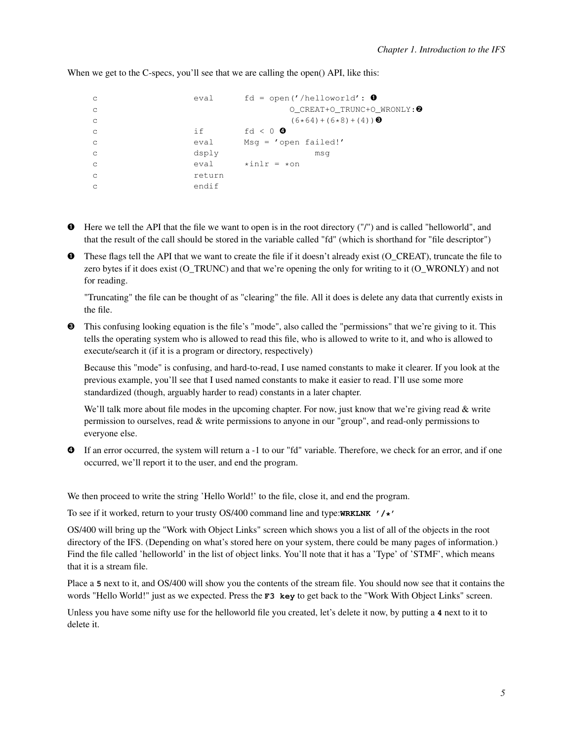When we get to the C-specs, you'll see that we are calling the open() API, like this:

```
c                   eval      fd = open('/helloworld': ❶
c                                      O_CREAT+O_TRUNC+O_WRONLY:❷
c                                       (6*64)+(6*8)+(4))❸
c                   if        fd < 0 ❹
c                   eval      Msg = 'open failed!'
c                   dsply                   msg
c                   eval      *inlr = *on
c                   return
c                   endif
```

❶ Here we tell the API that the file we want to open is in the root directory ("/") and is called "helloworld", and that the result of the call should be stored in the variable called "fd" (which is shorthand for "file descriptor")

❶ These flags tell the API that we want to create the file if it doesn't already exist (O_CREAT), truncate the file to zero bytes if it does exist (O_TRUNC) and that we're opening the only for writing to it (O_WRONLY) and not for reading.

"Truncating" the file can be thought of as "clearing" the file. All it does is delete any data that currently exists in the file.

❸ This confusing looking equation is the file's "mode", also called the "permissions" that we're giving to it. This tells the operating system who is allowed to read this file, who is allowed to write to it, and who is allowed to execute/search it (if it is a program or directory, respectively)

Because this "mode" is confusing, and hard-to-read, I use named constants to make it clearer. If you look at the previous example, you'll see that I used named constants to make it easier to read. I'll use some more standardized (though, arguably harder to read) constants in a later chapter.

We'll talk more about file modes in the upcoming chapter. For now, just know that we're giving read & write permission to ourselves, read & write permissions to anyone in our "group", and read-only permissions to everyone else.

❹ If an error occurred, the system will return a -1 to our "fd" variable. Therefore, we check for an error, and if one occurred, we'll report it to the user, and end the program.

We then proceed to write the string 'Hello World!' to the file, close it, and end the program.

To see if it worked, return to your trusty OS/400 command line and type:**WRKLNK '/*'**

OS/400 will bring up the "Work with Object Links" screen which shows you a list of all of the objects in the root directory of the IFS. (Depending on what's stored here on your system, there could be many pages of information.) Find the file called 'helloworld' in the list of object links. You'll note that it has a 'Type' of 'STMF', which means that it is a stream file.

Place a **5** next to it, and OS/400 will show you the contents of the stream file. You should now see that it contains the words "Hello World!" just as we expected. Press the **F3 key** to get back to the "Work With Object Links" screen.

Unless you have some nifty use for the helloworld file you created, let's delete it now, by putting a **4** next to it to delete it.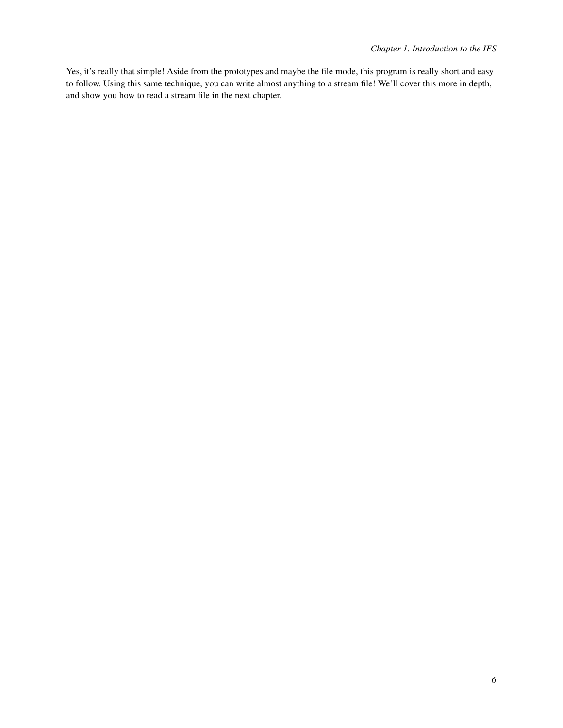Yes, it's really that simple! Aside from the prototypes and maybe the file mode, this program is really short and easy to follow. Using this same technique, you can write almost anything to a stream file! We'll cover this more in depth, and show you how to read a stream file in the next chapter.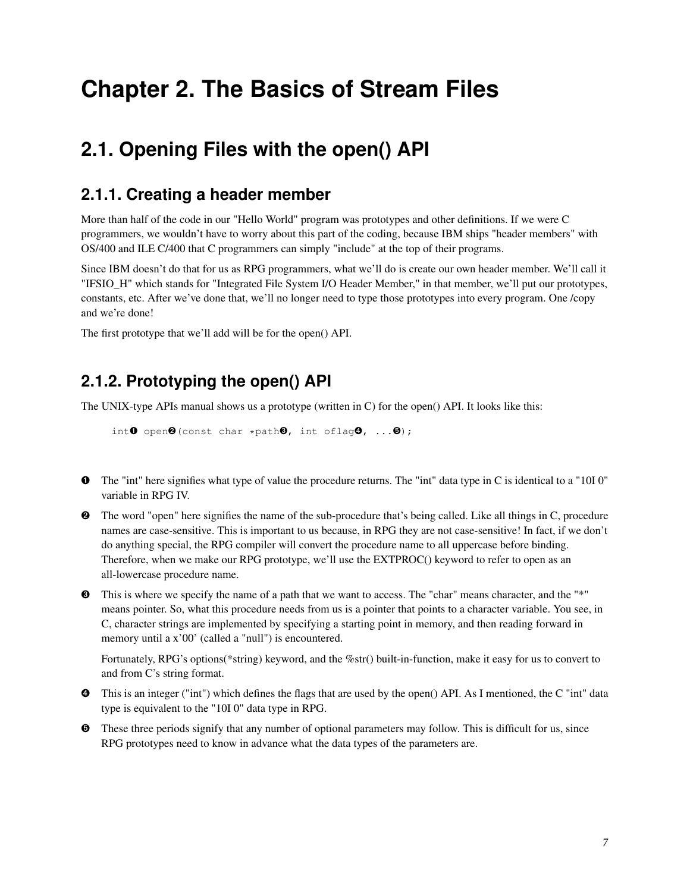# Chapter 2. The Basics of Stream Files

## 2.1. Opening Files with the open() API

### 2.1.1. Creating a header member

More than half of the code in our "Hello World" program was prototypes and other definitions. If we were C programmers, we wouldn't have to worry about this part of the coding, because IBM ships "header members" with OS/400 and ILE C/400 that C programmers can simply "include" at the top of their programs.

Since IBM doesn't do that for us as RPG programmers, what we'll do is create our own header member. We'll call it "IFSIO_H" which stands for "Integrated File System I/O Header Member," in that member, we'll put our prototypes, constants, etc. After we've done that, we'll no longer need to type those prototypes into every program. One /copy and we're done!

The first prototype that we'll add will be for the open() API.

### 2.1.2. Prototyping the open() API

The UNIX-type APIs manual shows us a prototype (written in C) for the open() API. It looks like this:

```
int❶ open❷(const char *path❸, int oflag❹, ...❺);
```

❶ The "int" here signifies what type of value the procedure returns. The "int" data type in C is identical to a "10I 0" variable in RPG IV.

❷ The word "open" here signifies the name of the sub-procedure that's being called. Like all things in C, procedure names are case-sensitive. This is important to us because, in RPG they are not case-sensitive! In fact, if we don't do anything special, the RPG compiler will convert the procedure name to all uppercase before binding. Therefore, when we make our RPG prototype, we'll use the EXTPROC() keyword to refer to open as an all-lowercase procedure name.

❸ This is where we specify the name of a path that we want to access. The "char" means character, and the "*" means pointer. So, what this procedure needs from us is a pointer that points to a character variable. You see, in C, character strings are implemented by specifying a starting point in memory, and then reading forward in memory until a x'00' (called a "null") is encountered.

Fortunately, RPG's options(*string) keyword, and the %str() built-in-function, make it easy for us to convert to and from C's string format.

❹ This is an integer ("int") which defines the flags that are used by the open() API. As I mentioned, the C "int" data type is equivalent to the "10I 0" data type in RPG.

❺ These three periods signify that any number of optional parameters may follow. This is difficult for us, since RPG prototypes need to know in advance what the data types of the parameters are.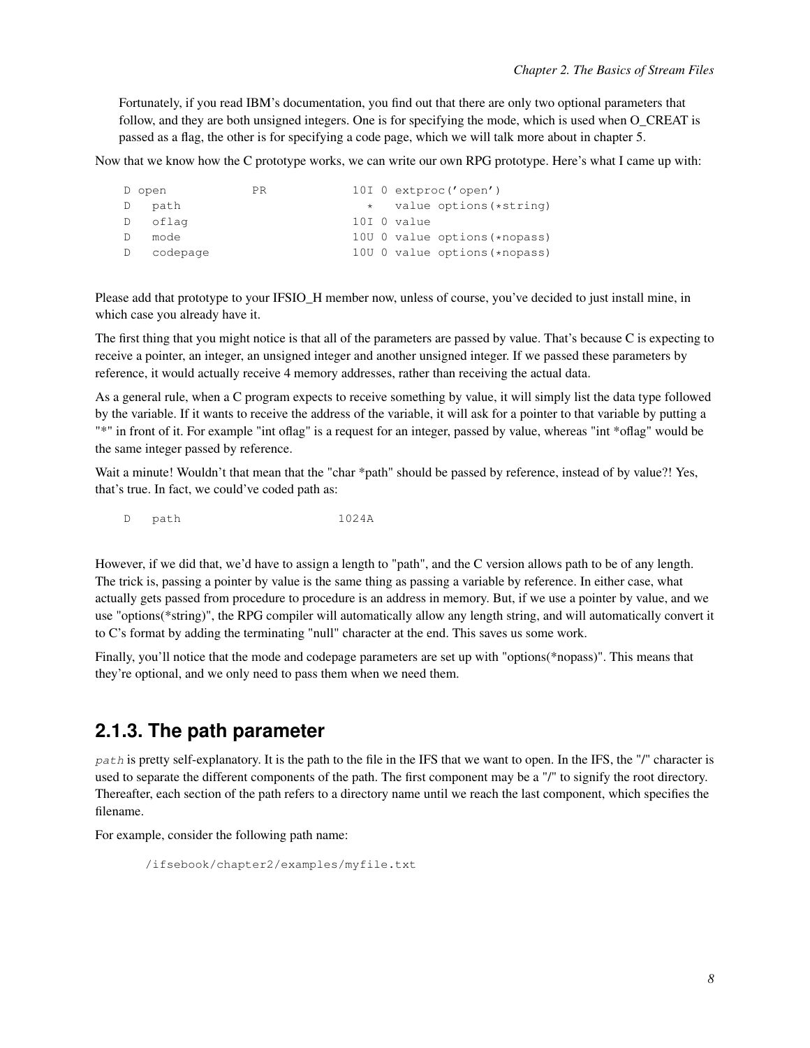Fortunately, if you read IBM's documentation, you find out that there are only two optional parameters that follow, and they are both unsigned integers. One is for specifying the mode, which is used when O_CREAT is passed as a flag, the other is for specifying a code page, which we will talk more about in chapter 5.

Now that we know how the C prototype works, we can write our own RPG prototype. Here's what I came up with:

```
D open            PR            10I 0 extproc('open')
D   path                          *   value options(*string)
D   oflag                       10I 0 value
D   mode                        10U 0 value options(*nopass)
D   codepage                    10U 0 value options(*nopass)
```

Please add that prototype to your IFSIO_H member now, unless of course, you've decided to just install mine, in which case you already have it.

The first that you might notice is that all of the parameters are passed by value. That's because C is expecting to receive a pointer, an integer, an unsigned integer and another unsigned integer. If we passed these parameters by reference, it would actually receive 4 memory addresses, rather than receiving the actual data.

As a general rule, when a C program expects to receive something by value, it will simply list the data type followed by the variable. If it wants to receive the address of the variable, it will ask for a pointer to that variable by putting a "*" in front of it. For example "int oflag" is a request for an integer, passed by value, whereas "int *oflag" would be the same integer passed by reference.

Wait a minute! Wouldn't that mean that the "char *path" should be passed by reference, instead of by value?! Yes, that's true. In fact, we could've coded path as:

```
D   path                      1024A
```

However, if we did that, we'd have to assign a length to "path", and the C version allows path to be of any length. The trick is, passing a pointer by value is the same thing as passing a variable by reference. In either case, what actually gets passed from procedure to procedure is an address in memory. But, if we use a pointer by value, and we use "options(*string)", the RPG compiler will automatically allow any length string, and will automatically convert it to C's format by adding the terminating "null" character at the end. This saves us some work.

Finally, you'll notice that the mode and codepage parameters are set up with "options(*nopass)". This means that they're optional, and we only need to pass them when we need them.

## 2.1.3. The path parameter

`path` is pretty self-explanatory. It is the path to the file in the IFS that we want to open. In the IFS, the "/" character is used to separate the different components of the path. The first component may be a "/" to signify the root directory. Thereafter, each section of the path refers to a directory name until we reach the last component, which specifies the filename.

For example, consider the following path name:

```
/ifsebook/chapter2/examples/myfile.txt
```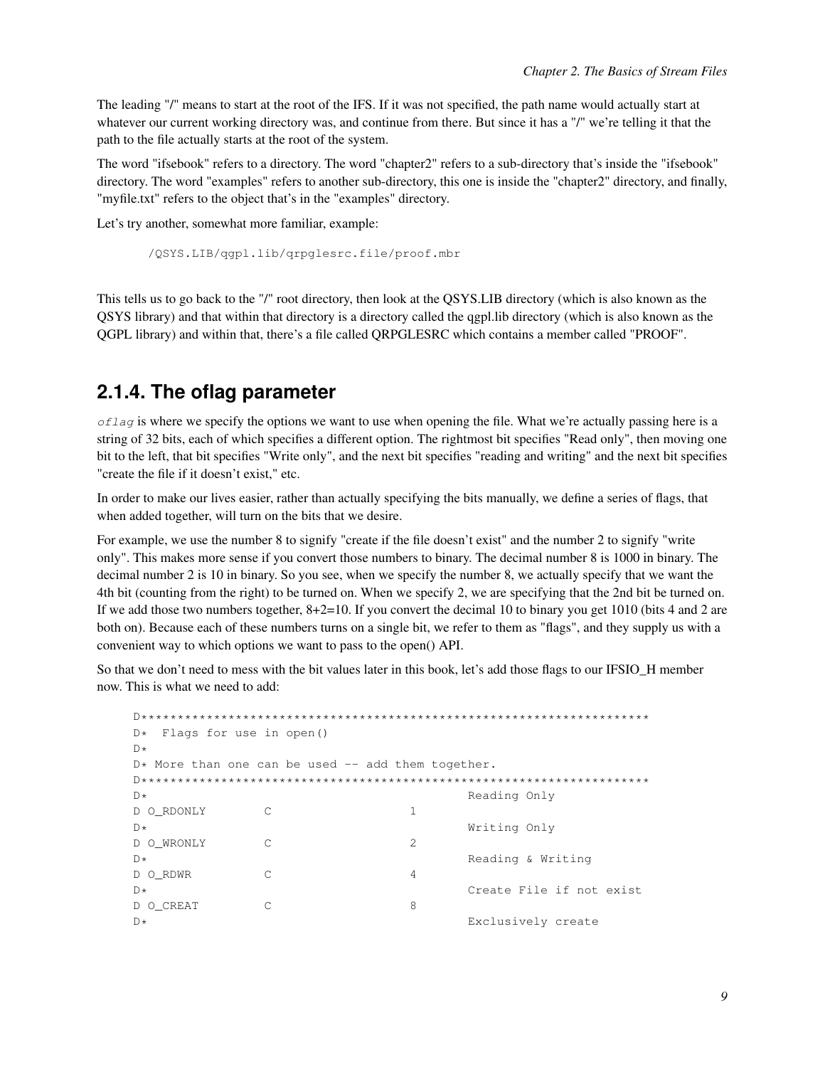The leading "/" means to start at the root of the IFS. If it was not specified, the path name would actually start at whatever our current working directory was, and continue from there. But since it has a "/" we're telling it that the path to the file actually starts at the root of the system.

The word "ifsebook" refers to a directory. The word "chapter2" refers to a sub-directory that's inside the "ifsebook" directory. The word "examples" refers to another sub-directory, this one is inside the "chapter2" directory, and finally, "myfile.txt" refers to the object that's in the "examples" directory.

Let's try another, somewhat more familiar, example:

```
/QSYS.LIB/qgpl.lib/qrpglesrc.file/proof.mbr
```

This tells us to go back to the "/" root directory, then look at the QSYS.LIB directory (which is also known as the QSYS library) and that within that directory is a directory called the qgpl.lib directory (which is also known as the QGPL library) and within that, there's a file called QRPGLESRC which contains a member called "PROOF".

## 2.1.4. The oflag parameter

*oflag* is where we specify the options we want to use when opening the file. What we're actually passing here is a string of 32 bits, each of which specifies a different option. The rightmost bit specifies "Read only", then moving one bit to the left, that bit specifies "Write only", and the next bit specifies "reading and writing" and the next bit specifies "create the file if it doesn't exist," etc.

In order to make our lives easier, rather than actually specifying the bits manually, we define a series of flags, that when added together, will turn on the bits that we desire.

For example, we use the number 8 to signify "create if the file doesn't exist" and the number 2 to signify "write only". This makes more sense if you convert those numbers to binary. The decimal number 8 is 1000 in binary. The decimal number 2 is 10 in binary. So you see, when we specify the number 8, we actually specify that we want the 4th bit (counting from the right) to be turned on. When we specify 2, we are specifying that the 2nd bit be turned on. If we add those two numbers together, 8+2=10. If you convert the decimal 10 to binary you get 1010 (bits 4 and 2 are both on). Because each of these numbers turns on a single bit, we refer to them as "flags", and they supply us with a convenient way to which options we want to pass to the open() API.

So that we don't need to mess with the bit values later in this book, let's add those flags to our IFSIO_H member now. This is what we need to add:

```
D**********************************************************************
D*  Flags for use in open()
D*
D* More than one can be used -- add them together.
D**********************************************************************
D*                                            Reading Only
D O_RDONLY        C                   1
D*                                            Writing Only
D O_WRONLY        C                   2
D*                                            Reading & Writing
D O_RDWR          C                   4
D*                                            Create File if not exist
D O_CREAT         C                   8
D*                                            Exclusively create
```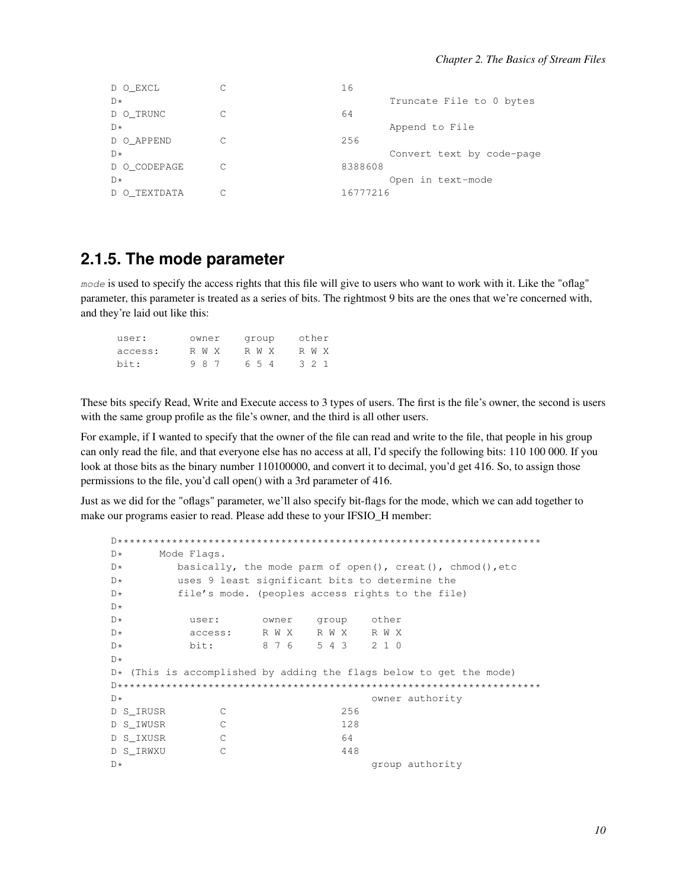```
D O_EXCL          C                   16
D*                                           Truncate File to 0 bytes
D O_TRUNC         C                   64
D*                                           Append to File
D O_APPEND        C                   256
D*                                           Convert text by code-page
D O_CODEPAGE      C                   8388608
D*                                           Open in text-mode
D O_TEXTDATA      C                   16777216
```

### 2.1.5. The mode parameter

*mode* is used to specify the access rights that this file will give to users who want to work with it. Like the "oflag" parameter, this parameter is treated as a series of bits. The rightmost 9 bits are the ones that we're concerned with, and they're laid out like this:

```
user:       owner    group    other
access:     R W X    R W X    R W X
bit:        9 8 7    6 5 4    3 2 1
```

These bits specify Read, Write and Execute access to 3 types of users. The first is the file's owner, the second is users with the same group profile as the file's owner, and the third is all other users.

For example, if I wanted to specify that the owner of the file can read and write to the file, that people in his group can only read the file, and that everyone else has no access at all, I'd specify the following bits: 110 100 000. If you look at those bits as the binary number 110100000, and convert it to decimal, you'd get 416. So, to assign those permissions to the file, you'd call open() with a 3rd parameter of 416.

Just as we did for the "oflags" parameter, we'll also specify bit-flags for the mode, which we can add together to make our programs easier to read. Please add these to your IFSIO_H member:

```
D**********************************************************************
D*      Mode Flags.
D*         basically, the mode parm of open(), creat(), chmod(),etc
D*         uses 9 least significant bits to determine the
D*         file's mode. (peoples access rights to the file)
D*
D*           user:       owner    group    other
D*           access:     R W X    R W X    R W X
D*           bit:        8 7 6    5 4 3    2 1 0
D*
D* (This is accomplished by adding the flags below to get the mode)
D**********************************************************************
D*                                        owner authority
D S_IRUSR         C                   256
D S_IWUSR         C                   128
D S_IXUSR         C                   64
D S_IRWXU         C                   448
D*                                        group authority
```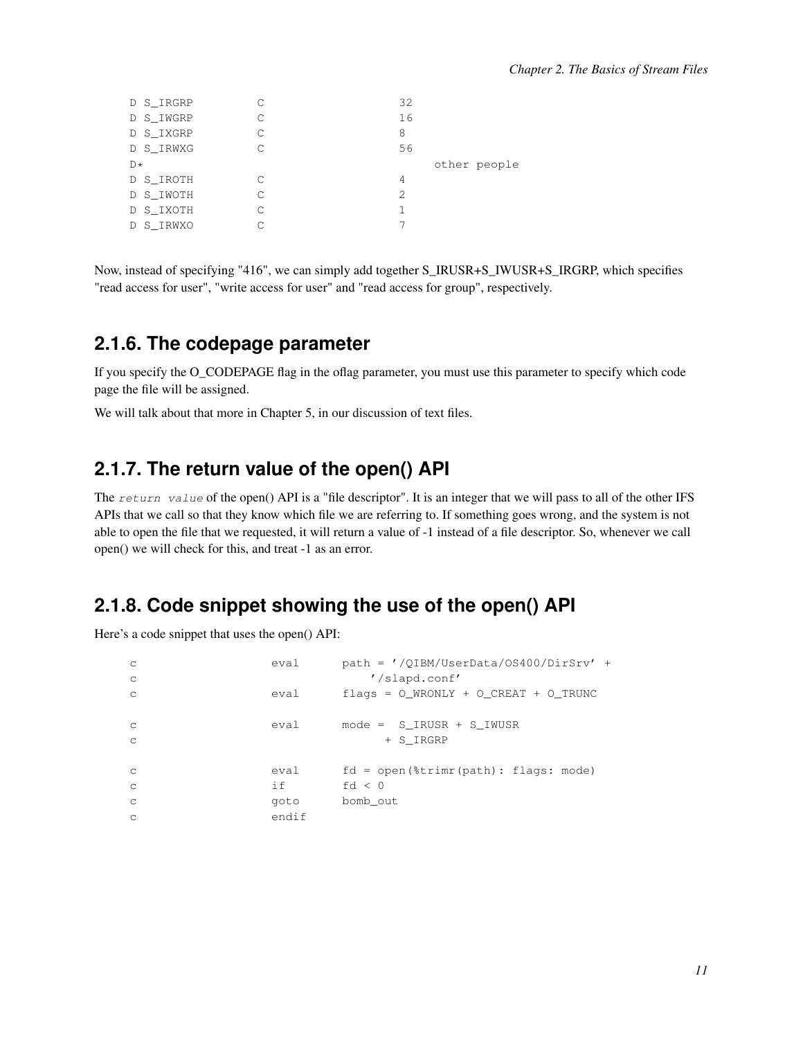```
     D S_IRGRP         C                   32
     D S_IWGRP         C                   16
     D S_IXGRP         C                   8
     D S_IRWXG         C                   56
     D*                                         other people
     D S_IROTH         C                   4
     D S_IWOTH         C                   2
     D S_IXOTH         C                   1
     D S_IRWXO         C                   7
```

Now, instead of specifying "416", we can simply add together S_IRUSR+S_IWUSR+S_IRGRP, which specifies "read access for user", "write access for user" and "read access for group", respectively.

## 2.1.6. The codepage parameter

If you specify the O_CODEPAGE flag in the oflag parameter, you must use this parameter to specify which code page the file will be assigned.

We will talk about that more in Chapter 5, in our discussion of text files.

## 2.1.7. The return value of the open() API

The *return value* of the open() API is a "file descriptor". It is an integer that we will pass to all of the other IFS APIs that we call so that they know which file we are referring to. If something goes wrong, and the system is not able to open the file that we requested, it will return a value of -1 instead of a file descriptor. So, whenever we call open() we will check for this, and treat -1 as an error.

## 2.1.8. Code snippet showing the use of the open() API

Here's a code snippet that uses the open() API:

```
     c                   eval      path = '/QIBM/UserData/OS400/DirSrv' +
     c                                 '/slapd.conf'
     c                   eval      flags = O_WRONLY + O_CREAT + O_TRUNC

     c                   eval      mode =  S_IRUSR + S_IWUSR
     c                                   + S_IRGRP

     c                   eval      fd = open(%trimr(path): flags: mode)
     c                   if        fd < 0
     c                   goto      bomb_out
     c                   endif
```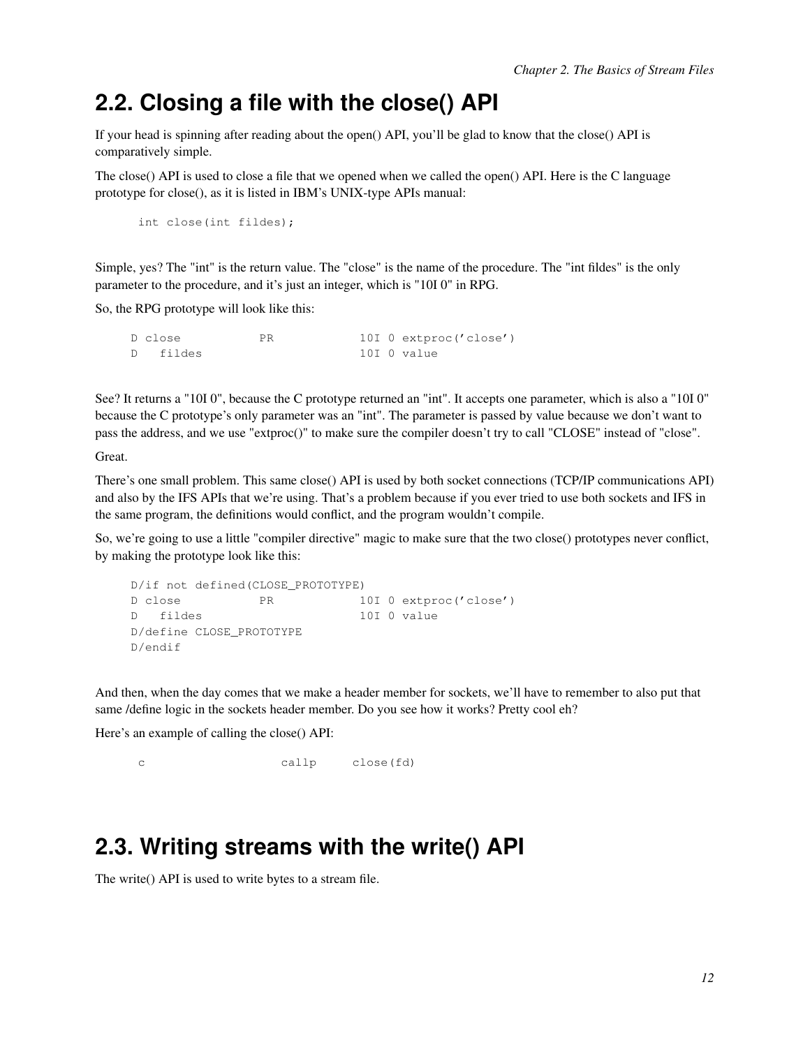## 2.2. Closing a file with the close() API

If your head is spinning after reading about the open() API, you'll be glad to know that the close() API is comparatively simple.

The close() API is used to close a file that we opened when we called the open() API. Here is the C language prototype for close(), as it is listed in IBM's UNIX-type APIs manual:

```
int close(int fildes);
```

Simple, yes? The "int" is the return value. The "close" is the name of the procedure. The "int fildes" is the only parameter to the procedure, and it's just an integer, which is "10I 0" in RPG.

So, the RPG prototype will look like this:

```
D close           PR            10I 0 extproc('close')
D   fildes                      10I 0 value
```

See? It returns a "10I 0", because the C prototype returned an "int". It accepts one parameter, which is also a "10I 0" because the C prototype's only parameter was an "int". The parameter is passed by value because we don't want to pass the address, and we use "extproc()" to make sure the compiler doesn't try to call "CLOSE" instead of "close".

Great.

There's one small problem. This same close() API is used by both socket connections (TCP/IP communications API) and also by the IFS APIs that we're using. That's a problem because if you ever tried to use both sockets and IFS in the same program, the definitions would conflict, and the program wouldn't compile.

So, we're going to use a little "compiler directive" magic to make sure that the two close() prototypes never conflict, by making the prototype look like this:

```
D/if not defined(CLOSE_PROTOTYPE)
D close           PR            10I 0 extproc('close')
D   fildes                      10I 0 value
D/define CLOSE_PROTOTYPE
D/endif
```

And then, when the day comes that we make a header member for sockets, we'll have to remember to also put that same /define logic in the sockets header member. Do you see how it works? Pretty cool eh?

Here's an example of calling the close() API:

```
c                   callp     close(fd)
```

## 2.3. Writing streams with the write() API

The write() API is used to write bytes to a stream file.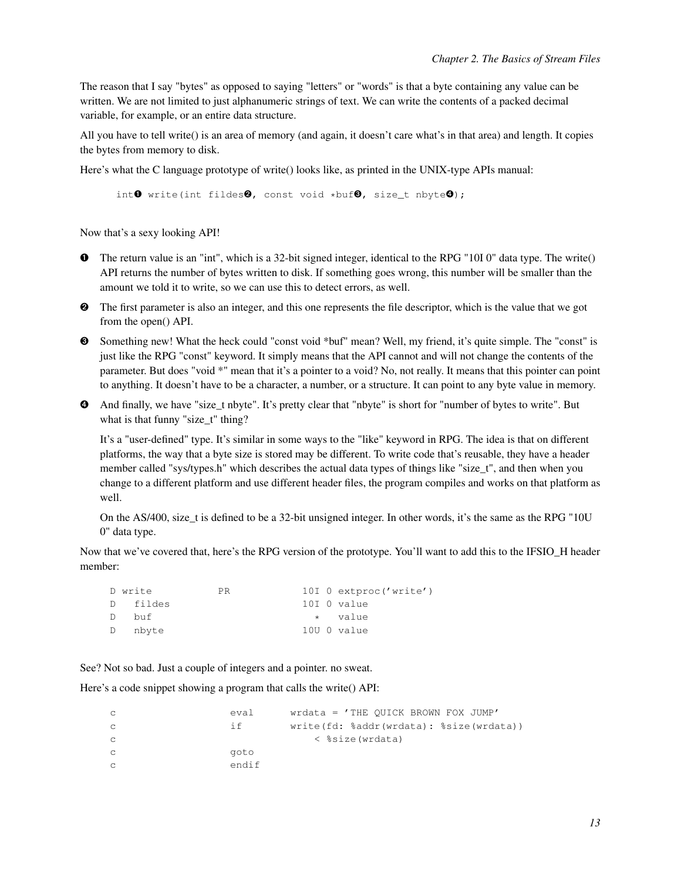The reason that I say "bytes" as opposed to saying "letters" or "words" is that a byte containing any value can be written. We are not limited to just alphanumeric strings of text. We can write the contents of a packed decimal variable, for example, or an entire data structure.

All you have to tell write() is an area of memory (and again, it doesn't care what's in that area) and length. It copies the bytes from memory to disk.

Here's what the C language prototype of write() looks like, as printed in the UNIX-type APIs manual:

```
int❶ write(int fildes❷, const void *buf❸, size_t nbyte❹);
```

Now that's a sexy looking API!

❶ The return value is an "int", which is a 32-bit signed integer, identical to the RPG "10I 0" data type. The write() API returns the number of bytes written to disk. If something goes wrong, this number will be smaller than the amount we told it to write, so we can use this to detect errors, as well.

❷ The first parameter is also an integer, and this one represents the file descriptor, which is the value that we got from the open() API.

❸ Something new! What the heck could "const void *buf" mean? Well, my friend, it's quite simple. The "const" is just like the RPG "const" keyword. It simply means that the API cannot and will not change the contents of the parameter. But does "void *" mean that it's a pointer to a void? No, not really. It means that this pointer can point to anything. It doesn't have to be a character, a number, or a structure. It can point to any byte value in memory.

❹ And finally, we have "size_t nbyte". It's pretty clear that "nbyte" is short for "number of bytes to write". But what is that funny "size_t" thing?

It's a "user-defined" type. It's similar in some ways to the "like" keyword in RPG. The idea is that on different platforms, the way that a byte size is stored may be different. To write code that's reusable, they have a header member called "sys/types.h" which describes the actual data types of things like "size_t", and then when you change to a different platform and use different header files, the program compiles and works on that platform as well.

On the AS/400, size_t is defined to be a 32-bit unsigned integer. In other words, it's the same as the RPG "10U 0" data type.

Now that we've covered that, here's the RPG version of the prototype. You'll want to add this to the IFSIO_H header member:

```
D write           PR            10I 0 extproc('write')
D   fildes                      10I 0 value
D   buf                           *   value
D   nbyte                       10U 0 value
```

See? Not so bad. Just a couple of integers and a pointer. no sweat.

Here's a code snippet showing a program that calls the write() API:

```
c                   eval      wrdata = 'THE QUICK BROWN FOX JUMP'
c                   if        write(fd: %addr(wrdata): %size(wrdata))
c                                 < %size(wrdata)
c                   goto
c                   endif
```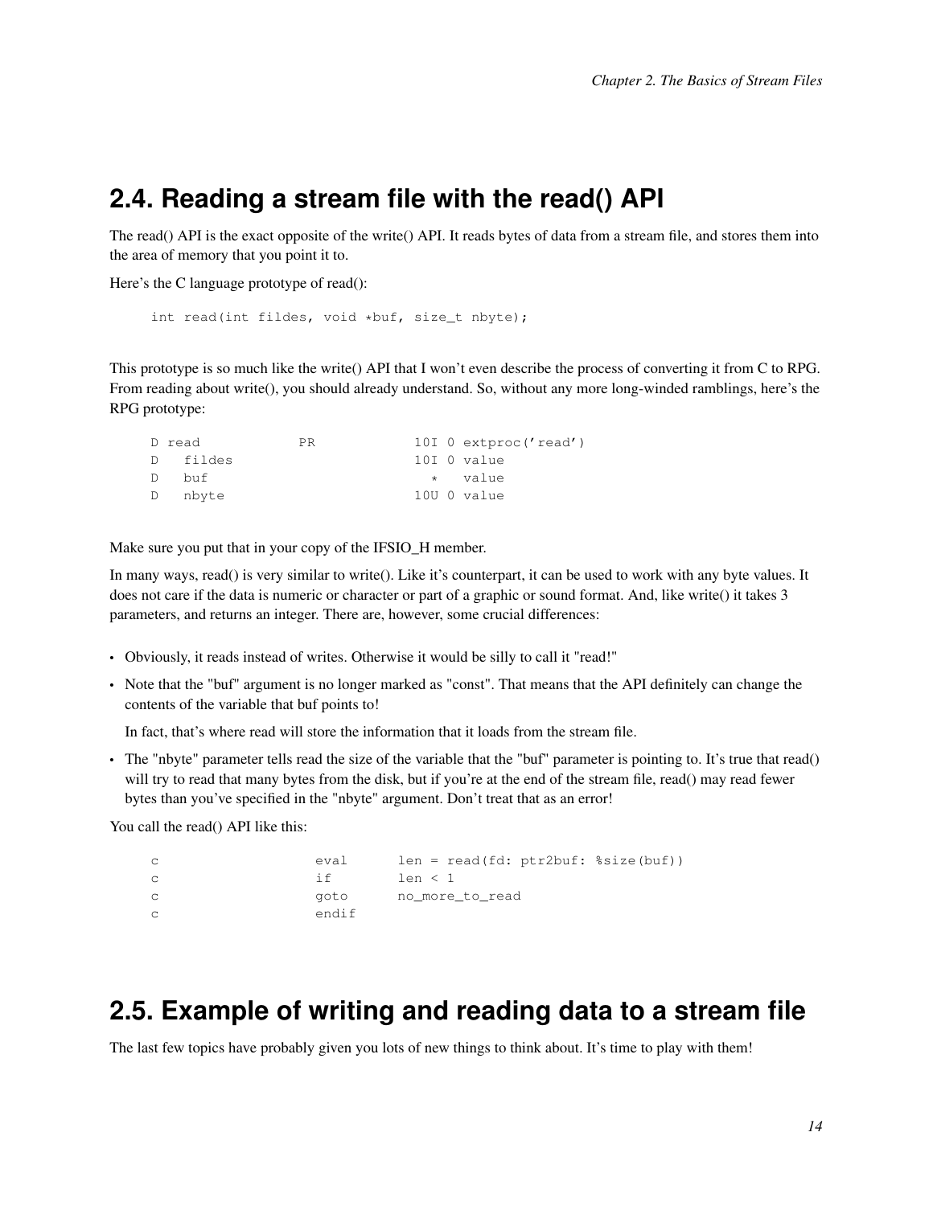## 2.4. Reading a stream file with the read() API

The read() API is the exact opposite of the write() API. It reads bytes of data from a stream file, and stores them into the area of memory that you point it to.

Here's the C language prototype of read():

```
int read(int fildes, void *buf, size_t nbyte);
```

This prototype is so much like the write() API that I won't even describe the process of converting it from C to RPG. From reading about write(), you should already understand. So, without any more long-winded ramblings, here's the RPG prototype:

```
D read            PR            10I 0 extproc('read')
D   fildes                      10I 0 value
D   buf                           *   value
D   nbyte                       10U 0 value
```

Make sure you put that in your copy of the IFSIO_H member.

In many ways, read() is very similar to write(). Like it's counterpart, it can be used to work with any byte values. It does not care if the data is numeric or character or part of a graphic or sound format. And, like write() it takes 3 parameters, and returns an integer. There are, however, some crucial differences:

- Obviously, it reads instead of writes. Otherwise it would be silly to call it "read!"
- Note that the "buf" argument is no longer marked as "const". That means that the API definitely can change the contents of the variable that buf points to!

  In fact, that's where read will store the information that it loads from the stream file.
- The "nbyte" parameter tells read the size of the variable that the "buf" parameter is pointing to. It's true that read() will try to read that many bytes from the disk, but if you're at the end of the stream file, read() may read fewer bytes than you've specified in the "nbyte" argument. Don't treat that as an error!

You call the read() API like this:

```
c                   eval      len = read(fd: ptr2buf: %size(buf))
c                   if        len < 1
c                   goto      no_more_to_read
c                   endif
```

## 2.5. Example of writing and reading data to a stream file

The last few topics have probably given you lots of new things to think about. It's time to play with them!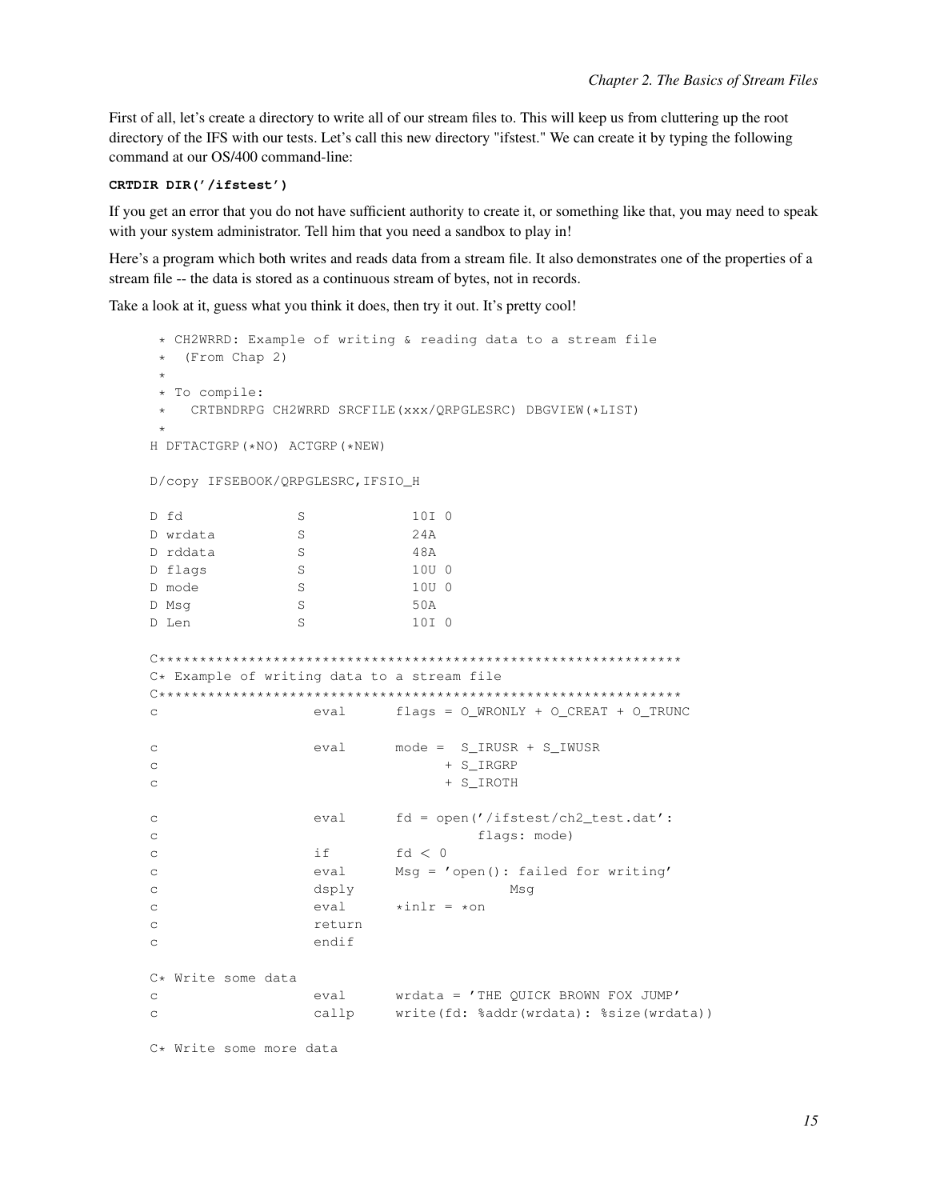First of all, let's create a directory to write all of our stream files to. This will keep us from cluttering up the root directory of the IFS with our tests. Let's call this new directory "ifstest." We can create it by typing the following command at our OS/400 command-line:

**CRTDIR DIR('/ifstest')**

If you get an error that you do not have sufficient authority to create it, or something like that, you may need to speak with your system administrator. Tell him that you need a sandbox to play in!

Here's a program which both writes and reads data from a stream file. It also demonstrates one of the properties of a stream file -- the data is stored as a continuous stream of bytes, not in records.

Take a look at it, guess what you think it does, then try it out. It's pretty cool!

```
 * CH2WRRD: Example of writing & reading data to a stream file
 *  (From Chap 2)
 *
 * To compile:
 *   CRTBNDRPG CH2WRRD SRCFILE(xxx/QRPGLESRC) DBGVIEW(*LIST)
 *
H DFTACTGRP(*NO) ACTGRP(*NEW)

D/copy IFSEBOOK/QRPGLESRC,IFSIO_H

D fd              S             10I 0
D wrdata          S             24A
D rddata          S             48A
D flags           S             10U 0
D mode            S             10U 0
D Msg             S             50A
D Len             S             10I 0

C****************************************************************
C* Example of writing data to a stream file
C****************************************************************
c                   eval      flags = O_WRONLY + O_CREAT + O_TRUNC

c                   eval      mode =  S_IRUSR + S_IWUSR
c                                   + S_IRGRP
c                                   + S_IROTH

c                   eval      fd = open('/ifstest/ch2_test.dat':
c                                       flags: mode)
c                   if        fd < 0
c                   eval      Msg = 'open(): failed for writing'
c                   dsply                   Msg
c                   eval      *inlr = *on
c                   return
c                   endif

C* Write some data
c                   eval      wrdata = 'THE QUICK BROWN FOX JUMP'
c                   callp     write(fd: %addr(wrdata): %size(wrdata))

C* Write some more data
```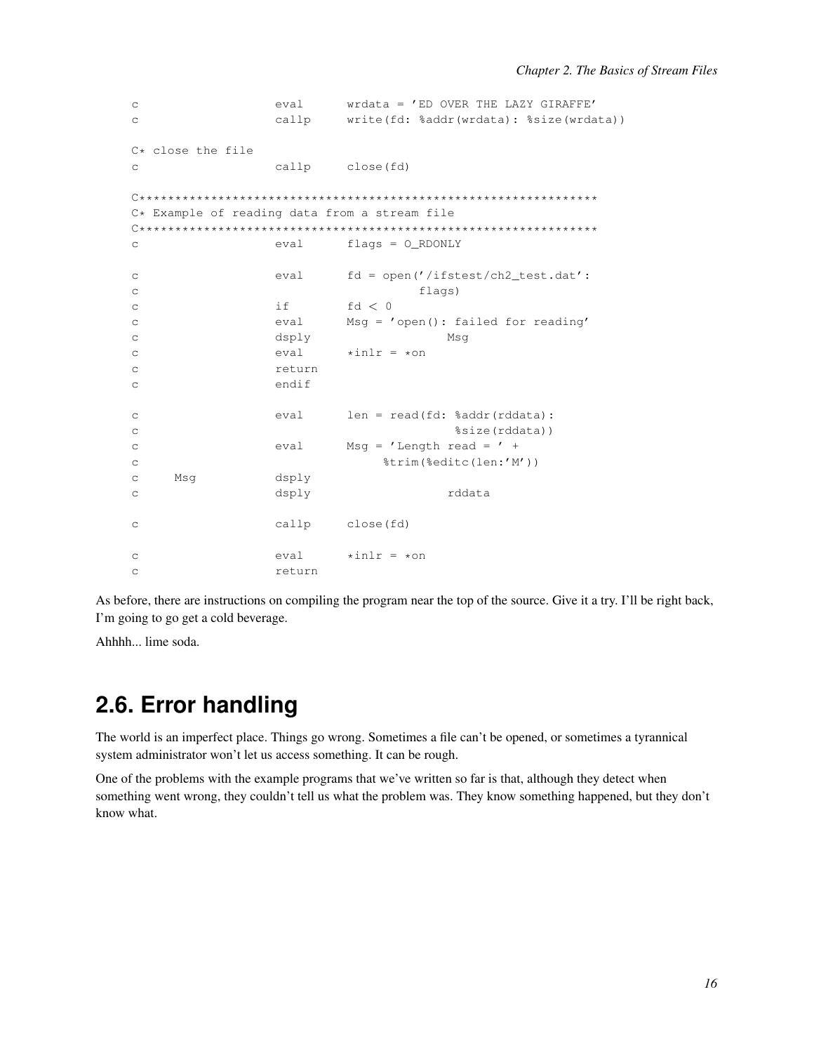```
c                   eval      wrdata = 'ED OVER THE LAZY GIRAFFE'
c                   callp     write(fd: %addr(wrdata): %size(wrdata))

C* close the file
c                   callp     close(fd)

C*************************************************************
C* Example of reading data from a stream file
C*************************************************************
c                   eval      flags = O_RDONLY

c                   eval      fd = open('/ifstest/ch2_test.dat':
c                                       flags)
c                   if        fd < 0
c                   eval      Msg = 'open(): failed for reading'
c                   dsply                   Msg
c                   eval      *inlr = *on
c                   return
c                   endif

c                   eval      len = read(fd: %addr(rddata):
c                                             %size(rddata))
c                   eval      Msg = 'Length read = ' +
c                                  %trim(%editc(len:'M'))
c     Msg           dsply
c                   dsply                   rddata

c                   callp     close(fd)

c                   eval      *inlr = *on
c                   return
```

As before, there are instructions on compiling the program near the top of the source. Give it a try. I'll be right back, I'm going to go get a cold beverage.

Ahhhh... lime soda.

## 2.6. Error handling

The world is an imperfect place. Things go wrong. Sometimes a file can't be opened, or sometimes a tyrannical system administrator won't let us access something. It can be rough.

One of the problems with the example programs that we've written so far is that, although they detect when something went wrong, they couldn't tell us what the problem was. They know something happened, but they don't know what.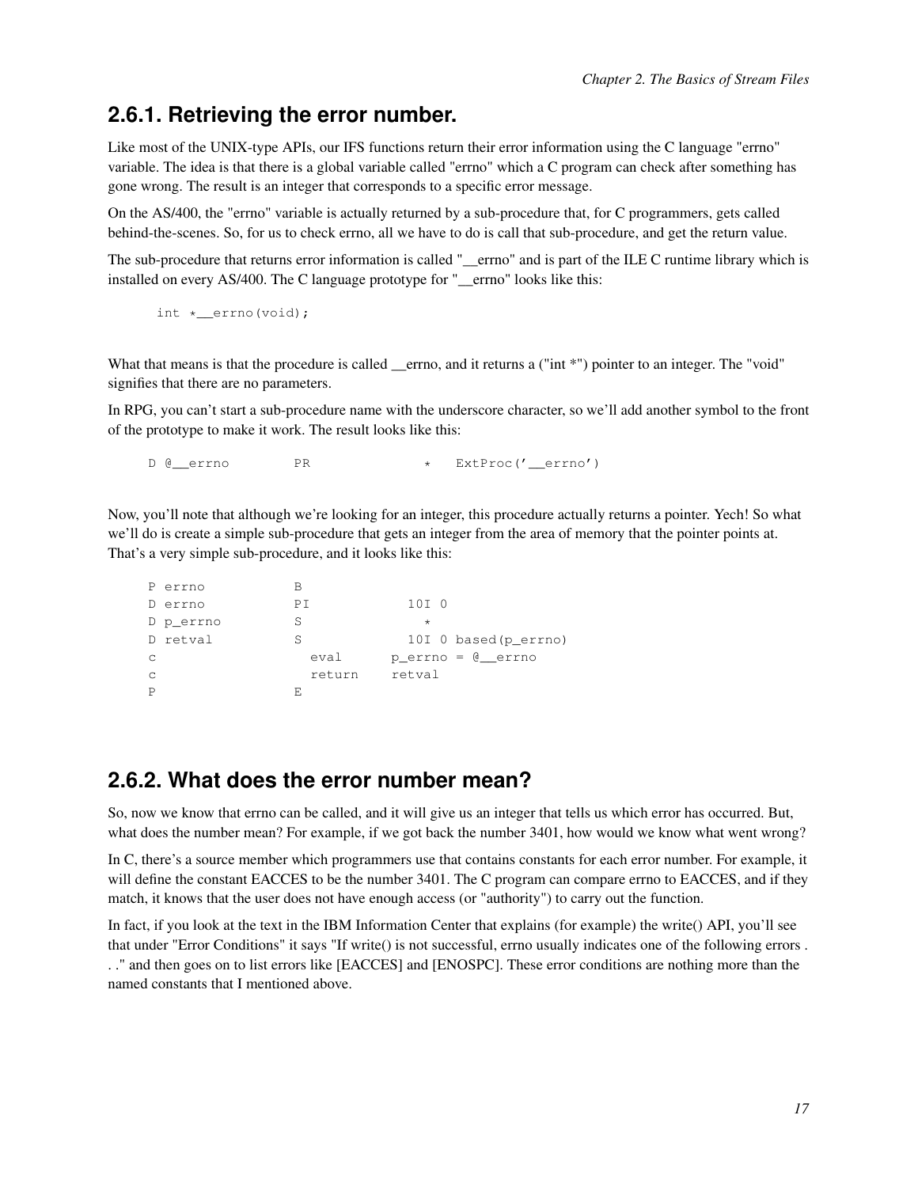## 2.6.1. Retrieving the error number.

Like most of the UNIX-type APIs, our IFS functions return their error information using the C language "errno" variable. The idea is that there is a global variable called "errno" which a C program can check after something has gone wrong. The result is an integer that corresponds to a specific error message.

On the AS/400, the "errno" variable is actually returned by a sub-procedure that, for C programmers, gets called behind-the-scenes. So, for us to check errno, all we have to do is call that sub-procedure, and get the return value.

The sub-procedure that returns error information is called "__errno" and is part of the ILE C runtime library which is installed on every AS/400. The C language prototype for "__errno" looks like this:

```
int *__errno(void);
```

What that means is that the procedure is called __errno, and it returns a ("int *") pointer to an integer. The "void" signifies that there are no parameters.

In RPG, you can't start a sub-procedure name with the underscore character, so we'll add another symbol to the front of the prototype to make it work. The result looks like this:

```
D @__errno        PR              *   ExtProc('__errno')
```

Now, you'll note that although we're looking for an integer, this procedure actually returns a pointer. Yech! So what we'll do is create a simple sub-procedure that gets an integer from the area of memory that the pointer points at. That's a very simple sub-procedure, and it looks like this:

```
P errno           B
D errno           PI            10I 0
D p_errno         S               *
D retval          S             10I 0 based(p_errno)
c                   eval      p_errno = @__errno
c                   return    retval
P                 E
```

## 2.6.2. What does the error number mean?

So, now we know that errno can be called, and it will give us an integer that tells us which error has occurred. But, what does the number mean? For example, if we got back the number 3401, how would we know what went wrong?

In C, there's a source member which programmers use that contains constants for each error number. For example, it will define the constant EACCES to be the number 3401. The C program can compare errno to EACCES, and if they match, it knows that the user does not have enough access (or "authority") to carry out the function.

In fact, if you look at the text in the IBM Information Center that explains (for example) the write() API, you'll see that under "Error Conditions" it says "If write() is not successful, errno usually indicates one of the following errors . . ." and then goes on to list errors like [EACCES] and [ENOSPC]. These error conditions are nothing more than the named constants that I mentioned above.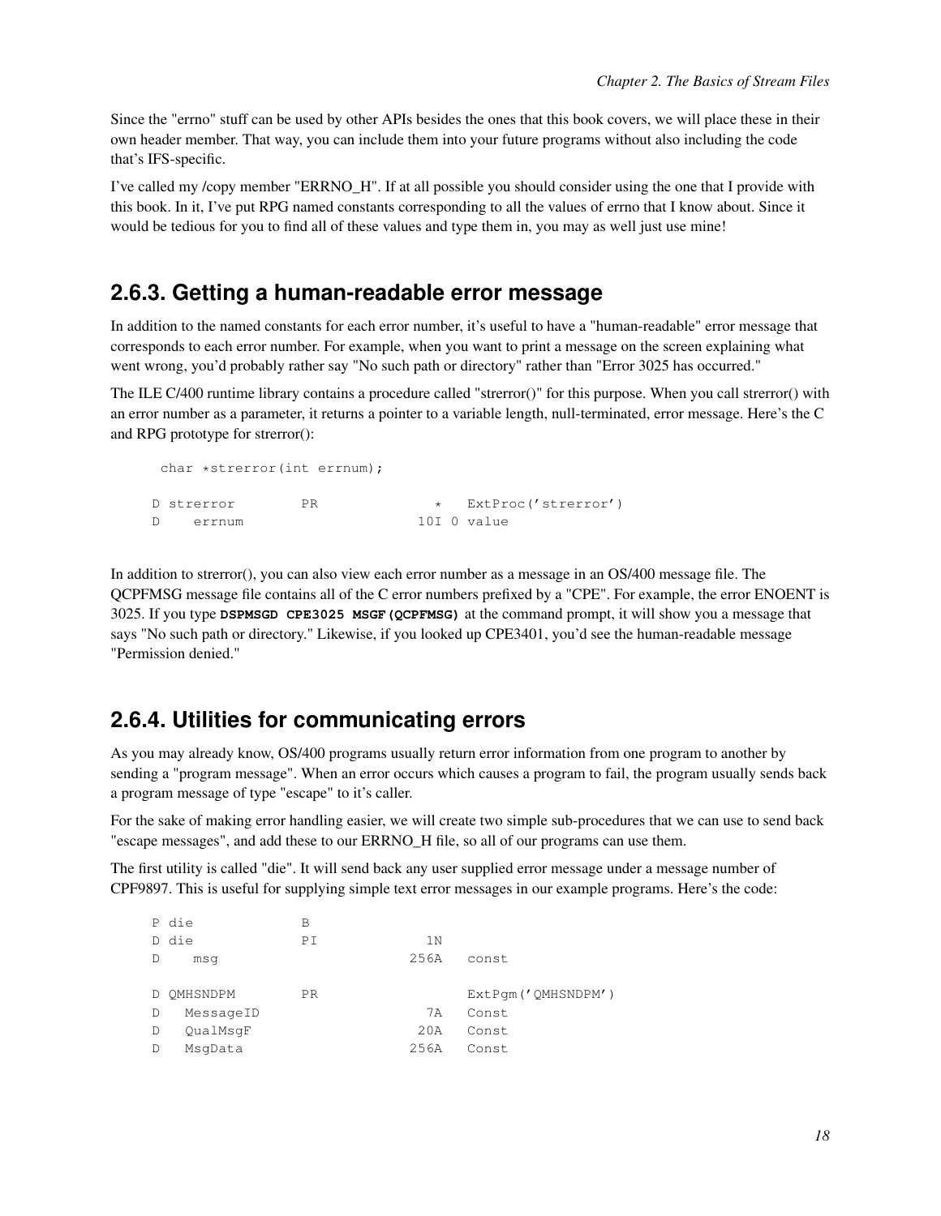Since the "errno" stuff can be used by other APIs besides the ones that this book covers, we will place these in their own header member. That way, you can include them into your future programs without also including the code that's IFS-specific.

I've called my /copy member "ERRNO_H". If at all possible you should consider using the one that I provide with this book. In it, I've put RPG named constants corresponding to all the values of errno that I know about. Since it would be tedious for you to find all of these values and type them in, you may as well just use mine!

## 2.6.3. Getting a human-readable error message

In addition to the named constants for each error number, it's useful to have a "human-readable" error message that corresponds to each error number. For example, when you want to print a message on the screen explaining what went wrong, you'd probably rather say "No such path or directory" rather than "Error 3025 has occurred."

The ILE C/400 runtime library contains a procedure called "strerror()" for this purpose. When you call strerror() with an error number as a parameter, it returns a pointer to a variable length, null-terminated, error message. Here's the C and RPG prototype for strerror():

```
 char *strerror(int errnum);

D strerror        PR              *   ExtProc('strerror')
D    errnum                     10I 0 value
```

In addition to strerror(), you can also view each error number as a message in an OS/400 message file. The QCPFMSG message file contains all of the C error numbers prefixed by a "CPE". For example, the error ENOENT is 3025. If you type **DSPMSGD CPE3025 MSGF(QCPFMSG)** at the command prompt, it will show you a message that says "No such path or directory." Likewise, if you looked up CPE3401, you'd see the human-readable message "Permission denied."

## 2.6.4. Utilities for communicating errors

As you may already know, OS/400 programs usually return error information from one program to another by sending a "program message". When an error occurs which causes a program to fail, the program usually sends back a program message of type "escape" to it's caller.

For the sake of making error handling easier, we will create two simple sub-procedures that we can use to send back "escape messages", and add these to our ERRNO_H file, so all of our programs can use them.

The first utility is called "die". It will send back any user supplied error message under a message number of CPF9897. This is useful for supplying simple text error messages in our example programs. Here's the code:

```
P die             B
D die             PI             1N
D    msg                       256A   const

D QMHSNDPM        PR                  ExtPgm('QMHSNDPM')
D   MessageID                    7A   Const
D   QualMsgF                    20A   Const
D   MsgData                    256A   Const
```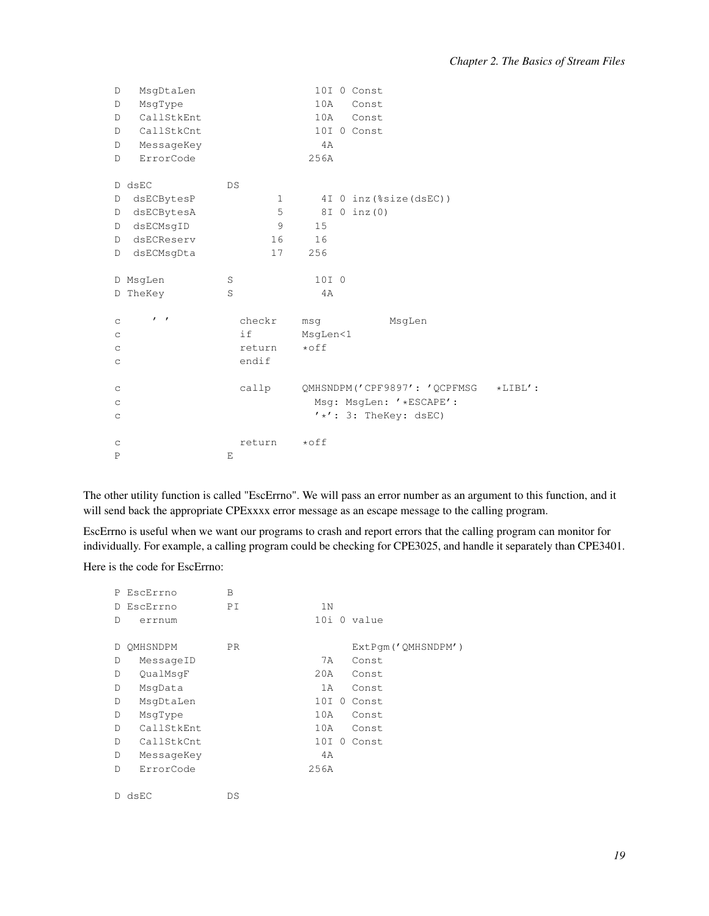```
D   MsgDtaLen                   10I 0 Const
D   MsgType                     10A   Const
D   CallStkEnt                  10A   Const
D   CallStkCnt                  10I 0 Const
D   MessageKey                   4A
D   ErrorCode                  256A

D dsEC            DS
D  dsECBytesP             1      4I 0 inz(%size(dsEC))
D  dsECBytesA             5      8I 0 inz(0)
D  dsECMsgID              9     15
D  dsECReserv            16     16
D  dsECMsgDta            17    256

D MsgLen          S             10I 0
D TheKey          S              4A

c     ' '           checkr    msg           MsgLen
c                   if        MsgLen<1
c                   return    *off
c                   endif

c                   callp     QMHSNDPM('CPF9897': 'QCPFMSG   *LIBL':
c                               Msg: MsgLen: '*ESCAPE':
c                               '*': 3: TheKey: dsEC)

c                   return    *off
P                 E
```

The other utility function is called "EscErrno". We will pass an error number as an argument to this function, and it will send back the appropriate CPExxxx error message as an escape message to the calling program.

EscErrno is useful when we want our programs to crash and report errors that the calling program can monitor for individually. For example, a calling program could be checking for CPE3025, and handle it separately than CPE3401.

Here is the code for EscErrno:

```
P EscErrno        B
D EscErrno        PI             1N
D   errnum                      10i 0 value

D QMHSNDPM        PR                  ExtPgm('QMHSNDPM')
D   MessageID                    7A   Const
D   QualMsgF                    20A   Const
D   MsgData                      1A   Const
D   MsgDtaLen                   10I 0 Const
D   MsgType                     10A   Const
D   CallStkEnt                  10A   Const
D   CallStkCnt                  10I 0 Const
D   MessageKey                   4A
D   ErrorCode                  256A

D dsEC            DS
```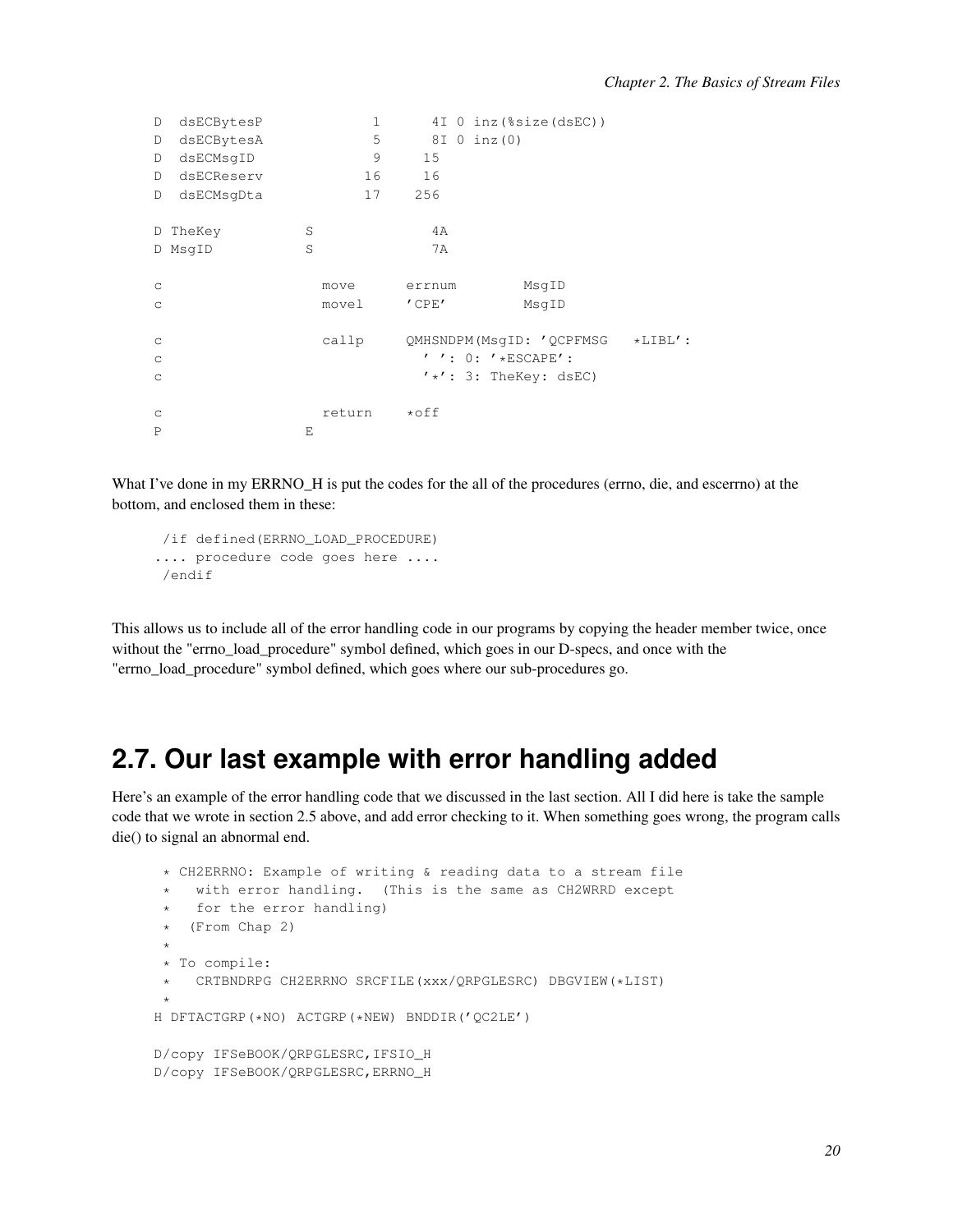```
D  dsECBytesP             1      4I 0 inz(%size(dsEC))
D  dsECBytesA             5      8I 0 inz(0)
D  dsECMsgID              9     15
D  dsECReserv            16     16
D  dsECMsgDta            17    256

D TheKey          S              4A
D MsgID           S              7A

c                   move      errnum        MsgID
c                   movel     'CPE'         MsgID

c                   callp     QMHSNDPM(MsgID: 'QCPFMSG   *LIBL':
c                               ' ': 0: '*ESCAPE':
c                               '*': 3: TheKey: dsEC)

c                   return    *off
P                 E
```

What I've done in my ERRNO_H is put the codes for the all of the procedures (errno, die, and escerrno) at the bottom, and enclosed them in these:

```
 /if defined(ERRNO_LOAD_PROCEDURE)
.... procedure code goes here ....
 /endif
```

This allows us to include all of the error handling code in our programs by copying the header member twice, once without the "errno_load_procedure" symbol defined, which goes in our D-specs, and once with the "errno_load_procedure" symbol defined, which goes where our sub-procedures go.

## 2.7. Our last example with error handling added

Here's an example of the error handling code that we discussed in the last section. All I did here is take the sample code that we wrote in section 2.5 above, and add error checking to it. When something goes wrong, the program calls die() to signal an abnormal end.

```
 * CH2ERRNO: Example of writing & reading data to a stream file
 *   with error handling.  (This is the same as CH2WRRD except
 *   for the error handling)
 *  (From Chap 2)
 *
 * To compile:
 *   CRTBNDRPG CH2ERRNO SRCFILE(xxx/QRPGLESRC) DBGVIEW(*LIST)
 *
H DFTACTGRP(*NO) ACTGRP(*NEW) BNDDIR('QC2LE')

D/copy IFSeBOOK/QRPGLESRC,IFSIO_H
D/copy IFSeBOOK/QRPGLESRC,ERRNO_H
```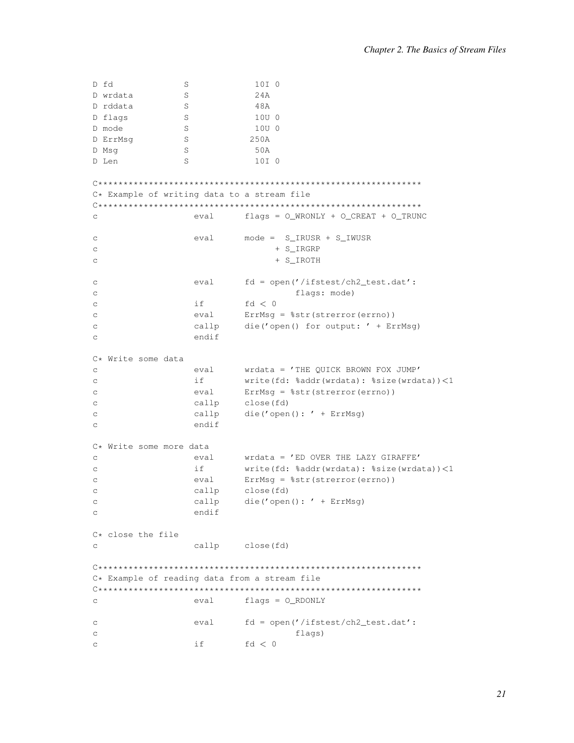```
D fd              S             10I 0
D wrdata          S             24A
D rddata          S             48A
D flags           S             10U 0
D mode            S             10U 0
D ErrMsg          S            250A
D Msg             S             50A
D Len             S             10I 0

C*************************************************************
C* Example of writing data to a stream file
C*************************************************************
c                   eval      flags = O_WRONLY + O_CREAT + O_TRUNC

c                   eval      mode =  S_IRUSR + S_IWUSR
c                                   + S_IRGRP
c                                   + S_IROTH

c                   eval      fd = open('/ifstest/ch2_test.dat':
c                                       flags: mode)
c                   if        fd < 0
c                   eval      ErrMsg = %str(strerror(errno))
c                   callp     die('open() for output: ' + ErrMsg)
c                   endif

C* Write some data
c                   eval      wrdata = 'THE QUICK BROWN FOX JUMP'
c                   if        write(fd: %addr(wrdata): %size(wrdata))<1
c                   eval      ErrMsg = %str(strerror(errno))
c                   callp     close(fd)
c                   callp     die('open(): ' + ErrMsg)
c                   endif

C* Write some more data
c                   eval      wrdata = 'ED OVER THE LAZY GIRAFFE'
c                   if        write(fd: %addr(wrdata): %size(wrdata))<1
c                   eval      ErrMsg = %str(strerror(errno))
c                   callp     close(fd)
c                   callp     die('open(): ' + ErrMsg)
c                   endif

C* close the file
c                   callp     close(fd)

C*************************************************************
C* Example of reading data from a stream file
C*************************************************************
c                   eval      flags = O_RDONLY

c                   eval      fd = open('/ifstest/ch2_test.dat':
c                                       flags)
c                   if        fd < 0
```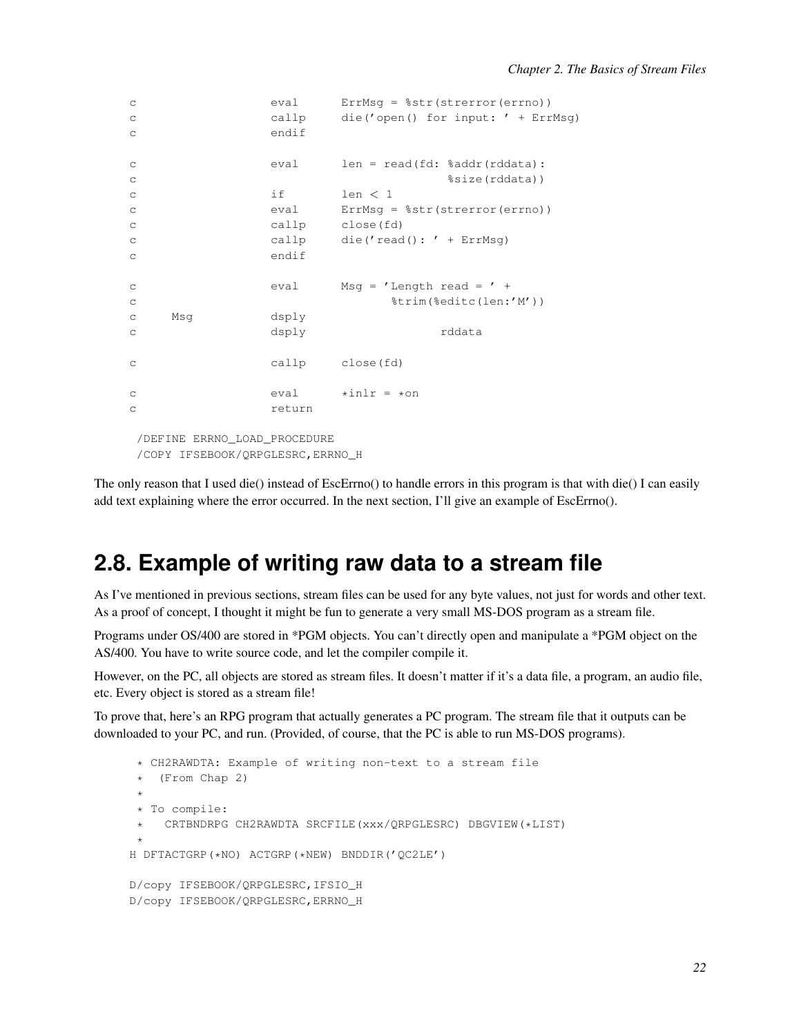```
     c                   eval      ErrMsg = %str(strerror(errno))
     c                   callp     die('open() for input: ' + ErrMsg)
     c                   endif

     c                   eval      len = read(fd: %addr(rddata):
     c                                         %size(rddata))
     c                   if        len < 1
     c                   eval      ErrMsg = %str(strerror(errno))
     c                   callp     close(fd)
     c                   callp     die('read(): ' + ErrMsg)
     c                   endif

     c                   eval      Msg = 'Length read = ' +
     c                                    %trim(%editc(len:'M'))
     c     Msg           dsply
     c                   dsply                   rddata

     c                   callp     close(fd)

     c                   eval      *inlr = *on
     c                   return

      /DEFINE ERRNO_LOAD_PROCEDURE
      /COPY IFSEBOOK/QRPGLESRC,ERRNO_H
```

The only reason that I used die() instead of EscErrno() to handle errors in this program is that with die() I can easily add text explaining where the error occurred. In the next section, I'll give an example of EscErrno().

## 2.8. Example of writing raw data to a stream file

As I've mentioned in previous sections, stream files can be used for any byte values, not just for words and other text. As a proof of concept, I thought it might be fun to generate a very small MS-DOS program as a stream file.

Programs under OS/400 are stored in *PGM objects. You can't directly open and manipulate a *PGM object on the AS/400. You have to write source code, and let the compiler compile it.

However, on the PC, all objects are stored as stream files. It doesn't matter if it's a data file, a program, an audio file, etc. Every object is stored as a stream file!

To prove that, here's an RPG program that actually generates a PC program. The stream file that it outputs can be downloaded to your PC, and run. (Provided, of course, that the PC is able to run MS-DOS programs).

```
      * CH2RAWDTA: Example of writing non-text to a stream file
      *  (From Chap 2)
      *
      * To compile:
      *   CRTBNDRPG CH2RAWDTA SRCFILE(xxx/QRPGLESRC) DBGVIEW(*LIST)
      *
     H DFTACTGRP(*NO) ACTGRP(*NEW) BNDDIR('QC2LE')

     D/copy IFSEBOOK/QRPGLESRC,IFSIO_H
     D/copy IFSEBOOK/QRPGLESRC,ERRNO_H
```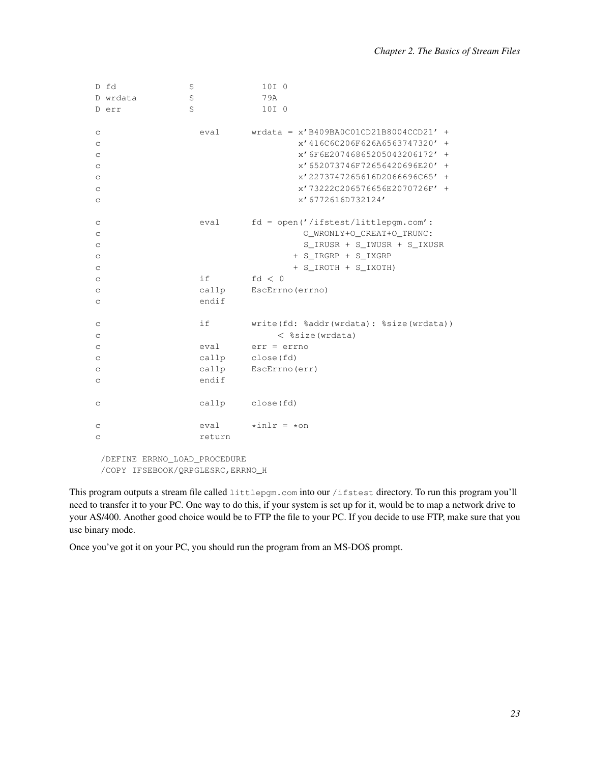```
     D fd              S             10I 0
     D wrdata          S             79A
     D err             S             10I 0

     c                   eval      wrdata = x'B409BA0C01CD21B8004CCD21' +
     c                                      x'416C6C206F626A6563747320' +
     c                                      x'6F6E20746865205043206172' +
     c                                      x'652073746F72656420696E20' +
     c                                      x'2273747265616D2066696C65' +
     c                                      x'73222C206576656E2070726F' +
     c                                      x'6772616D732124'

     c                   eval      fd = open('/ifstest/littlepgm.com':
     c                                       O_WRONLY+O_CREAT+O_TRUNC:
     c                                       S_IRUSR + S_IWUSR + S_IXUSR
     c                                     + S_IRGRP + S_IXGRP
     c                                     + S_IROTH + S_IXOTH)
     c                   if        fd < 0
     c                   callp     EscErrno(errno)
     c                   endif

     c                   if        write(fd: %addr(wrdata): %size(wrdata))
     c                                  < %size(wrdata)
     c                   eval      err = errno
     c                   callp     close(fd)
     c                   callp     EscErrno(err)
     c                   endif

     c                   callp     close(fd)

     c                   eval      *inlr = *on
     c                   return

      /DEFINE ERRNO_LOAD_PROCEDURE
      /COPY IFSEBOOK/QRPGLESRC,ERRNO_H
```

This program outputs a stream file called `littlepgm.com` into our `/ifstest` directory. To run this program you'll need to transfer it to your PC. One way to do this, if your system is set up for it, would be to map a network drive to your AS/400. Another good choice would be to FTP the file to your PC. If you decide to use FTP, make sure that you use binary mode.

Once you've got it on your PC, you should run the program from an MS-DOS prompt.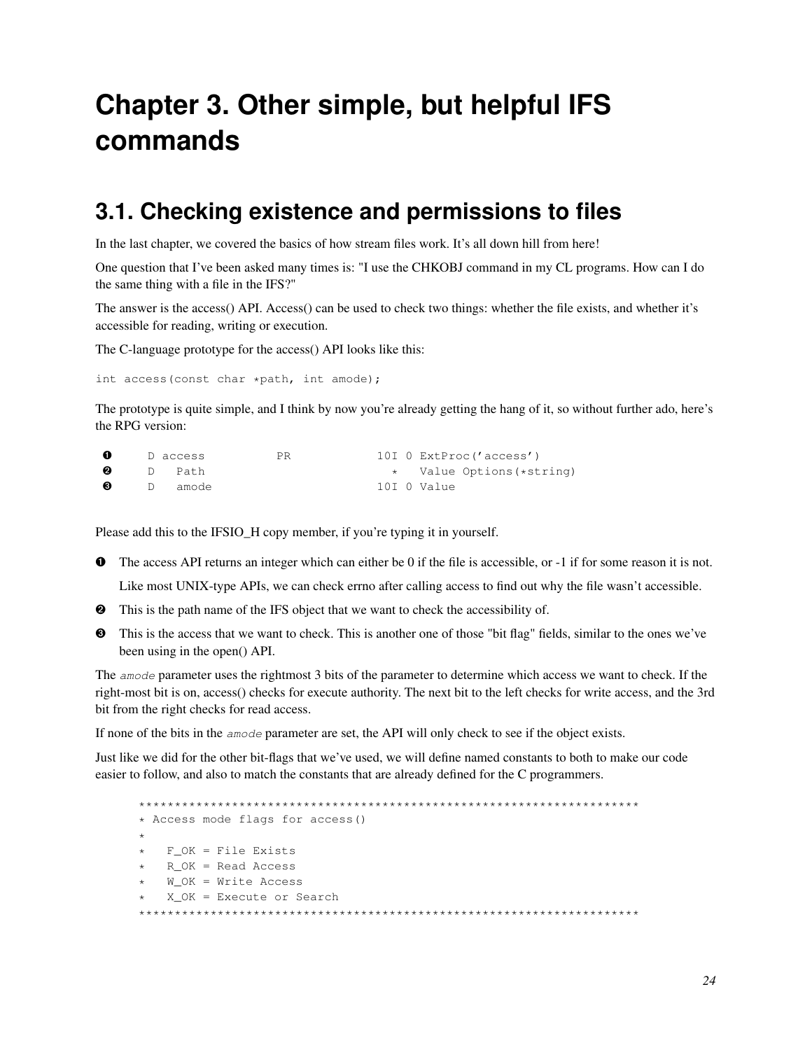# Chapter 3. Other simple, but helpful IFS commands

## 3.1. Checking existence and permissions to files

In the last chapter, we covered the basics of how stream files work. It's all down hill from here!

One question that I've been asked many times is: "I use the CHKOBJ command in my CL programs. How can I do the same thing with a file in the IFS?"

The answer is the access() API. Access() can be used to check two things: whether the file exists, and whether it's accessible for reading, writing or execution.

The C-language prototype for the access() API looks like this:

```
int access(const char *path, int amode);
```

The prototype is quite simple, and I think by now you're already getting the hang of it, so without further ado, here's the RPG version:

```
❶     D access          PR            10I 0 ExtProc('access')
❷     D   Path                          *   Value Options(*string)
❸     D   amode                       10I 0 Value
```

Please add this to the IFSIO_H copy member, if you're typing it in yourself.

❶ The access API returns an integer which can either be 0 if the file is accessible, or -1 if for some reason it is not.

   Like most UNIX-type APIs, we can check errno after calling access to find out why the file wasn't accessible.

❷ This is the path name of the IFS object that we want to check the accessibility of.

❸ This is the access that we want to check. This is another one of those "bit flag" fields, similar to the ones we've been using in the open() API.

The *amode* parameter uses the rightmost 3 bits of the parameter to determine which access we want to check. If the right-most bit is on, access() checks for execute authority. The next bit to the left checks for write access, and the 3rd bit from the right checks for read access.

If none of the bits in the *amode* parameter are set, the API will only check to see if the object exists.

Just like we did for the other bit-flags that we've used, we will define named constants to both to make our code easier to follow, and also to match the constants that are already defined for the C programmers.

```
**********************************************************************
* Access mode flags for access()
*
*   F_OK = File Exists
*   R_OK = Read Access
*   W_OK = Write Access
*   X_OK = Execute or Search
**********************************************************************
```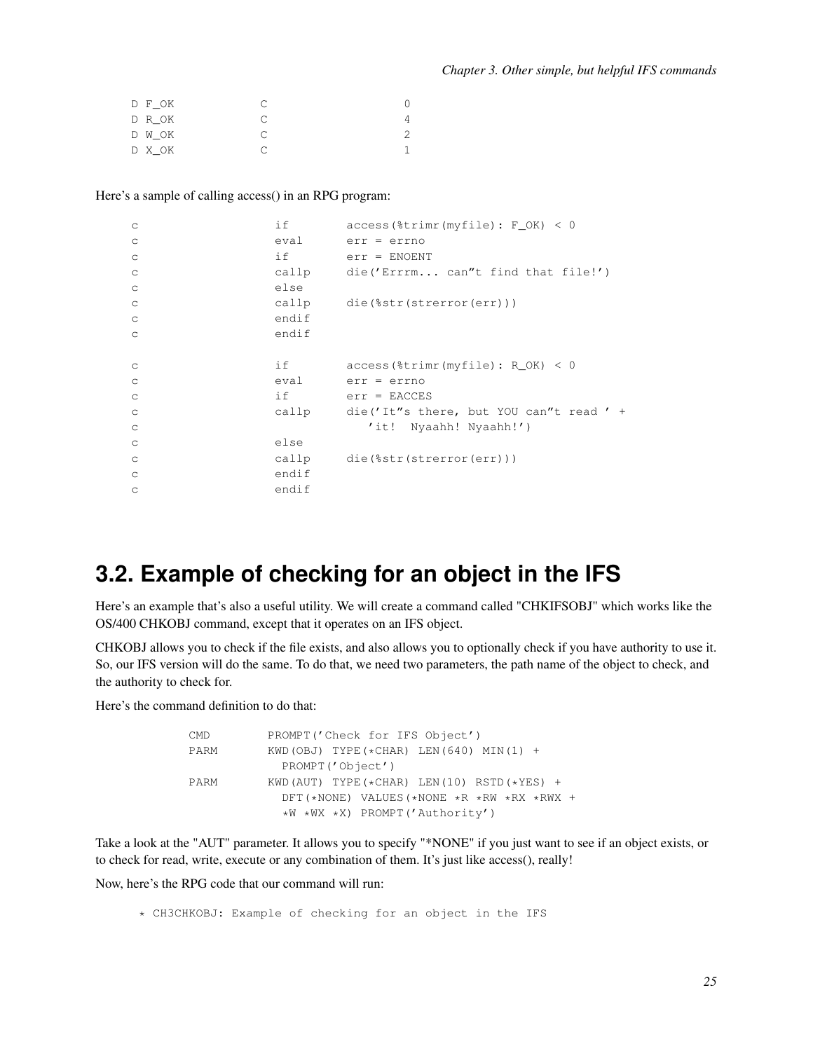```
D F_OK            C                   0
D R_OK            C                   4
D W_OK            C                   2
D X_OK            C                   1
```

Here's a sample of calling access() in an RPG program:

```
c                   if        access(%trimr(myfile): F_OK) < 0
c                   eval      err = errno
c                   if        err = ENOENT
c                   callp     die('Errrm... can''t find that file!')
c                   else
c                   callp     die(%str(strerror(err)))
c                   endif
c                   endif

c                   if        access(%trimr(myfile): R_OK) < 0
c                   eval      err = errno
c                   if        err = EACCES
c                   callp     die('It''s there, but YOU can''t read ' +
c                                'it!  Nyaahh! Nyaahh!')
c                   else
c                   callp     die(%str(strerror(err)))
c                   endif
c                   endif
```

## 3.2. Example of checking for an object in the IFS

Here's an example that's also a useful utility. We will create a command called "CHKIFSOBJ" which works like the OS/400 CHKOBJ command, except that it operates on an IFS object.

CHKOBJ allows you to check if the file exists, and also allows you to optionally check if you have authority to use it. So, our IFS version will do the same. To do that, we need two parameters, the path name of the object to check, and the authority to check for.

Here's the command definition to do that:

```
CMD        PROMPT('Check for IFS Object')
PARM       KWD(OBJ) TYPE(*CHAR) LEN(640) MIN(1) +
             PROMPT('Object')
PARM       KWD(AUT) TYPE(*CHAR) LEN(10) RSTD(*YES) +
             DFT(*NONE) VALUES(*NONE *R *RW *RX *RWX +
             *W *WX *X) PROMPT('Authority')
```

Take a look at the "AUT" parameter. It allows you to specify "*NONE" if you just want to see if an object exists, or to check for read, write, execute or any combination of them. It's just like access(), really!

Now, here's the RPG code that our command will run:

```
* CH3CHKOBJ: Example of checking for an object in the IFS
```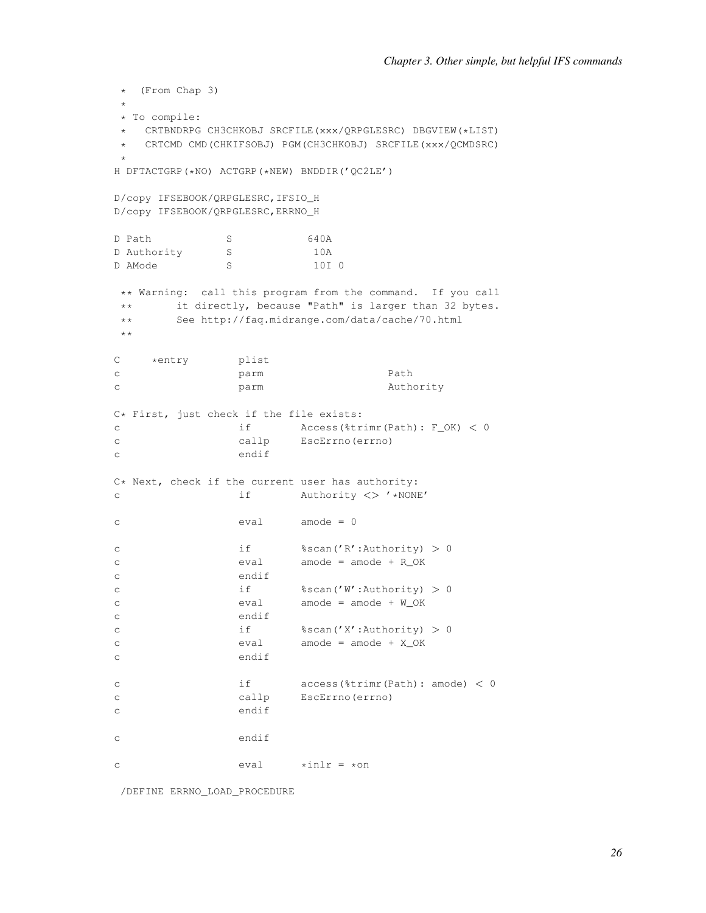```
 *  (From Chap 3)
 *
 * To compile:
 *   CRTBNDRPG CH3CHKOBJ SRCFILE(xxx/QRPGLESRC) DBGVIEW(*LIST)
 *   CRTCMD CMD(CHKIFSOBJ) PGM(CH3CHKOBJ) SRCFILE(xxx/QCMDSRC)
 *
H DFTACTGRP(*NO) ACTGRP(*NEW) BNDDIR('QC2LE')

D/copy IFSEBOOK/QRPGLESRC,IFSIO_H
D/copy IFSEBOOK/QRPGLESRC,ERRNO_H

D Path            S            640A
D Authority       S             10A
D AMode           S             10I 0

 ** Warning:  call this program from the command.  If you call
 **       it directly, because "Path" is larger than 32 bytes.
 **       See http://faq.midrange.com/data/cache/70.html
 **

C     *entry        plist
c                   parm                    Path
c                   parm                    Authority

C* First, just check if the file exists:
c                   if        Access(%trimr(Path): F_OK) < 0
c                   callp     EscErrno(errno)
c                   endif

C* Next, check if the current user has authority:
c                   if        Authority <> '*NONE'

c                   eval      amode = 0

c                   if        %scan('R':Authority) > 0
c                   eval      amode = amode + R_OK
c                   endif
c                   if        %scan('W':Authority) > 0
c                   eval      amode = amode + W_OK
c                   endif
c                   if        %scan('X':Authority) > 0
c                   eval      amode = amode + X_OK
c                   endif

c                   if        access(%trimr(Path): amode) < 0
c                   callp     EscErrno(errno)
c                   endif

c                   endif

c                   eval      *inlr = *on

 /DEFINE ERRNO_LOAD_PROCEDURE
```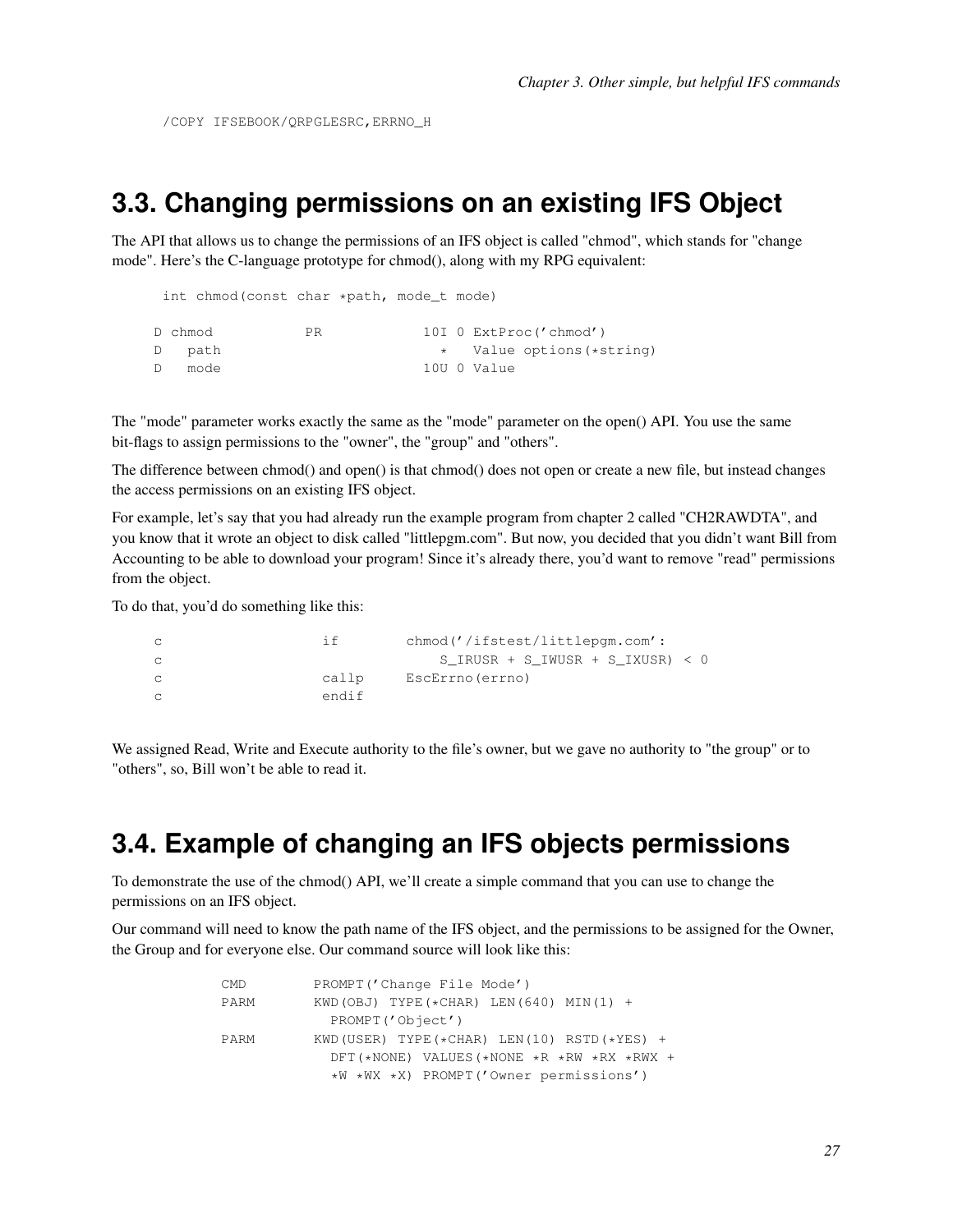```
/COPY IFSEBOOK/QRPGLESRC,ERRNO_H
```

## 3.3. Changing permissions on an existing IFS Object

The API that allows us to change the permissions of an IFS object is called "chmod", which stands for "change mode". Here's the C-language prototype for chmod(), along with my RPG equivalent:

```
 int chmod(const char *path, mode_t mode)

D chmod           PR            10I 0 ExtProc('chmod')
D   path                          *   Value options(*string)
D   mode                        10U 0 Value
```

The "mode" parameter works exactly the same as the "mode" parameter on the open() API. You use the same bit-flags to assign permissions to the "owner", the "group" and "others".

The difference between chmod() and open() is that chmod() does not open or create a new file, but instead changes the access permissions on an existing IFS object.

For example, let's say that you had already run the example program from chapter 2 called "CH2RAWDTA", and you know that it wrote an object to disk called "littlepgm.com". But now, you decided that you didn't want Bill from Accounting to be able to download your program! Since it's already there, you'd want to remove "read" permissions from the object.

To do that, you'd do something like this:

```
c                   if        chmod('/ifstest/littlepgm.com':
c                                 S_IRUSR + S_IWUSR + S_IXUSR) < 0
c                   callp     EscErrno(errno)
c                   endif
```

We assigned Read, Write and Execute authority to the file's owner, but we gave no authority to "the group" or to "others", so, Bill won't be able to read it.

## 3.4. Example of changing an IFS objects permissions

To demonstrate the use of the chmod() API, we'll create a simple command that you can use to change the permissions on an IFS object.

Our command will need to know the path name of the IFS object, and the permissions to be assigned for the Owner, the Group and for everyone else. Our command source will look like this:

```
CMD        PROMPT('Change File Mode')
PARM       KWD(OBJ) TYPE(*CHAR) LEN(640) MIN(1) +
             PROMPT('Object')
PARM       KWD(USER) TYPE(*CHAR) LEN(10) RSTD(*YES) +
             DFT(*NONE) VALUES(*NONE *R *RW *RX *RWX +
             *W *WX *X) PROMPT('Owner permissions')
```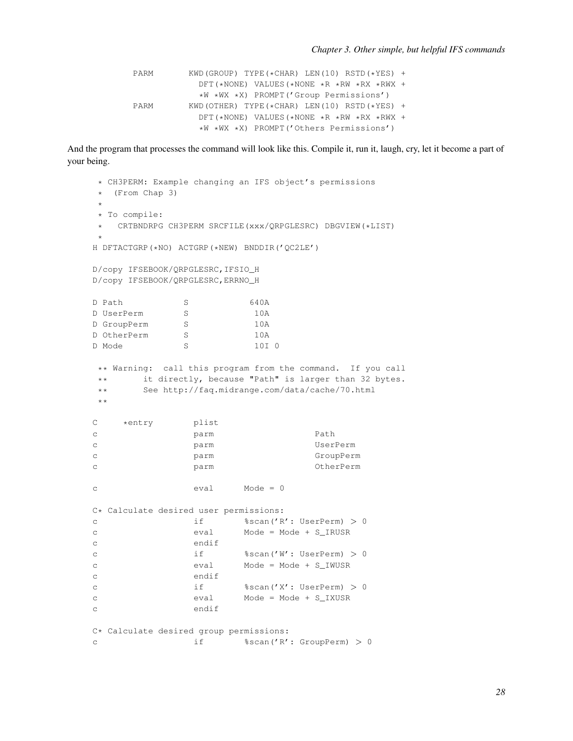```
PARM       KWD(GROUP) TYPE(*CHAR) LEN(10) RSTD(*YES) +
             DFT(*NONE) VALUES(*NONE *R *RW *RX *RWX +
             *W *WX *X) PROMPT('Group Permissions')
PARM       KWD(OTHER) TYPE(*CHAR) LEN(10) RSTD(*YES) +
             DFT(*NONE) VALUES(*NONE *R *RW *RX *RWX +
             *W *WX *X) PROMPT('Others Permissions')
```

And the program that processes the command will look like this. Compile it, run it, laugh, cry, let it become a part of your being.

```
 * CH3PERM: Example changing an IFS object's permissions
 *  (From Chap 3)
 *
 * To compile:
 *   CRTBNDRPG CH3PERM SRCFILE(xxx/QRPGLESRC) DBGVIEW(*LIST)
 *
H DFTACTGRP(*NO) ACTGRP(*NEW) BNDDIR('QC2LE')

D/copy IFSEBOOK/QRPGLESRC,IFSIO_H
D/copy IFSEBOOK/QRPGLESRC,ERRNO_H

D Path            S            640A
D UserPerm        S             10A
D GroupPerm       S             10A
D OtherPerm       S             10A
D Mode            S             10I 0

 ** Warning:  call this program from the command.  If you call
 **       it directly, because "Path" is larger than 32 bytes.
 **       See http://faq.midrange.com/data/cache/70.html
 **

C     *entry        plist
c                   parm                    Path
c                   parm                    UserPerm
c                   parm                    GroupPerm
c                   parm                    OtherPerm

c                   eval      Mode = 0

C* Calculate desired user permissions:
c                   if        %scan('R': UserPerm) > 0
c                   eval      Mode = Mode + S_IRUSR
c                   endif
c                   if        %scan('W': UserPerm) > 0
c                   eval      Mode = Mode + S_IWUSR
c                   endif
c                   if        %scan('X': UserPerm) > 0
c                   eval      Mode = Mode + S_IXUSR
c                   endif

C* Calculate desired group permissions:
c                   if        %scan('R': GroupPerm) > 0
```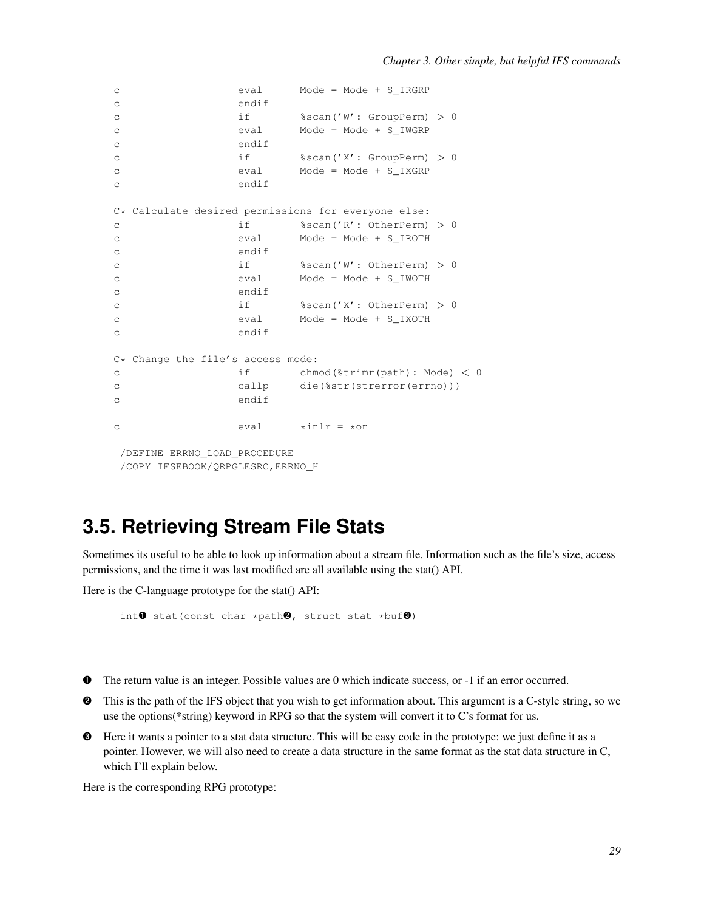```
c                   eval      Mode = Mode + S_IRGRP
c                   endif
c                   if        %scan('W': GroupPerm) > 0
c                   eval      Mode = Mode + S_IWGRP
c                   endif
c                   if        %scan('X': GroupPerm) > 0
c                   eval      Mode = Mode + S_IXGRP
c                   endif

C* Calculate desired permissions for everyone else:
c                   if        %scan('R': OtherPerm) > 0
c                   eval      Mode = Mode + S_IROTH
c                   endif
c                   if        %scan('W': OtherPerm) > 0
c                   eval      Mode = Mode + S_IWOTH
c                   endif
c                   if        %scan('X': OtherPerm) > 0
c                   eval      Mode = Mode + S_IXOTH
c                   endif

C* Change the file's access mode:
c                   if        chmod(%trimr(path): Mode) < 0
c                   callp     die(%str(strerror(errno)))
c                   endif

c                   eval      *inlr = *on

 /DEFINE ERRNO_LOAD_PROCEDURE
 /COPY IFSEBOOK/QRPGLESRC,ERRNO_H
```

## 3.5. Retrieving Stream File Stats

Sometimes its useful to be able to look up information about a stream file. Information such as the file's size, access permissions, and the time it was last modified are all available using the stat() API.

Here is the C-language prototype for the stat() API:

```
int❶ stat(const char *path❷, struct stat *buf❸)
```

❶ The return value is an integer. Possible values are 0 which indicate success, or -1 if an error occurred.

❷ This is the path of the IFS object that you wish to get information about. This argument is a C-style string, so we use the options(*string) keyword in RPG so that the system will convert it to C's format for us.

❸ Here it wants a pointer to a stat data structure. This will be easy code in the prototype: we just define it as a pointer. However, we will also need to create a data structure in the same format as the stat data structure in C, which I'll explain below.

Here is the corresponding RPG prototype: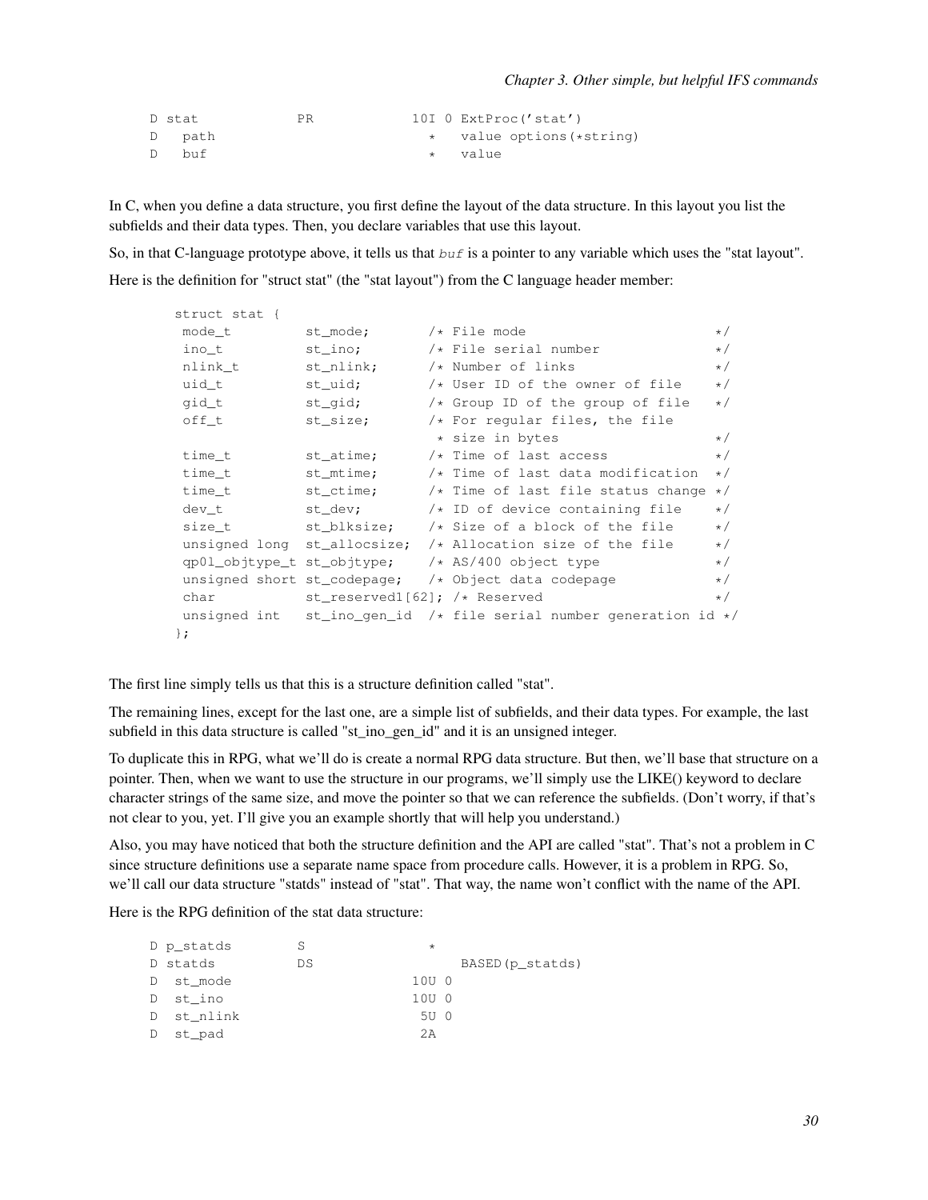```
D stat            PR            10I 0 ExtProc('stat')
D   path                          *   value options(*string)
D   buf                           *   value
```

In C, when you define a data structure, you first define the layout of the data structure. In this layout you list the subfields and their data types. Then, you declare variables that use this layout.

So, in that C-language prototype above, it tells us that *buf* is a pointer to any variable which uses the "stat layout".

Here is the definition for "struct stat" (the "stat layout") from the C language header member:

```
struct stat {
 mode_t         st_mode;       /* File mode                       */
 ino_t          st_ino;        /* File serial number              */
 nlink_t        st_nlink;      /* Number of links                 */
 uid_t          st_uid;        /* User ID of the owner of file    */
 gid_t          st_gid;        /* Group ID of the group of file   */
 off_t          st_size;       /* For regular files, the file
                                * size in bytes                   */
 time_t         st_atime;      /* Time of last access             */
 time_t         st_mtime;      /* Time of last data modification  */
 time_t         st_ctime;      /* Time of last file status change */
 dev_t          st_dev;        /* ID of device containing file    */
 size_t         st_blksize;    /* Size of a block of the file     */
 unsigned long  st_allocsize;  /* Allocation size of the file     */
 qp0l_objtype_t st_objtype;    /* AS/400 object type              */
 unsigned short st_codepage;   /* Object data codepage            */
 char           st_reserved1[62]; /* Reserved                     */
 unsigned int   st_ino_gen_id  /* file serial number generation id */
};
```

The first line simply tells us that this is a structure definition called "stat".

The remaining lines, except for the last one, are a simple list of subfields, and their data types. For example, the last subfield in this data structure is called "st_ino_gen_id" and it is an unsigned integer.

To duplicate this in RPG, what we'll do is create a normal RPG data structure. But then, we'll base that structure on a pointer. Then, when we want to use the structure in our programs, we'll simply use the LIKE() keyword to declare character strings of the same size, and move the pointer so that we can reference the subfields. (Don't worry, if that's not clear to you, yet. I'll give you an example shortly that will help you understand.)

Also, you may have noticed that both the structure definition and the API are called "stat". That's not a problem in C since structure definitions use a separate name space from procedure calls. However, it is a problem in RPG. So, we'll call our data structure "statds" instead of "stat". That way, the name won't conflict with the name of the API.

Here is the RPG definition of the stat data structure:

```
D p_statds        S               *
D statds          DS                  BASED(p_statds)
D  st_mode                      10U 0
D  st_ino                       10U 0
D  st_nlink                      5U 0
D  st_pad                        2A
```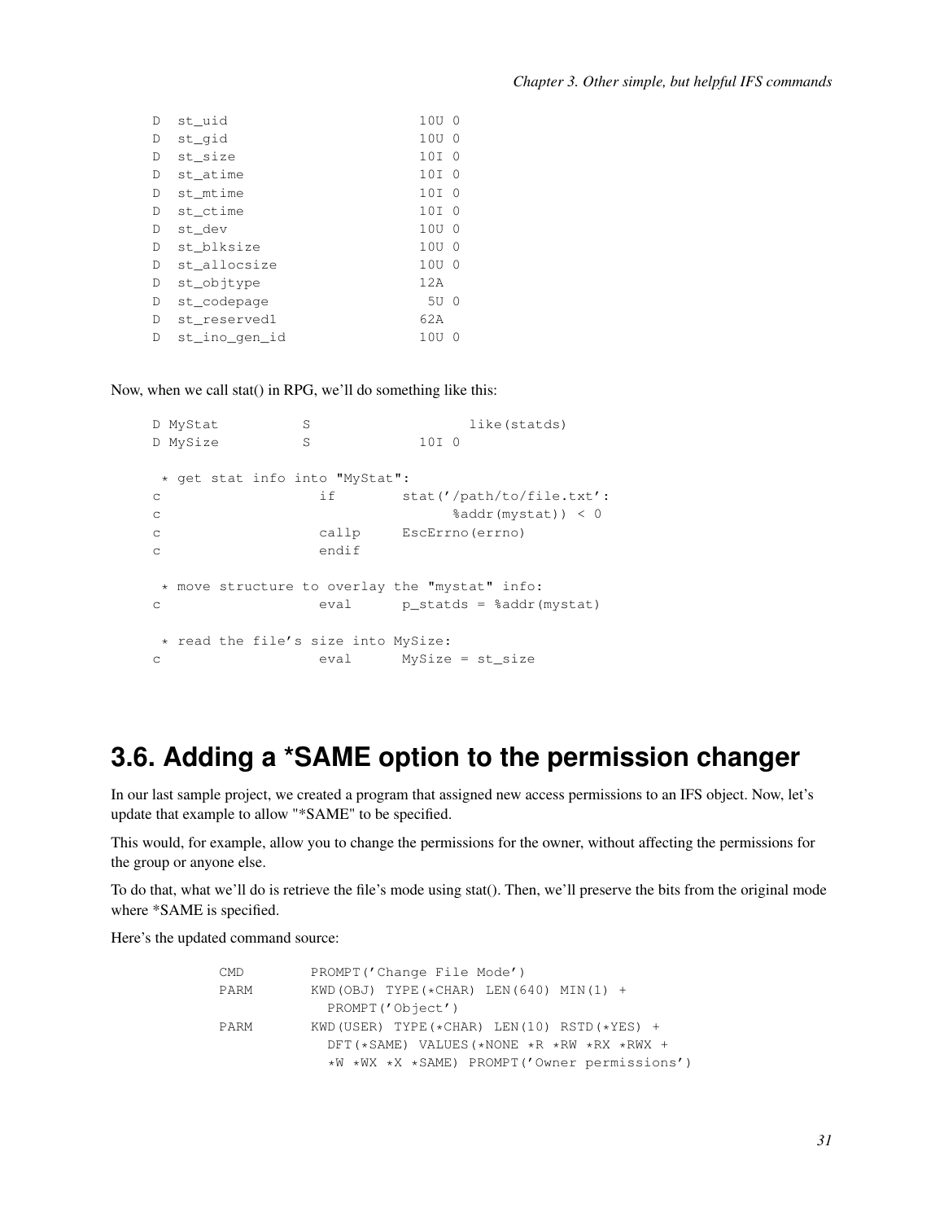```
D  st_uid                      10U 0
D  st_gid                      10U 0
D  st_size                     10I 0
D  st_atime                    10I 0
D  st_mtime                    10I 0
D  st_ctime                    10I 0
D  st_dev                      10U 0
D  st_blksize                  10U 0
D  st_allocsize                10U 0
D  st_objtype                  12A
D  st_codepage                  5U 0
D  st_reserved1                62A
D  st_ino_gen_id               10U 0
```

Now, when we call stat() in RPG, we'll do something like this:

```
D MyStat          S                   like(statds)
D MySize          S             10I 0

 * get stat info into "MyStat":
c                   if        stat('/path/to/file.txt':
c                                   %addr(mystat)) < 0
c                   callp     EscErrno(errno)
c                   endif

 * move structure to overlay the "mystat" info:
c                   eval      p_statds = %addr(mystat)

 * read the file's size into MySize:
c                   eval      MySize = st_size
```

## 3.6. Adding a *SAME option to the permission changer

In our last sample project, we created a program that assigned new access permissions to an IFS object. Now, let's update that example to allow "*SAME" to be specified.

This would, for example, allow you to change the permissions for the owner, without affecting the permissions for the group or anyone else.

To do that, what we'll do is retrieve the file's mode using stat(). Then, we'll preserve the bits from the original mode where *SAME is specified.

Here's the updated command source:

```
CMD        PROMPT('Change File Mode')
PARM       KWD(OBJ) TYPE(*CHAR) LEN(640) MIN(1) +
             PROMPT('Object')
PARM       KWD(USER) TYPE(*CHAR) LEN(10) RSTD(*YES) +
             DFT(*SAME) VALUES(*NONE *R *RW *RX *RWX +
             *W *WX *X *SAME) PROMPT('Owner permissions')
```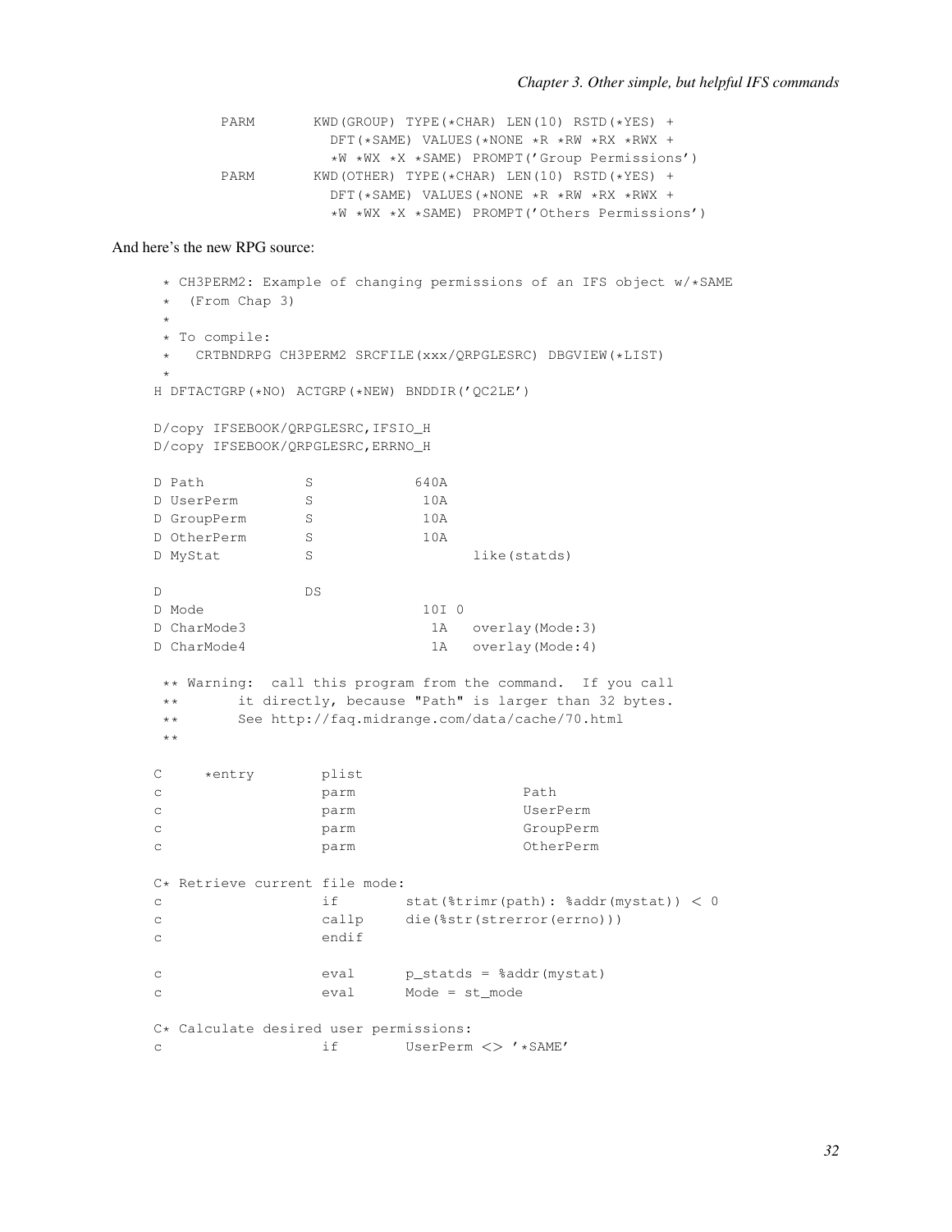```
         PARM       KWD(GROUP) TYPE(*CHAR) LEN(10) RSTD(*YES) +
                      DFT(*SAME) VALUES(*NONE *R *RW *RX *RWX +
                      *W *WX *X *SAME) PROMPT('Group Permissions')
         PARM       KWD(OTHER) TYPE(*CHAR) LEN(10) RSTD(*YES) +
                      DFT(*SAME) VALUES(*NONE *R *RW *RX *RWX +
                      *W *WX *X *SAME) PROMPT('Others Permissions')
```

And here's the new RPG source:

```
      * CH3PERM2: Example of changing permissions of an IFS object w/*SAME
      *  (From Chap 3)
      *
      * To compile:
      *   CRTBNDRPG CH3PERM2 SRCFILE(xxx/QRPGLESRC) DBGVIEW(*LIST)
      *
     H DFTACTGRP(*NO) ACTGRP(*NEW) BNDDIR('QC2LE')

     D/copy IFSEBOOK/QRPGLESRC,IFSIO_H
     D/copy IFSEBOOK/QRPGLESRC,ERRNO_H

     D Path            S            640A
     D UserPerm        S             10A
     D GroupPerm       S             10A
     D OtherPerm       S             10A
     D MyStat          S                   like(statds)

     D                 DS
     D Mode                          10I 0
     D CharMode3                      1A   overlay(Mode:3)
     D CharMode4                      1A   overlay(Mode:4)

      ** Warning:  call this program from the command.  If you call
      **       it directly, because "Path" is larger than 32 bytes.
      **       See http://faq.midrange.com/data/cache/70.html
      **

     C     *entry        plist
     c                   parm                    Path
     c                   parm                    UserPerm
     c                   parm                    GroupPerm
     c                   parm                    OtherPerm

     C* Retrieve current file mode:
     c                   if        stat(%trimr(path): %addr(mystat)) < 0
     c                   callp     die(%str(strerror(errno)))
     c                   endif

     c                   eval      p_statds = %addr(mystat)
     c                   eval      Mode = st_mode

     C* Calculate desired user permissions:
     c                   if        UserPerm <> '*SAME'
```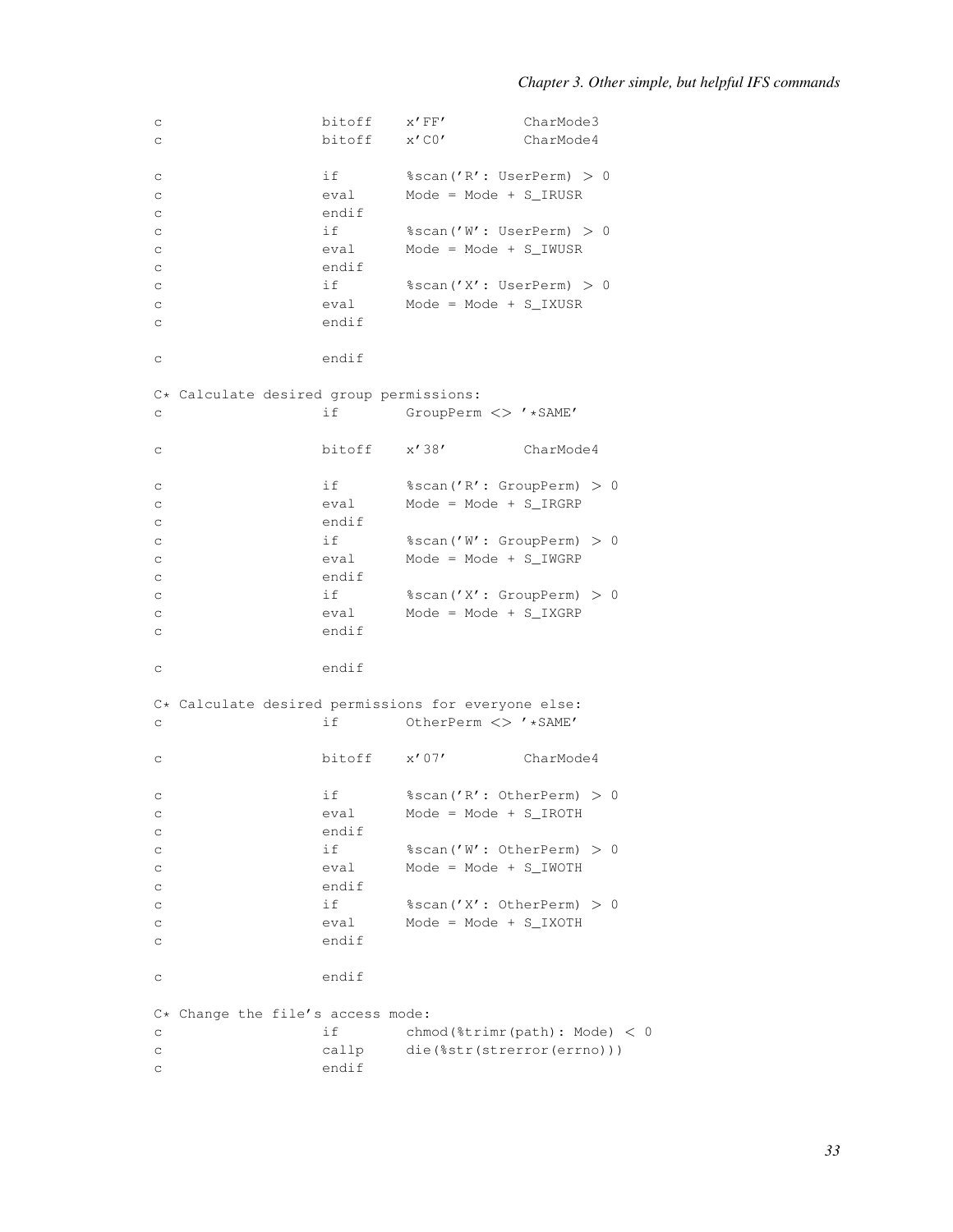```
c                   bitoff    x'FF'         CharMode3
c                   bitoff    x'C0'         CharMode4

c                   if        %scan('R': UserPerm) > 0
c                   eval      Mode = Mode + S_IRUSR
c                   endif
c                   if        %scan('W': UserPerm) > 0
c                   eval      Mode = Mode + S_IWUSR
c                   endif
c                   if        %scan('X': UserPerm) > 0
c                   eval      Mode = Mode + S_IXUSR
c                   endif

c                   endif

C* Calculate desired group permissions:
c                   if        GroupPerm <> '*SAME'

c                   bitoff    x'38'         CharMode4

c                   if        %scan('R': GroupPerm) > 0
c                   eval      Mode = Mode + S_IRGRP
c                   endif
c                   if        %scan('W': GroupPerm) > 0
c                   eval      Mode = Mode + S_IWGRP
c                   endif
c                   if        %scan('X': GroupPerm) > 0
c                   eval      Mode = Mode + S_IXGRP
c                   endif

c                   endif

C* Calculate desired permissions for everyone else:
c                   if        OtherPerm <> '*SAME'

c                   bitoff    x'07'         CharMode4

c                   if        %scan('R': OtherPerm) > 0
c                   eval      Mode = Mode + S_IROTH
c                   endif
c                   if        %scan('W': OtherPerm) > 0
c                   eval      Mode = Mode + S_IWOTH
c                   endif
c                   if        %scan('X': OtherPerm) > 0
c                   eval      Mode = Mode + S_IXOTH
c                   endif

c                   endif

C* Change the file's access mode:
c                   if        chmod(%trimr(path): Mode) < 0
c                   callp     die(%str(strerror(errno)))
c                   endif
```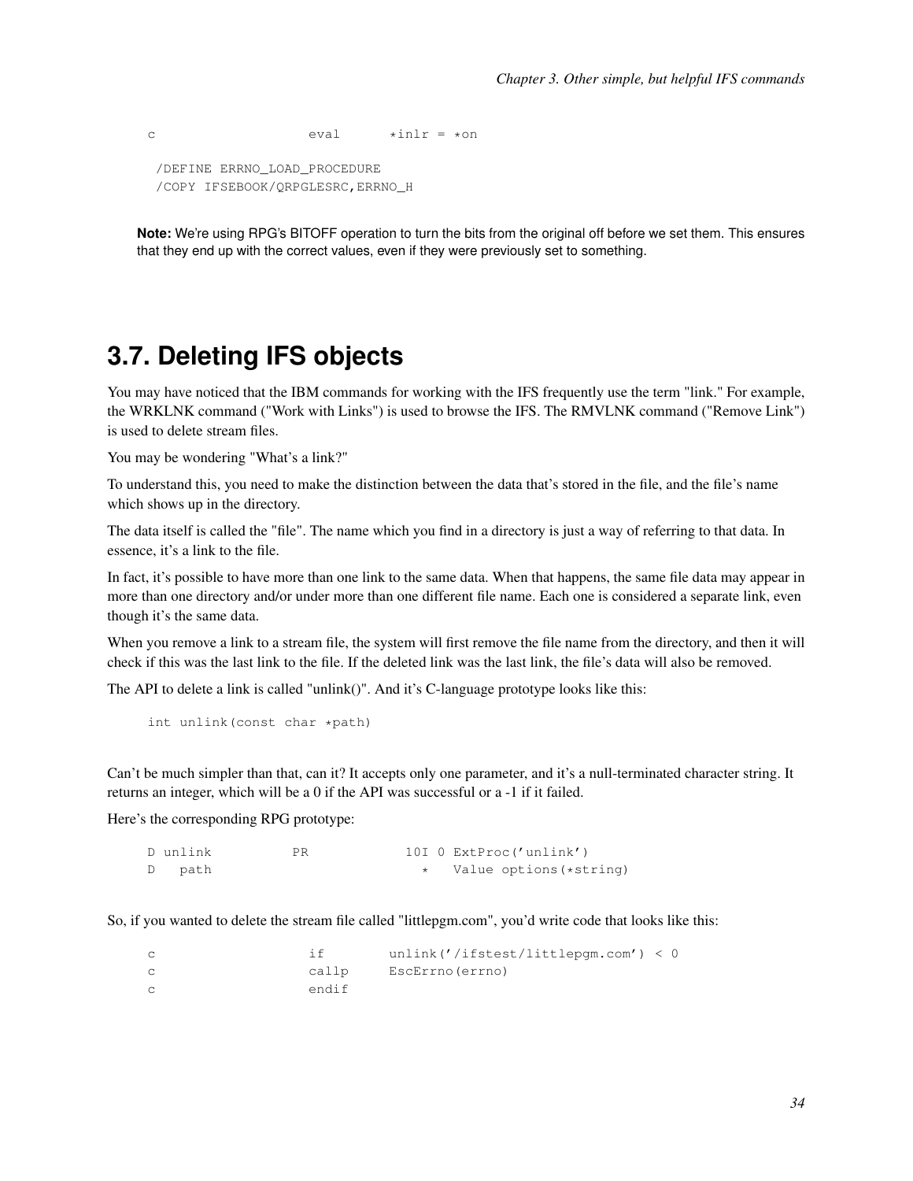```
c                   eval      *inlr = *on

 /DEFINE ERRNO_LOAD_PROCEDURE
 /COPY IFSEBOOK/QRPGLESRC,ERRNO_H
```

**Note:** We're using RPG's BITOFF operation to turn the bits from the original off before we set them. This ensures that they end up with the correct values, even if they were previously set to something.

## 3.7. Deleting IFS objects

You may have noticed that the IBM commands for working with the IFS frequently use the term "link." For example, the WRKLNK command ("Work with Links") is used to browse the IFS. The RMVLNK command ("Remove Link") is used to delete stream files.

You may be wondering "What's a link?"

To understand this, you need to make the distinction between the data that's stored in the file, and the file's name which shows up in the directory.

The data itself is called the "file". The name which you find in a directory is just a way of referring to that data. In essence, it's a link to the file.

In fact, it's possible to have more than one link to the same data. When that happens, the same file data may appear in more than one directory and/or under more than one different file name. Each one is considered a separate link, even though it's the same data.

When you remove a link to a stream file, the system will first remove the file name from the directory, and then it will check if this was the last link to the file. If the deleted link was the last link, the file's data will also be removed.

The API to delete a link is called "unlink()". And it's C-language prototype looks like this:

```
int unlink(const char *path)
```

Can't be much simpler than that, can it? It accepts only one parameter, and it's a null-terminated character string. It returns an integer, which will be a 0 if the API was successful or a -1 if it failed.

Here's the corresponding RPG prototype:

```
D unlink          PR            10I 0 ExtProc('unlink')
D   path                          *   Value options(*string)
```

So, if you wanted to delete the stream file called "littlepgm.com", you'd write code that looks like this:

```
c                   if        unlink('/ifstest/littlepgm.com') < 0
c                   callp     EscErrno(errno)
c                   endif
```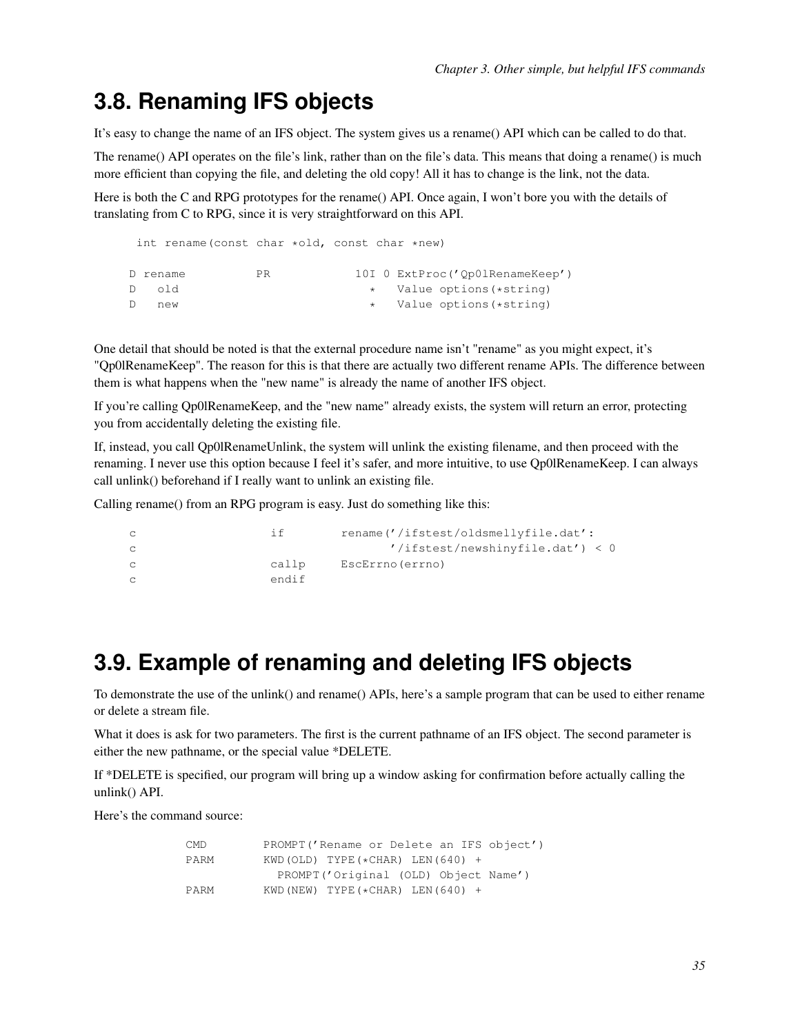## 3.8. Renaming IFS objects

It's easy to change the name of an IFS object. The system gives us a rename() API which can be called to do that.

The rename() API operates on the file's link, rather than on the file's data. This means that doing a rename() is much more efficient than copying the file, and deleting the old copy! All it has to change is the link, not the data.

Here is both the C and RPG prototypes for the rename() API. Once again, I won't bore you with the details of translating from C to RPG, since it is very straightforward on this API.

```
 int rename(const char *old, const char *new)

D rename          PR            10I 0 ExtProc('Qp0lRenameKeep')
D   old                           *   Value options(*string)
D   new                           *   Value options(*string)
```

One detail that should be noted is that the external procedure name isn't "rename" as you might expect, it's "Qp0lRenameKeep". The reason for this is that there are actually two different rename APIs. The difference between them is what happens when the "new name" is already the name of another IFS object.

If you're calling Qp0lRenameKeep, and the "new name" already exists, the system will return an error, protecting you from accidentally deleting the existing file.

If, instead, you call Qp0lRenameUnlink, the system will unlink the existing filename, and then proceed with the renaming. I never use this option because I feel it's safer, and more intuitive, to use Qp0lRenameKeep. I can always call unlink() beforehand if I really want to unlink an existing file.

Calling rename() from an RPG program is easy. Just do something like this:

```
c                   if        rename('/ifstest/oldsmellyfile.dat':
c                                    '/ifstest/newshinyfile.dat') < 0
c                   callp     EscErrno(errno)
c                   endif
```

## 3.9. Example of renaming and deleting IFS objects

To demonstrate the use of the unlink() and rename() APIs, here's a sample program that can be used to either rename or delete a stream file.

What it does is ask for two parameters. The first is the current pathname of an IFS object. The second parameter is either the new pathname, or the special value *DELETE.

If *DELETE is specified, our program will bring up a window asking for confirmation before actually calling the unlink() API.

Here's the command source:

```
CMD        PROMPT('Rename or Delete an IFS object')
PARM       KWD(OLD) TYPE(*CHAR) LEN(640) +
             PROMPT('Original (OLD) Object Name')
PARM       KWD(NEW) TYPE(*CHAR) LEN(640) +
```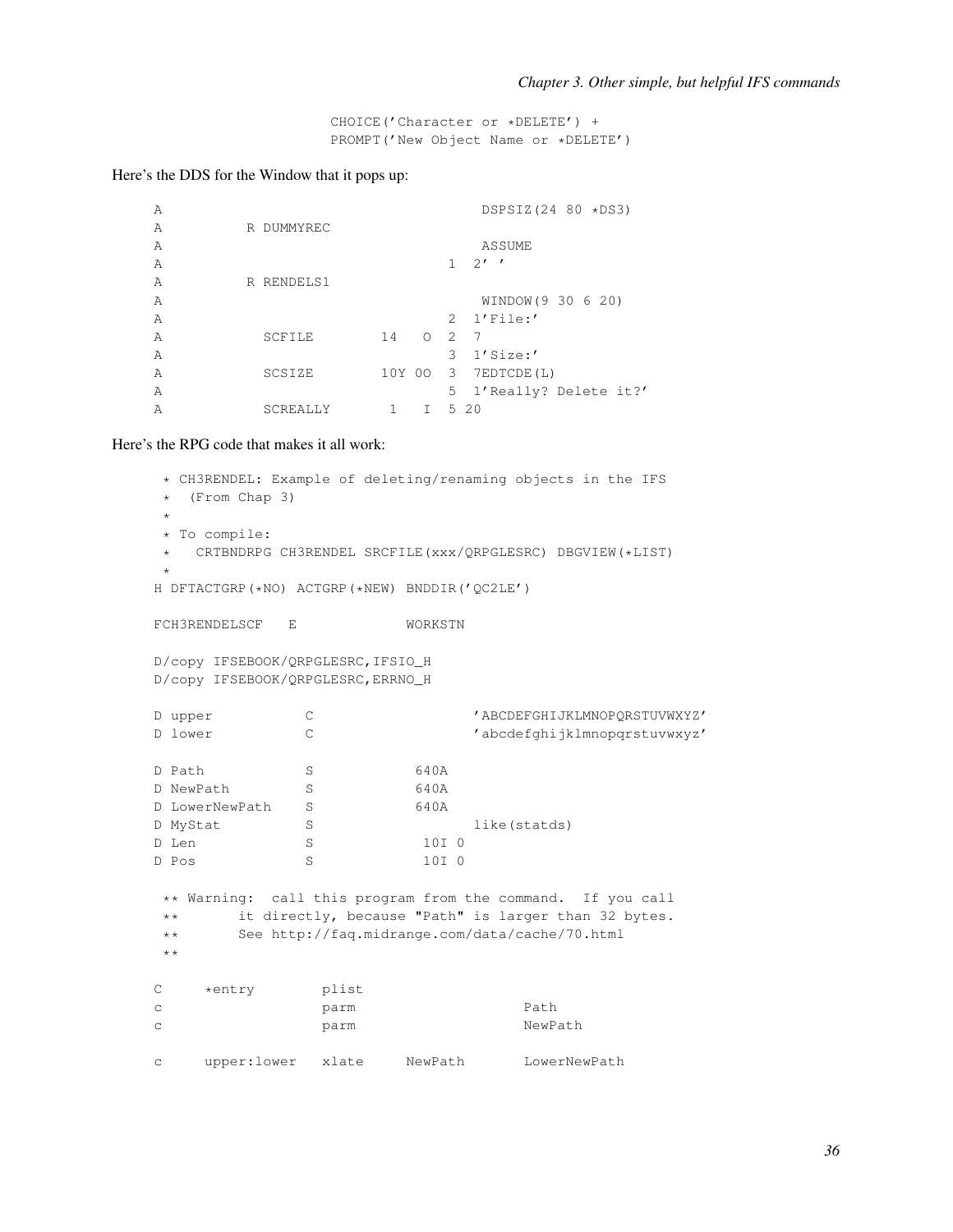```
                    CHOICE('Character or *DELETE') +
                    PROMPT('New Object Name or *DELETE')
```

Here's the DDS for the Window that it pops up:

```
A                                      DSPSIZ(24 80 *DS3)
A          R DUMMYREC
A                                      ASSUME
A                                  1  2' '
A          R RENDELS1
A                                      WINDOW(9 30 6 20)
A                                  2  1'File:'
A            SCFILE        14   O  2  7
A                                  3  1'Size:'
A            SCSIZE        10Y 0O  3  7EDTCDE(L)
A                                  5  1'Really? Delete it?'
A            SCREALLY       1   I  5 20
```

Here's the RPG code that makes it all work:

```
 * CH3RENDEL: Example of deleting/renaming objects in the IFS
 *  (From Chap 3)
 *
 * To compile:
 *   CRTBNDRPG CH3RENDEL SRCFILE(xxx/QRPGLESRC) DBGVIEW(*LIST)
 *
H DFTACTGRP(*NO) ACTGRP(*NEW) BNDDIR('QC2LE')

FCH3RENDELSCF   E             WORKSTN

D/copy IFSEBOOK/QRPGLESRC,IFSIO_H
D/copy IFSEBOOK/QRPGLESRC,ERRNO_H

D upper           C                   'ABCDEFGHIJKLMNOPQRSTUVWXYZ'
D lower           C                   'abcdefghijklmnopqrstuvwxyz'

D Path            S            640A
D NewPath         S            640A
D LowerNewPath    S            640A
D MyStat          S                   like(statds)
D Len             S             10I 0
D Pos             S             10I 0

 ** Warning:  call this program from the command.  If you call
 **       it directly, because "Path" is larger than 32 bytes.
 **       See http://faq.midrange.com/data/cache/70.html
 **

C     *entry        plist
c                   parm                    Path
c                   parm                    NewPath

c     upper:lower   xlate     NewPath       LowerNewPath
```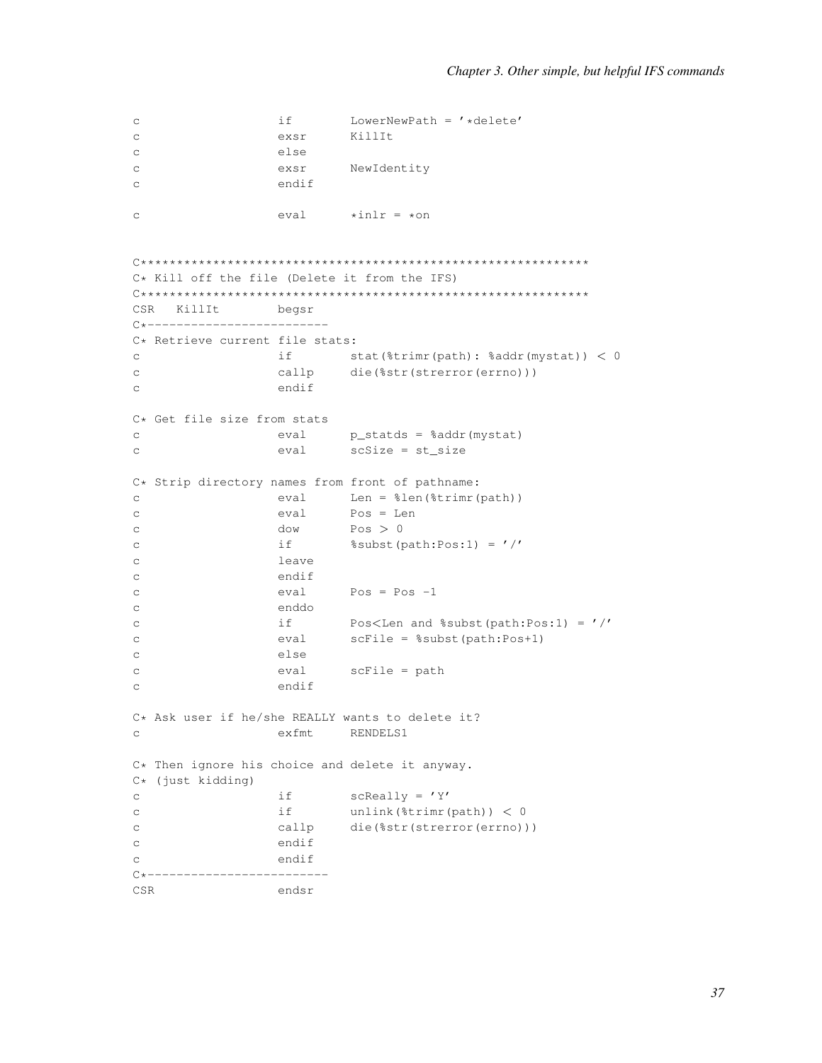```
c                   if        LowerNewPath = '*delete'
c                   exsr      KillIt
c                   else
c                   exsr      NewIdentity
c                   endif

c                   eval      *inlr = *on


C************************************************************
C* Kill off the file (Delete it from the IFS)
C************************************************************
CSR   KillIt        begsr
C*-------------------------
C* Retrieve current file stats:
c                   if        stat(%trimr(path): %addr(mystat)) < 0
c                   callp     die(%str(strerror(errno)))
c                   endif

C* Get file size from stats
c                   eval      p_statds = %addr(mystat)
c                   eval      scSize = st_size

C* Strip directory names from front of pathname:
c                   eval      Len = %len(%trimr(path))
c                   eval      Pos = Len
c                   dow       Pos > 0
c                   if        %subst(path:Pos:1) = '/'
c                   leave
c                   endif
c                   eval      Pos = Pos -1
c                   enddo
c                   if        Pos<Len and %subst(path:Pos:1) = '/'
c                   eval      scFile = %subst(path:Pos+1)
c                   else
c                   eval      scFile = path
c                   endif

C* Ask user if he/she REALLY wants to delete it?
c                   exfmt     RENDELS1

C* Then ignore his choice and delete it anyway.
C* (just kidding)
c                   if        scReally = 'Y'
c                   if        unlink(%trimr(path)) < 0
c                   callp     die(%str(strerror(errno)))
c                   endif
c                   endif
C*-------------------------
CSR                 endsr
```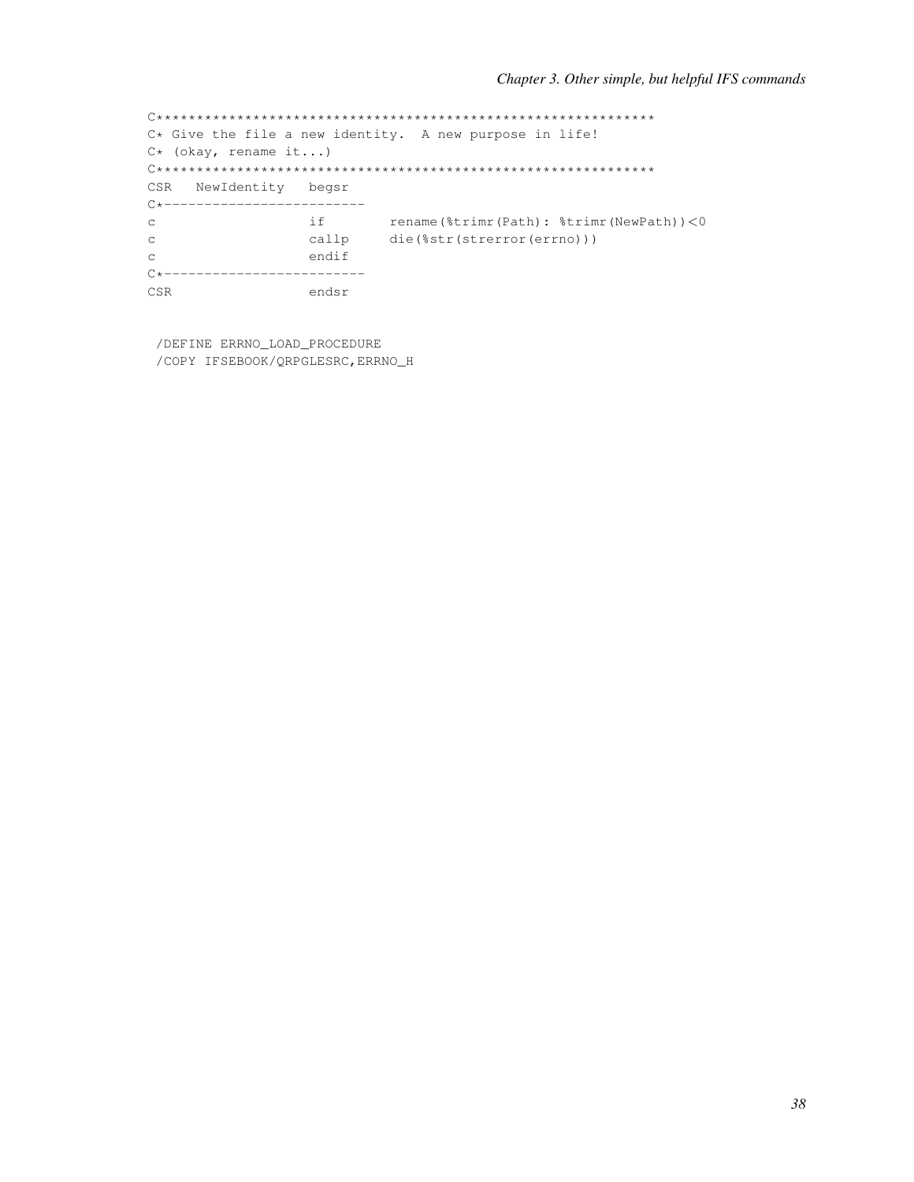```
C*************************************************************
C* Give the file a new identity.  A new purpose in life!
C* (okay, rename it...)
C*************************************************************
CSR   NewIdentity   begsr
C*-------------------------
c                   if        rename(%trimr(Path): %trimr(NewPath))<0
c                   callp     die(%str(strerror(errno)))
c                   endif
C*-------------------------
CSR                 endsr


 /DEFINE ERRNO_LOAD_PROCEDURE
 /COPY IFSEBOOK/QRPGLESRC,ERRNO_H
```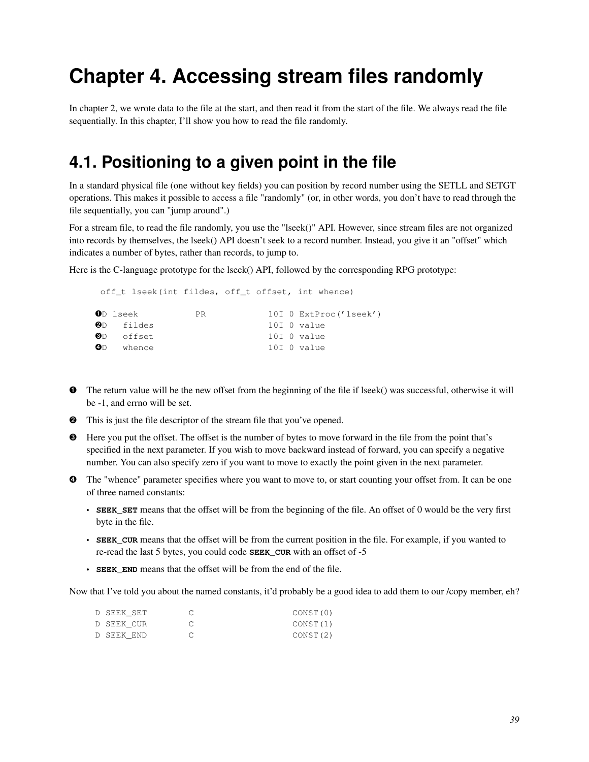# Chapter 4. Accessing stream files randomly

In chapter 2, we wrote data to the file at the start, and then read it from the start of the file. We always read the file sequentially. In this chapter, I'll show you how to read the file randomly.

## 4.1. Positioning to a given point in the file

In a standard physical file (one without key fields) you can position by record number using the SETLL and SETGT operations. This makes it possible to access a file "randomly" (or, in other words, you don't have to read through the file sequentially, you can "jump around".)

For a stream file, to read the file randomly, you use the "lseek()" API. However, since stream files are not organized into records by themselves, the lseek() API doesn't seek to a record number. Instead, you give it an "offset" which indicates a number of bytes, rather than records, to jump to.

Here is the C-language prototype for the lseek() API, followed by the corresponding RPG prototype:

```
 off_t lseek(int fildes, off_t offset, int whence)

❶D lseek           PR            10I 0 ExtProc('lseek')
❷D   fildes                      10I 0 value
❸D   offset                      10I 0 value
❹D   whence                      10I 0 value
```

❶ The return value will be the new offset from the beginning of the file if lseek() was successful, otherwise it will be -1, and errno will be set.

❷ This is just the file descriptor of the stream file that you've opened.

❸ Here you put the offset. The offset is the number of bytes to move forward in the file from the point that's specified in the next parameter. If you wish to move backward instead of forward, you can specify a negative number. You can also specify zero if you want to move to exactly the point given in the next parameter.

❹ The "whence" parameter specifies where you want to move to, or start counting your offset from. It can be one of three named constants:

- **SEEK_SET** means that the offset will be from the beginning of the file. An offset of 0 would be the very first byte in the file.
- **SEEK_CUR** means that the offset will be from the current position in the file. For example, if you wanted to re-read the last 5 bytes, you could code **SEEK_CUR** with an offset of -5
- **SEEK_END** means that the offset will be from the end of the file.

Now that I've told you about the named constants, it'd probably be a good idea to add them to our /copy member, eh?

```
D SEEK_SET        C                   CONST(0)
D SEEK_CUR        C                   CONST(1)
D SEEK_END        C                   CONST(2)
```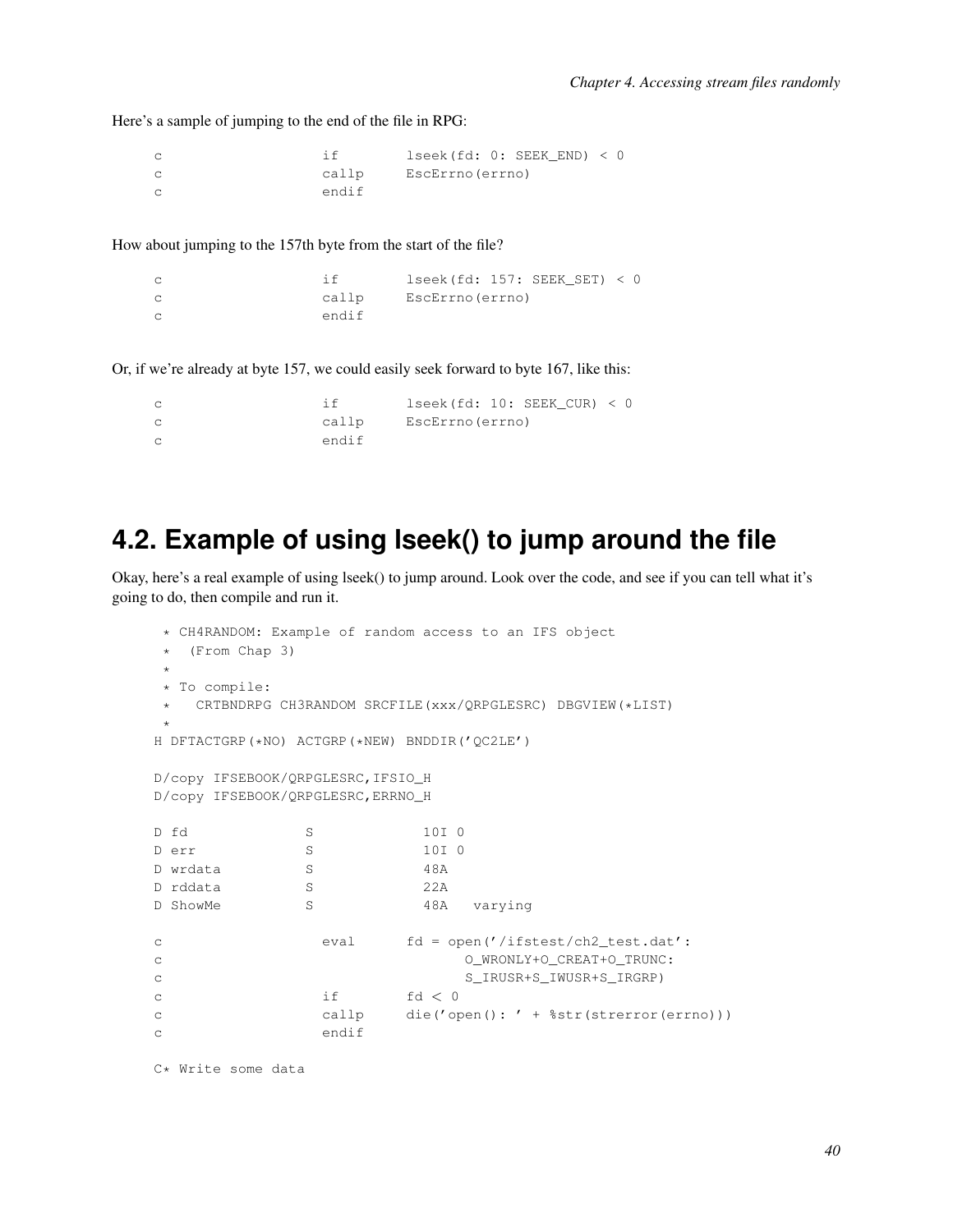Here's a sample of jumping to the end of the file in RPG:

```
c                   if        lseek(fd: 0: SEEK_END) < 0
c                   callp     EscErrno(errno)
c                   endif
```

How about jumping to the 157th byte from the start of the file?

```
c                   if        lseek(fd: 157: SEEK_SET) < 0
c                   callp     EscErrno(errno)
c                   endif
```

Or, if we're already at byte 157, we could easily seek forward to byte 167, like this:

```
c                   if        lseek(fd: 10: SEEK_CUR) < 0
c                   callp     EscErrno(errno)
c                   endif
```

## 4.2. Example of using lseek() to jump around the file

Okay, here's a real example of using lseek() to jump around. Look over the code, and see if you can tell what it's going to do, then compile and run it.

```
 * CH4RANDOM: Example of random access to an IFS object
 *  (From Chap 3)
 *
 * To compile:
 *   CRTBNDRPG CH3RANDOM SRCFILE(xxx/QRPGLESRC) DBGVIEW(*LIST)
 *
H DFTACTGRP(*NO) ACTGRP(*NEW) BNDDIR('QC2LE')

D/copy IFSEBOOK/QRPGLESRC,IFSIO_H
D/copy IFSEBOOK/QRPGLESRC,ERRNO_H

D fd              S             10I 0
D err             S             10I 0
D wrdata          S             48A
D rddata          S             22A
D ShowMe          S             48A   varying

c                   eval      fd = open('/ifstest/ch2_test.dat':
c                                  O_WRONLY+O_CREAT+O_TRUNC:
c                                  S_IRUSR+S_IWUSR+S_IRGRP)
c                   if        fd < 0
c                   callp     die('open(): ' + %str(strerror(errno)))
c                   endif

C* Write some data
```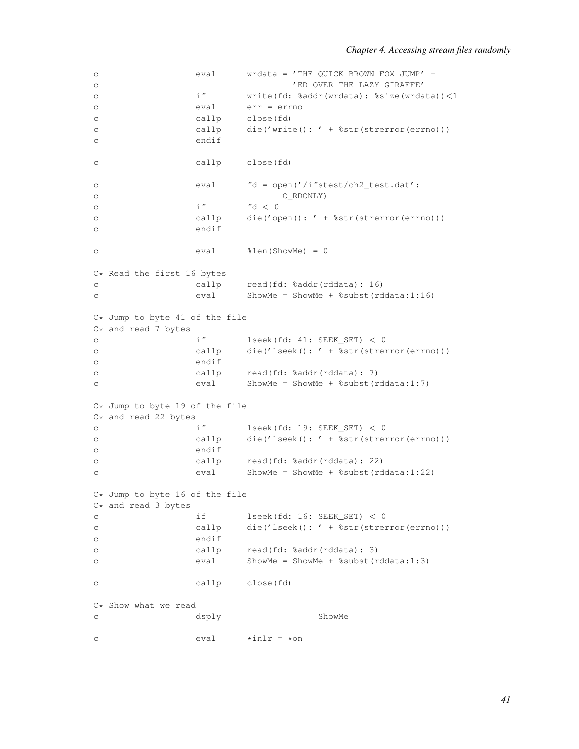```
c                   eval      wrdata = 'THE QUICK BROWN FOX JUMP' +
c                                       'ED OVER THE LAZY GIRAFFE'
c                   if        write(fd: %addr(wrdata): %size(wrdata))<1
c                   eval      err = errno
c                   callp     close(fd)
c                   callp     die('write(): ' + %str(strerror(errno)))
c                   endif

c                   callp     close(fd)

c                   eval      fd = open('/ifstest/ch2_test.dat':
c                                    O_RDONLY)
c                   if        fd < 0
c                   callp     die('open(): ' + %str(strerror(errno)))
c                   endif

c                   eval      %len(ShowMe) = 0

C* Read the first 16 bytes
c                   callp     read(fd: %addr(rddata): 16)
c                   eval      ShowMe = ShowMe + %subst(rddata:1:16)

C* Jump to byte 41 of the file
C* and read 7 bytes
c                   if        lseek(fd: 41: SEEK_SET) < 0
c                   callp     die('lseek(): ' + %str(strerror(errno)))
c                   endif
c                   callp     read(fd: %addr(rddata): 7)
c                   eval      ShowMe = ShowMe + %subst(rddata:1:7)

C* Jump to byte 19 of the file
C* and read 22 bytes
c                   if        lseek(fd: 19: SEEK_SET) < 0
c                   callp     die('lseek(): ' + %str(strerror(errno)))
c                   endif
c                   callp     read(fd: %addr(rddata): 22)
c                   eval      ShowMe = ShowMe + %subst(rddata:1:22)

C* Jump to byte 16 of the file
C* and read 3 bytes
c                   if        lseek(fd: 16: SEEK_SET) < 0
c                   callp     die('lseek(): ' + %str(strerror(errno)))
c                   endif
c                   callp     read(fd: %addr(rddata): 3)
c                   eval      ShowMe = ShowMe + %subst(rddata:1:3)

c                   callp     close(fd)

C* Show what we read
c                   dsply                   ShowMe

c                   eval      *inlr = *on
```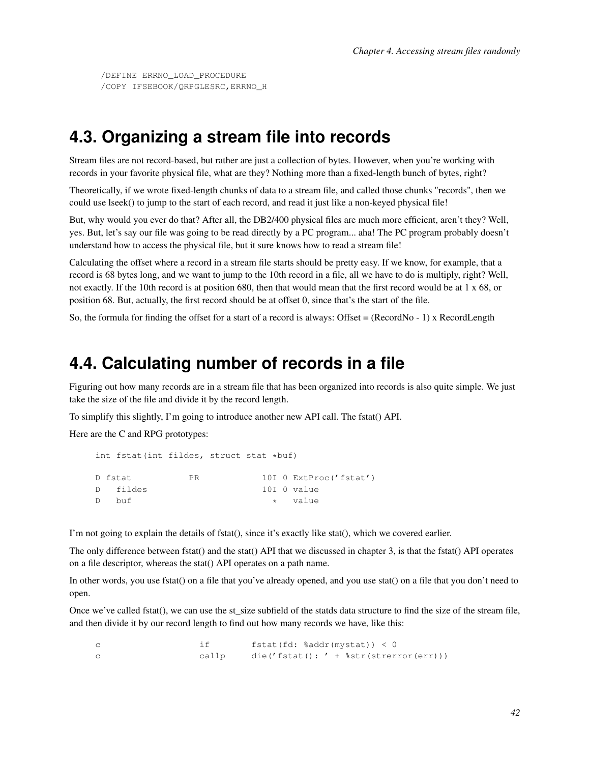```
/DEFINE ERRNO_LOAD_PROCEDURE
/COPY IFSEBOOK/QRPGLESRC,ERRNO_H
```

## 4.3. Organizing a stream file into records

Stream files are not record-based, but rather are just a collection of bytes. However, when you're working with records in your favorite physical file, what are they? Nothing more than a fixed-length bunch of bytes, right?

Theoretically, if we wrote fixed-length chunks of data to a stream file, and called those chunks "records", then we could use lseek() to jump to the start of each record, and read it just like a non-keyed physical file!

But, why would you ever do that? After all, the DB2/400 physical files are much more efficient, aren't they? Well, yes. But, let's say our file was going to be read directly by a PC program... aha! The PC program probably doesn't understand how to access the physical file, but it sure knows how to read a stream file!

Calculating the offset where a record in a stream file starts should be pretty easy. If we know, for example, that a record is 68 bytes long, and we want to jump to the 10th record in a file, all we have to do is multiply, right? Well, not exactly. If the 10th record is at position 680, then that would mean that the first record would be at 1 x 68, or position 68. But, actually, the first record should be at offset 0, since that's the start of the file.

So, the formula for finding the offset for a start of a record is always: Offset = (RecordNo - 1) x RecordLength

## 4.4. Calculating number of records in a file

Figuring out how many records are in a stream file that has been organized into records is also quite simple. We just take the size of the file and divide it by the record length.

To simplify this slightly, I'm going to introduce another new API call. The fstat() API.

Here are the C and RPG prototypes:

```
int fstat(int fildes, struct stat *buf)

D fstat           PR            10I 0 ExtProc('fstat')
D   fildes                      10I 0 value
D   buf                           *   value
```

I'm not going to explain the details of fstat(), since it's exactly like stat(), which we covered earlier.

The only difference between fstat() and the stat() API that we discussed in chapter 3, is that the fstat() API operates on a file descriptor, whereas the stat() API operates on a path name.

In other words, you use fstat() on a file that you've already opened, and you use stat() on a file that you don't need to open.

Once we've called fstat(), we can use the st_size subfield of the statds data structure to find the size of the stream file, and then divide it by our record length to find out how many records we have, like this:

```
c                   if        fstat(fd: %addr(mystat)) < 0
c                   callp     die('fstat(): ' + %str(strerror(err)))
```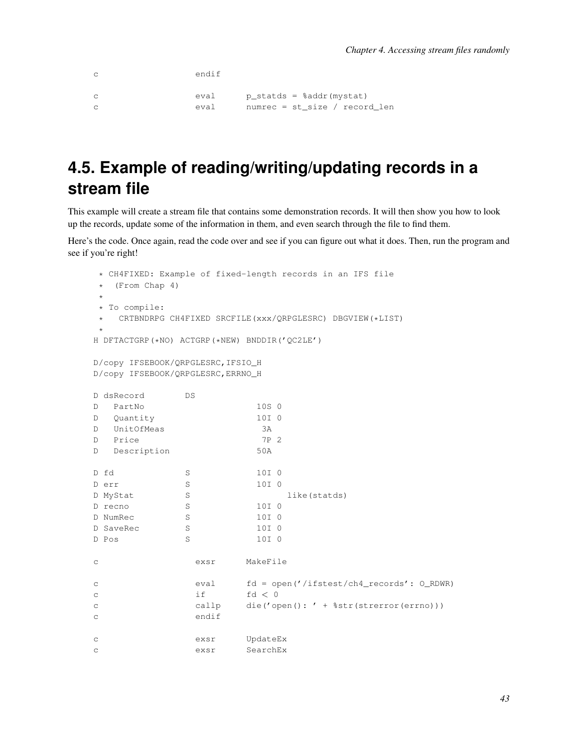```
c                   endif

c                   eval      p_statds = %addr(mystat)
c                   eval      numrec = st_size / record_len
```

## 4.5. Example of reading/writing/updating records in a stream file

This example will create a stream file that contains some demonstration records. It will then show you how to look up the records, update some of the information in them, and even search through the file to find them.

Here's the code. Once again, read the code over and see if you can figure out what it does. Then, run the program and see if you're right!

```
 * CH4FIXED: Example of fixed-length records in an IFS file
 *  (From Chap 4)
 *
 * To compile:
 *   CRTBNDRPG CH4FIXED SRCFILE(xxx/QRPGLESRC) DBGVIEW(*LIST)
 *
H DFTACTGRP(*NO) ACTGRP(*NEW) BNDDIR('QC2LE')

D/copy IFSEBOOK/QRPGLESRC,IFSIO_H
D/copy IFSEBOOK/QRPGLESRC,ERRNO_H

D dsRecord        DS
D   PartNo                      10S 0
D   Quantity                    10I 0
D   UnitOfMeas                   3A
D   Price                        7P 2
D   Description                 50A

D fd              S             10I 0
D err             S             10I 0
D MyStat          S                   like(statds)
D recno           S             10I 0
D NumRec          S             10I 0
D SaveRec         S             10I 0
D Pos             S             10I 0

c                   exsr      MakeFile

c                   eval      fd = open('/ifstest/ch4_records': O_RDWR)
c                   if        fd < 0
c                   callp     die('open(): ' + %str(strerror(errno)))
c                   endif

c                   exsr      UpdateEx
c                   exsr      SearchEx
```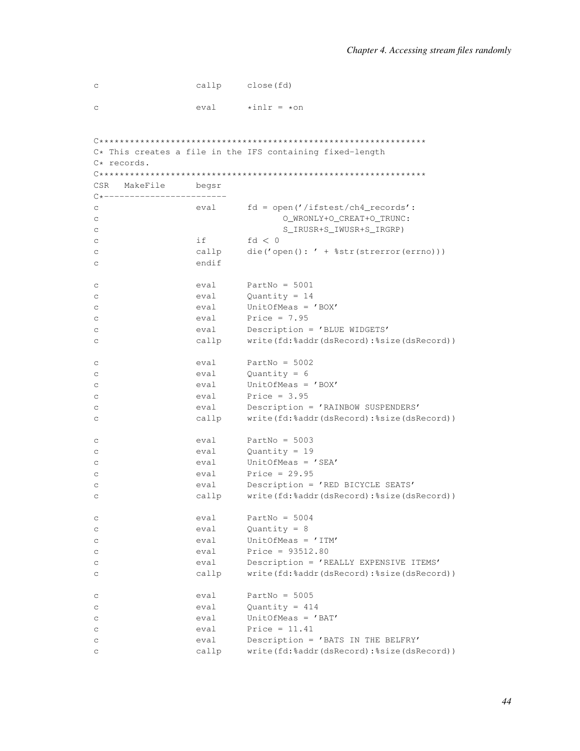```
c                   callp     close(fd)

c                   eval      *inlr = *on


C*************************************************************
C* This creates a file in the IFS containing fixed-length
C* records.
C*************************************************************
CSR   MakeFile      begsr
C*------------------------
c                   eval      fd = open('/ifstest/ch4_records':
c                                    O_WRONLY+O_CREAT+O_TRUNC:
c                                    S_IRUSR+S_IWUSR+S_IRGRP)
c                   if        fd < 0
c                   callp     die('open(): ' + %str(strerror(errno)))
c                   endif

c                   eval      PartNo = 5001
c                   eval      Quantity = 14
c                   eval      UnitOfMeas = 'BOX'
c                   eval      Price = 7.95
c                   eval      Description = 'BLUE WIDGETS'
c                   callp     write(fd:%addr(dsRecord):%size(dsRecord))

c                   eval      PartNo = 5002
c                   eval      Quantity = 6
c                   eval      UnitOfMeas = 'BOX'
c                   eval      Price = 3.95
c                   eval      Description = 'RAINBOW SUSPENDERS'
c                   callp     write(fd:%addr(dsRecord):%size(dsRecord))

c                   eval      PartNo = 5003
c                   eval      Quantity = 19
c                   eval      UnitOfMeas = 'SEA'
c                   eval      Price = 29.95
c                   eval      Description = 'RED BICYCLE SEATS'
c                   callp     write(fd:%addr(dsRecord):%size(dsRecord))

c                   eval      PartNo = 5004
c                   eval      Quantity = 8
c                   eval      UnitOfMeas = 'ITM'
c                   eval      Price = 93512.80
c                   eval      Description = 'REALLY EXPENSIVE ITEMS'
c                   callp     write(fd:%addr(dsRecord):%size(dsRecord))

c                   eval      PartNo = 5005
c                   eval      Quantity = 414
c                   eval      UnitOfMeas = 'BAT'
c                   eval      Price = 11.41
c                   eval      Description = 'BATS IN THE BELFRY'
c                   callp     write(fd:%addr(dsRecord):%size(dsRecord))
```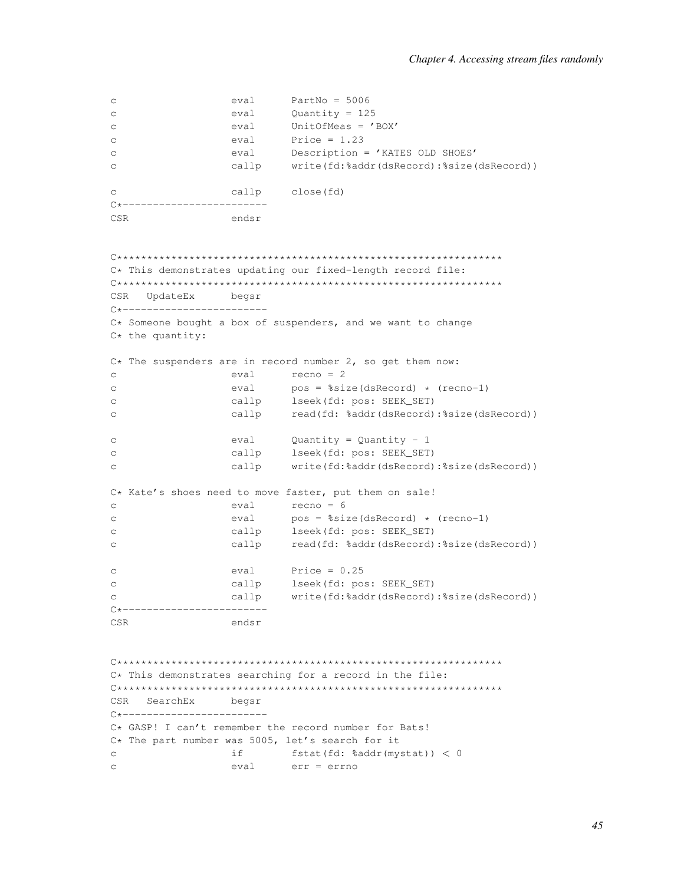```
c                   eval      PartNo = 5006
c                   eval      Quantity = 125
c                   eval      UnitOfMeas = 'BOX'
c                   eval      Price = 1.23
c                   eval      Description = 'KATES OLD SHOES'
c                   callp     write(fd:%addr(dsRecord):%size(dsRecord))

c                   callp     close(fd)
C*------------------------
CSR                 endsr


C*************************************************************
C* This demonstrates updating our fixed-length record file:
C*************************************************************
CSR   UpdateEx      begsr
C*------------------------
C* Someone bought a box of suspenders, and we want to change
C* the quantity:

C* The suspenders are in record number 2, so get them now:
c                   eval      recno = 2
c                   eval      pos = %size(dsRecord) * (recno-1)
c                   callp     lseek(fd: pos: SEEK_SET)
c                   callp     read(fd: %addr(dsRecord):%size(dsRecord))

c                   eval      Quantity = Quantity - 1
c                   callp     lseek(fd: pos: SEEK_SET)
c                   callp     write(fd:%addr(dsRecord):%size(dsRecord))

C* Kate's shoes need to move faster, put them on sale!
c                   eval      recno = 6
c                   eval      pos = %size(dsRecord) * (recno-1)
c                   callp     lseek(fd: pos: SEEK_SET)
c                   callp     read(fd: %addr(dsRecord):%size(dsRecord))

c                   eval      Price = 0.25
c                   callp     lseek(fd: pos: SEEK_SET)
c                   callp     write(fd:%addr(dsRecord):%size(dsRecord))
C*------------------------
CSR                 endsr


C*************************************************************
C* This demonstrates searching for a record in the file:
C*************************************************************
CSR   SearchEx      begsr
C*------------------------
C* GASP! I can't remember the record number for Bats!
C* The part number was 5005, let's search for it
c                   if        fstat(fd: %addr(mystat)) < 0
c                   eval      err = errno
```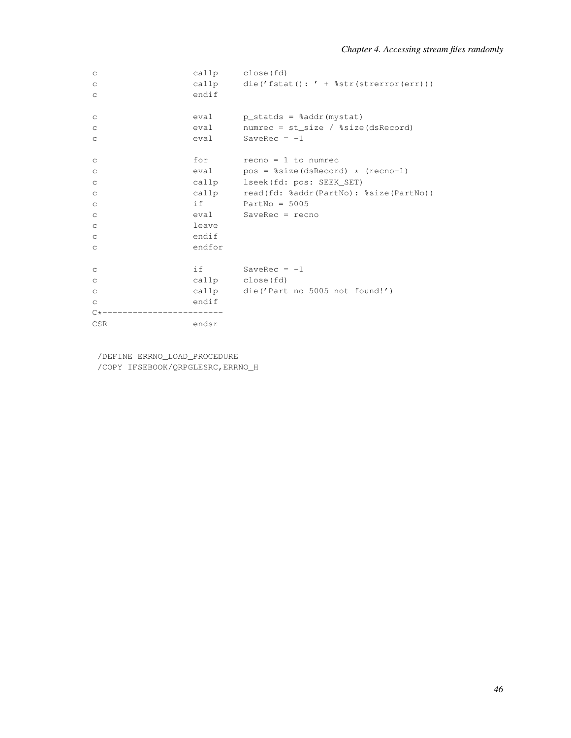```
c                   callp     close(fd)
c                   callp     die('fstat(): ' + %str(strerror(err)))
c                   endif

c                   eval      p_statds = %addr(mystat)
c                   eval      numrec = st_size / %size(dsRecord)
c                   eval      SaveRec = -1

c                   for       recno = 1 to numrec
c                   eval      pos = %size(dsRecord) * (recno-1)
c                   callp     lseek(fd: pos: SEEK_SET)
c                   callp     read(fd: %addr(PartNo): %size(PartNo))
c                   if        PartNo = 5005
c                   eval      SaveRec = recno
c                   leave
c                   endif
c                   endfor

c                   if        SaveRec = -1
c                   callp     close(fd)
c                   callp     die('Part no 5005 not found!')
c                   endif
C*------------------------
CSR                 endsr


 /DEFINE ERRNO_LOAD_PROCEDURE
 /COPY IFSEBOOK/QRPGLESRC,ERRNO_H
```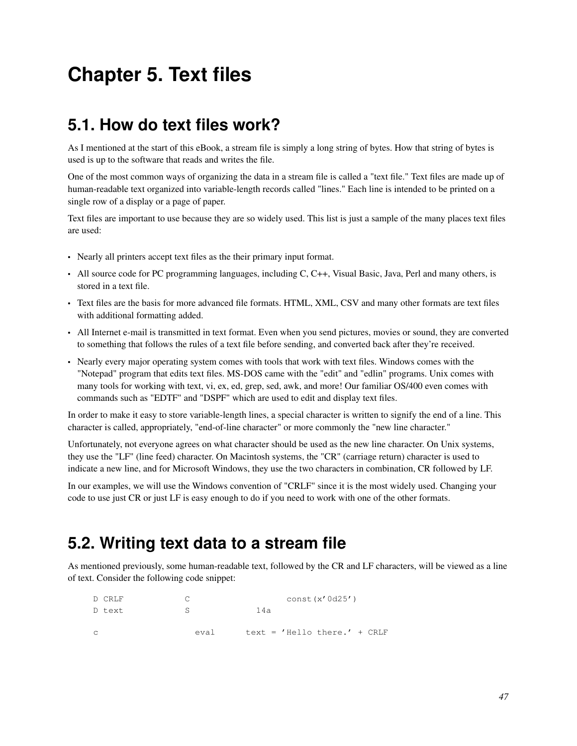# Chapter 5. Text files

## 5.1. How do text files work?

As I mentioned at the start of this eBook, a stream file is simply a long string of bytes. How that string of bytes is used is up to the software that reads and writes the file.

One of the most common ways of organizing the data in a stream file is called a "text file." Text files are made up of human-readable text organized into variable-length records called "lines." Each line is intended to be printed on a single row of a display or a page of paper.

Text files are important to use because they are so widely used. This list is just a sample of the many places text files are used:

- Nearly all printers accept text files as the their primary input format.
- All source code for PC programming languages, including C, C++, Visual Basic, Java, Perl and many others, is stored in a text file.
- Text files are the basis for more advanced file formats. HTML, XML, CSV and many other formats are text files with additional formatting added.
- All Internet e-mail is transmitted in text format. Even when you send pictures, movies or sound, they are converted to something that follows the rules of a text file before sending, and converted back after they're received.
- Nearly every major operating system comes with tools that work with text files. Windows comes with the "Notepad" program that edits text files. MS-DOS came with the "edit" and "edlin" programs. Unix comes with many tools for working with text, vi, ex, ed, grep, sed, awk, and more! Our familiar OS/400 even comes with commands such as "EDTF" and "DSPF" which are used to edit and display text files.

In order to make it easy to store variable-length lines, a special character is written to signify the end of a line. This character is called, appropriately, "end-of-line character" or more commonly the "new line character."

Unfortunately, not everyone agrees on what character should be used as the new line character. On Unix systems, they use the "LF" (line feed) character. On Macintosh systems, the "CR" (carriage return) character is used to indicate a new line, and for Microsoft Windows, they use the two characters in combination, CR followed by LF.

In our examples, we will use the Windows convention of "CRLF" since it is the most widely used. Changing your code to use just CR or just LF is easy enough to do if you need to work with one of the other formats.

## 5.2. Writing text data to a stream file

As mentioned previously, some human-readable text, followed by the CR and LF characters, will be viewed as a line of text. Consider the following code snippet:

```
D CRLF            C                   const(x'0d25')
D text            S             14a

c                   eval      text = 'Hello there.' + CRLF
```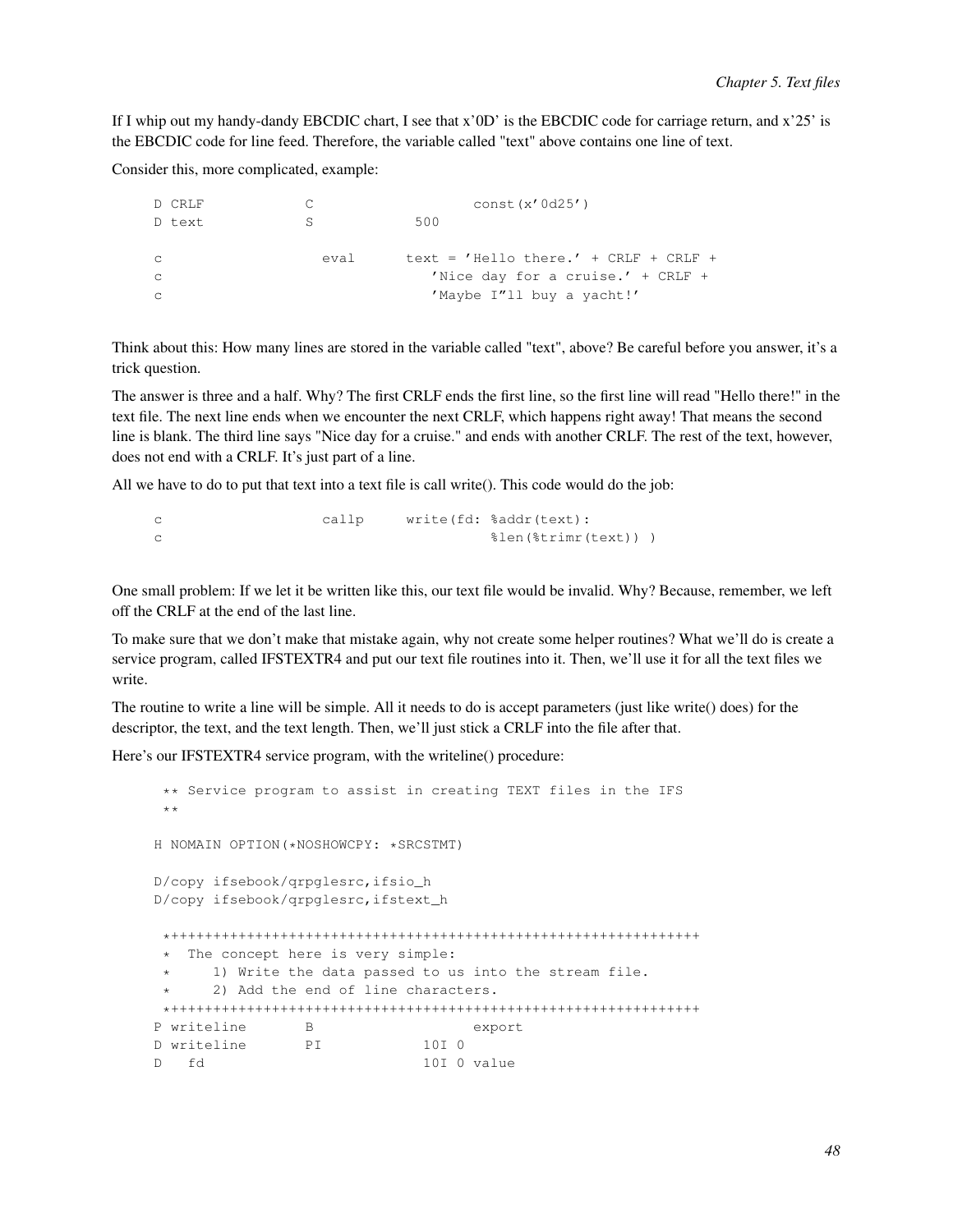If I whip out my handy-dandy EBCDIC chart, I see that x'0D' is the EBCDIC code for carriage return, and x'25' is the EBCDIC code for line feed. Therefore, the variable called "text" above contains one line of text.

Consider this, more complicated, example:

```
D CRLF            C                   const(x'0d25')
D text            S            500

c                   eval      text = 'Hello there.' + CRLF + CRLF +
c                                'Nice day for a cruise.' + CRLF +
c                                'Maybe I"ll buy a yacht!'
```

Think about this: How many lines are stored in the variable called "text", above? Be careful before you answer, it's a trick question.

The answer is three and a half. Why? The first CRLF ends the first line, so the first line will read "Hello there!" in the text file. The next line ends when we encounter the next CRLF, which happens right away! That means the second line is blank. The third line says "Nice day for a cruise." and ends with another CRLF. The rest of the text, however, does not end with a CRLF. It's just part of a line.

All we have to do to put that text into a text file is call write(). This code would do the job:

```
c                   callp     write(fd: %addr(text):
c                                      %len(%trimr(text)) )
```

One small problem: If we let it be written like this, our text file would be invalid. Why? Because, remember, we left off the CRLF at the end of the last line.

To make sure that we don't make that mistake again, why not create some helper routines? What we'll do is create a service program, called IFSTEXTR4 and put our text file routines into it. Then, we'll use it for all the text files we write.

The routine to write a line will be simple. All it needs to do is accept parameters (just like write() does) for the descriptor, the text, and the text length. Then, we'll just stick a CRLF into the file after that.

Here's our IFSTEXTR4 service program, with the writeline() procedure:

```
 ** Service program to assist in creating TEXT files in the IFS
 **

H NOMAIN OPTION(*NOSHOWCPY: *SRCSTMT)

D/copy ifsebook/qrpglesrc,ifsio_h
D/copy ifsebook/qrpglesrc,ifstext_h

 *+++++++++++++++++++++++++++++++++++++++++++++++++++++++++++++++
 *  The concept here is very simple:
 *     1) Write the data passed to us into the stream file.
 *     2) Add the end of line characters.
 *+++++++++++++++++++++++++++++++++++++++++++++++++++++++++++++++
P writeline       B                   export
D writeline       PI            10I 0
D   fd                          10I 0 value
```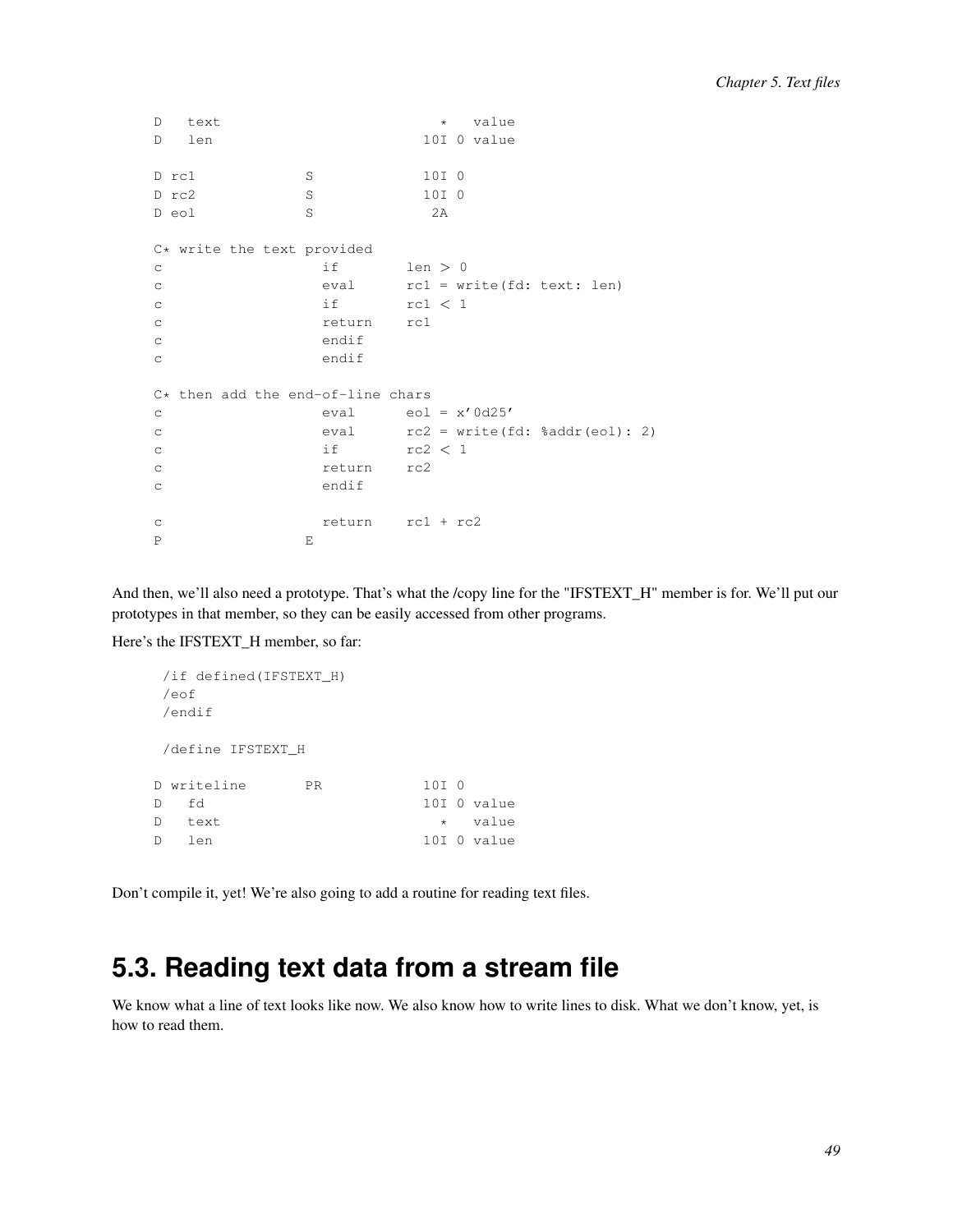```
D   text                          *   value
D   len                         10I 0 value

D rc1             S             10I 0
D rc2             S             10I 0
D eol             S              2A

C* write the text provided
c                   if        len > 0
c                   eval      rc1 = write(fd: text: len)
c                   if        rc1 < 1
c                   return    rc1
c                   endif
c                   endif

C* then add the end-of-line chars
c                   eval      eol = x'0d25'
c                   eval      rc2 = write(fd: %addr(eol): 2)
c                   if        rc2 < 1
c                   return    rc2
c                   endif

c                   return    rc1 + rc2
P                 E
```

And then, we'll also need a prototype. That's what the /copy line for the "IFSTEXT_H" member is for. We'll put our prototypes in that member, so they can be easily accessed from other programs.

Here's the IFSTEXT_H member, so far:

```
 /if defined(IFSTEXT_H)
 /eof
 /endif

 /define IFSTEXT_H

D writeline       PR            10I 0
D   fd                          10I 0 value
D   text                          *   value
D   len                         10I 0 value
```

Don't compile it, yet! We're also going to add a routine for reading text files.

## 5.3. Reading text data from a stream file

We know what a line of text looks like now. We also know how to write lines to disk. What we don't know, yet, is how to read them.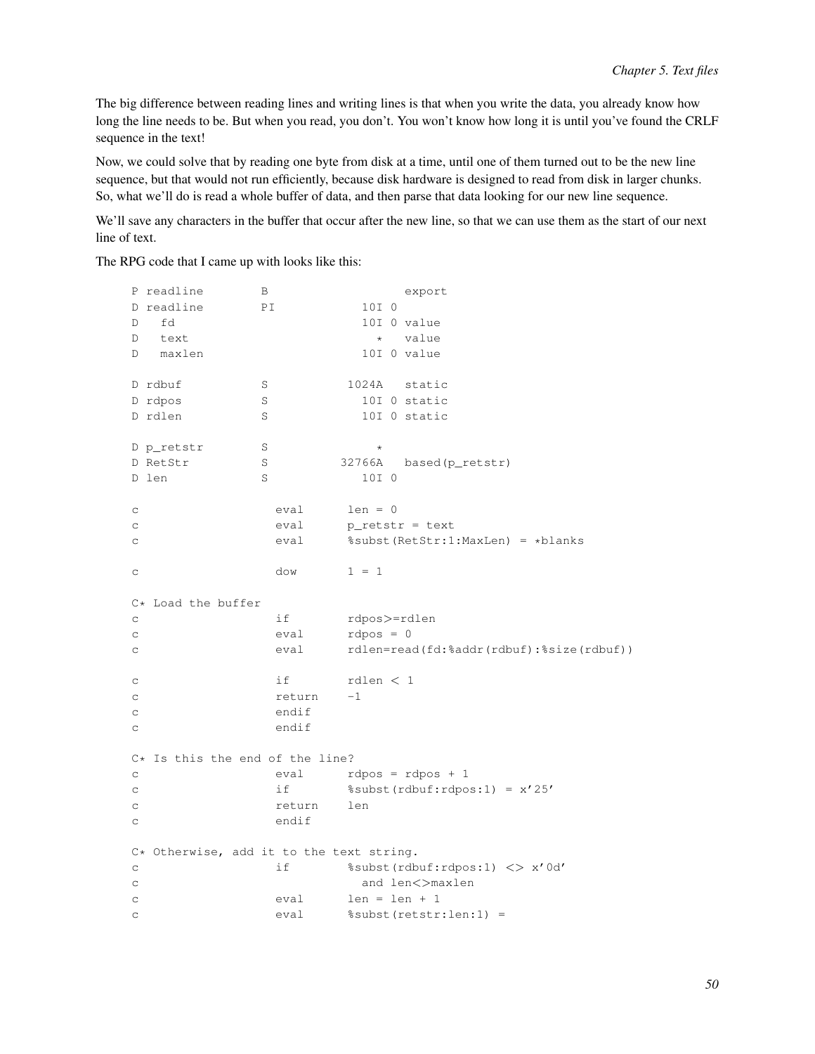The big difference between reading lines and writing lines is that when you write the data, you already know how long the line needs to be. But when you read, you don't. You won't know how long it is until you've found the CRLF sequence in the text!

Now, we could solve that by reading one byte from disk at a time, until one of them turned out to be the new line sequence, but that would not run efficiently, because disk hardware is designed to read from disk in larger chunks. So, what we'll do is read a whole buffer of data, and then parse that data looking for our new line sequence.

We'll save any characters in the buffer that occur after the new line, so that we can use them as the start of our next line of text.

The RPG code that I came up with looks like this:

```
P readline        B                   export
D readline        PI            10I 0
D   fd                          10I 0 value
D   text                          *   value
D   maxlen                      10I 0 value

D rdbuf           S           1024A   static
D rdpos           S             10I 0 static
D rdlen           S             10I 0 static

D p_retstr        S               *
D RetStr          S          32766A   based(p_retstr)
D len             S             10I 0

c                   eval      len = 0
c                   eval      p_retstr = text
c                   eval      %subst(RetStr:1:MaxLen) = *blanks

c                   dow       1 = 1

C* Load the buffer
c                   if        rdpos>=rdlen
c                   eval      rdpos = 0
c                   eval      rdlen=read(fd:%addr(rdbuf):%size(rdbuf))

c                   if        rdlen < 1
c                   return    -1
c                   endif
c                   endif

C* Is this the end of the line?
c                   eval      rdpos = rdpos + 1
c                   if        %subst(rdbuf:rdpos:1) = x'25'
c                   return    len
c                   endif

C* Otherwise, add it to the text string.
c                   if        %subst(rdbuf:rdpos:1) <> x'0d'
c                              and len<>maxlen
c                   eval      len = len + 1
c                   eval      %subst(retstr:len:1) =
```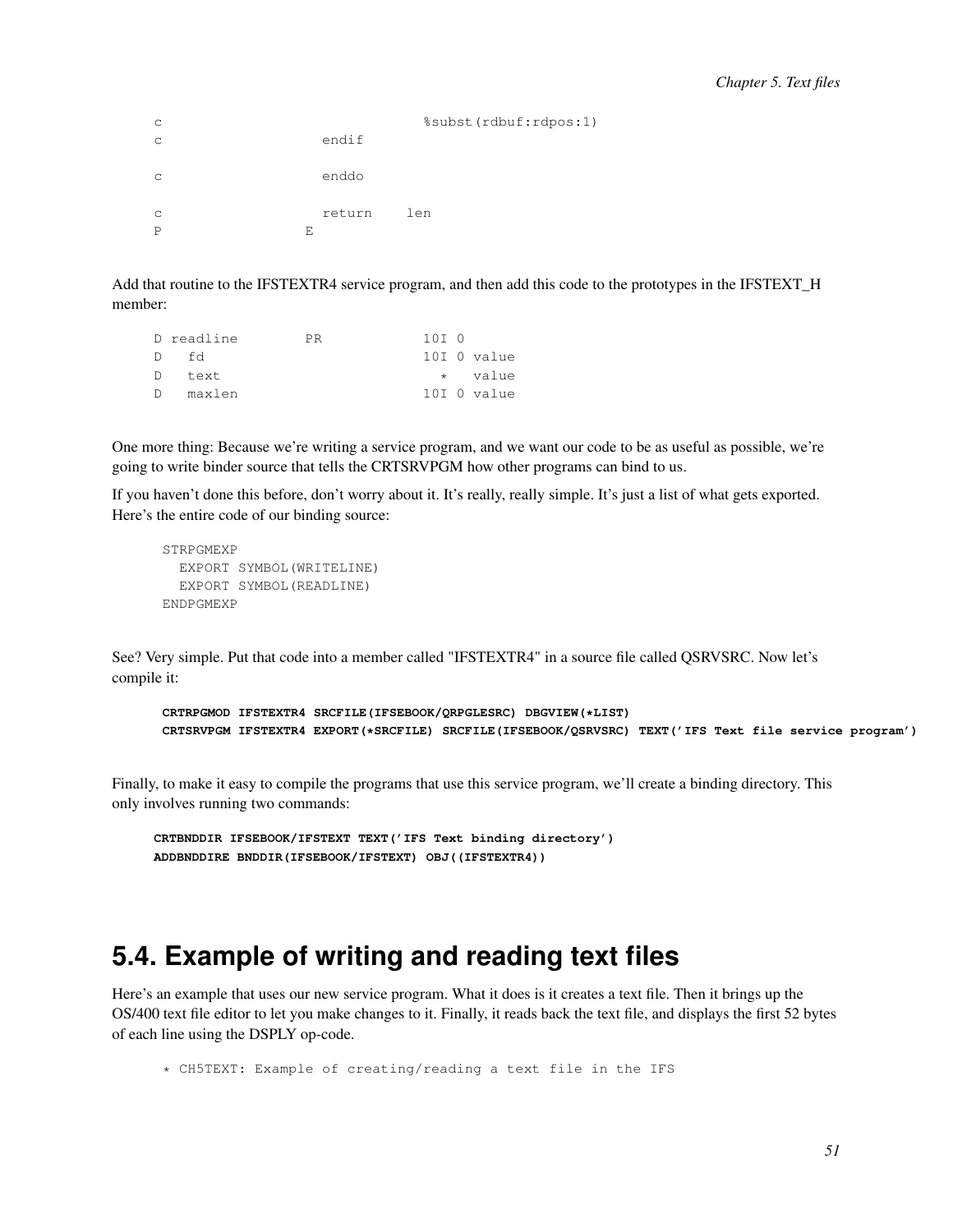```
c                                 %subst(rdbuf:rdpos:1)
c                   endif

c                   enddo

c                   return    len
P                 E
```

Add that routine to the IFSTEXTR4 service program, and then add this code to the prototypes in the IFSTEXT_H member:

```
D readline        PR            10I 0
D   fd                          10I 0 value
D   text                          *   value
D   maxlen                      10I 0 value
```

One more thing: Because we're writing a service program, and we want our code to be as useful as possible, we're going to write binder source that tells the CRTSRVPGM how other programs can bind to us.

If you haven't done this before, don't worry about it. It's really, really simple. It's just a list of what gets exported. Here's the entire code of our binding source:

```
STRPGMEXP
  EXPORT SYMBOL(WRITELINE)
  EXPORT SYMBOL(READLINE)
ENDPGMEXP
```

See? Very simple. Put that code into a member called "IFSTEXTR4" in a source file called QSRVSRC. Now let's compile it:

```
CRTRPGMOD IFSTEXTR4 SRCFILE(IFSEBOOK/QRPGLESRC) DBGVIEW(*LIST)
CRTSRVPGM IFSTEXTR4 EXPORT(*SRCFILE) SRCFILE(IFSEBOOK/QSRVSRC) TEXT('IFS Text file service program')
```

Finally, to make it easy to compile the programs that use this service program, we'll create a binding directory. This only involves running two commands:

```
CRTBNDDIR IFSEBOOK/IFSTEXT TEXT('IFS Text binding directory')
ADDBNDDIRE BNDDIR(IFSEBOOK/IFSTEXT) OBJ((IFSTEXTR4))
```

## 5.4. Example of writing and reading text files

Here's an example that uses our new service program. What it does is it creates a text file. Then it brings up the OS/400 text file editor to let you make changes to it. Finally, it reads back the text file, and displays the first 52 bytes of each line using the DSPLY op-code.

```
* CH5TEXT: Example of creating/reading a text file in the IFS
```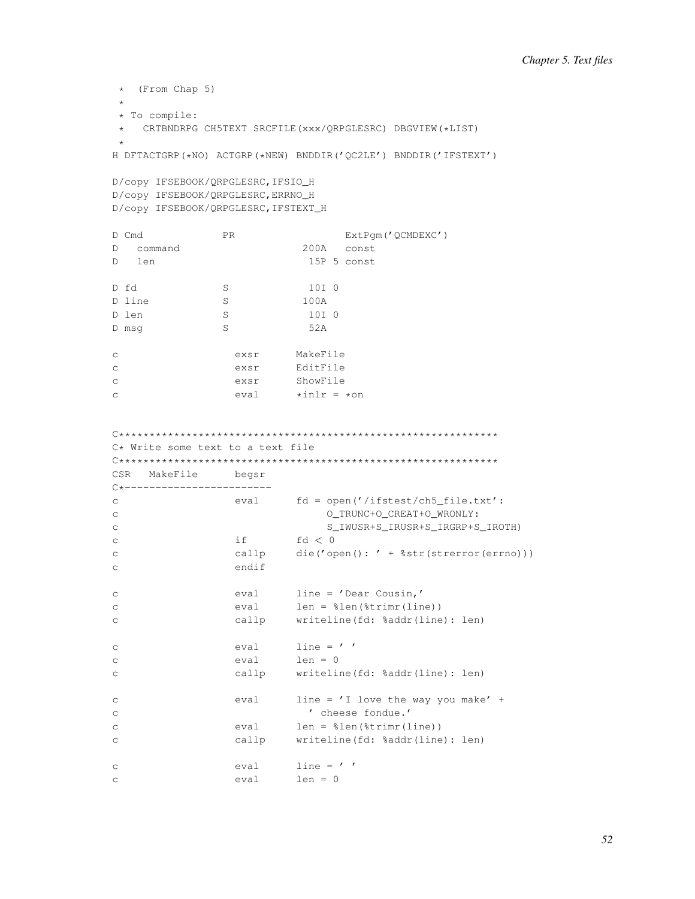```
     *  (From Chap 5)
     *
     * To compile:
     *   CRTBNDRPG CH5TEXT SRCFILE(xxx/QRPGLESRC) DBGVIEW(*LIST)
     *
    H DFTACTGRP(*NO) ACTGRP(*NEW) BNDDIR('QC2LE') BNDDIR('IFSTEXT')

    D/copy IFSEBOOK/QRPGLESRC,IFSIO_H
    D/copy IFSEBOOK/QRPGLESRC,ERRNO_H
    D/copy IFSEBOOK/QRPGLESRC,IFSTEXT_H

    D Cmd             PR                  ExtPgm('QCMDEXC')
    D   command                    200A   const
    D   len                         15P 5 const

    D fd              S             10I 0
    D line            S            100A
    D len             S             10I 0
    D msg             S             52A

    c                   exsr      MakeFile
    c                   exsr      EditFile
    c                   exsr      ShowFile
    c                   eval      *inlr = *on


    C*************************************************************
    C* Write some text to a text file
    C*************************************************************
    CSR   MakeFile      begsr
    C*------------------------
    c                   eval      fd = open('/ifstest/ch5_file.txt':
    c                                  O_TRUNC+O_CREAT+O_WRONLY:
    c                                  S_IWUSR+S_IRUSR+S_IRGRP+S_IROTH)
    c                   if        fd < 0
    c                   callp     die('open(): ' + %str(strerror(errno)))
    c                   endif

    c                   eval      line = 'Dear Cousin,'
    c                   eval      len = %len(%trimr(line))
    c                   callp     writeline(fd: %addr(line): len)

    c                   eval      line = ' '
    c                   eval      len = 0
    c                   callp     writeline(fd: %addr(line): len)

    c                   eval      line = 'I love the way you make' +
    c                               ' cheese fondue.'
    c                   eval      len = %len(%trimr(line))
    c                   callp     writeline(fd: %addr(line): len)

    c                   eval      line = ' '
    c                   eval      len = 0
```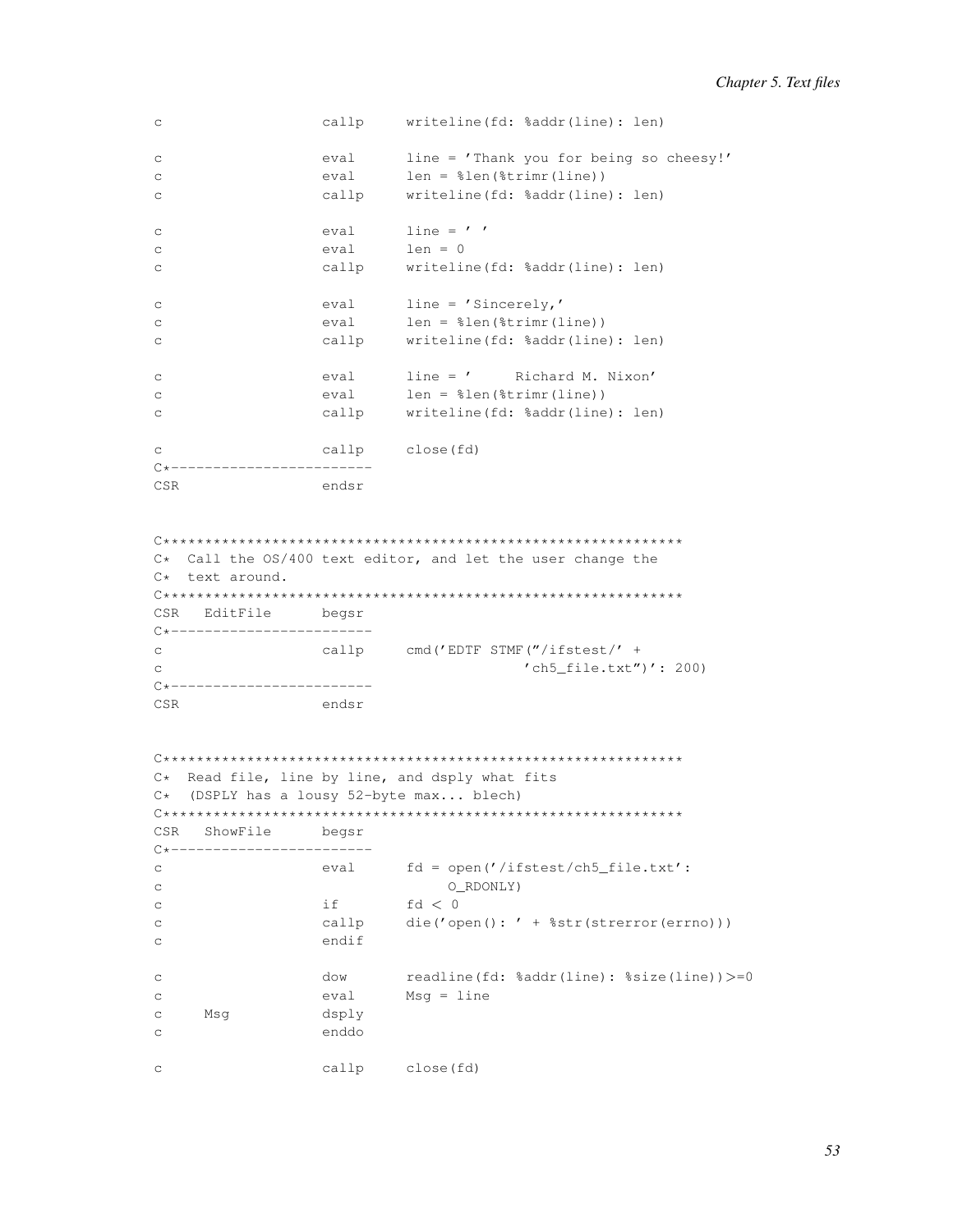```
c                   callp     writeline(fd: %addr(line): len)

c                   eval      line = 'Thank you for being so cheesy!'
c                   eval      len = %len(%trimr(line))
c                   callp     writeline(fd: %addr(line): len)

c                   eval      line = ' '
c                   eval      len = 0
c                   callp     writeline(fd: %addr(line): len)

c                   eval      line = 'Sincerely,'
c                   eval      len = %len(%trimr(line))
c                   callp     writeline(fd: %addr(line): len)

c                   eval      line = '     Richard M. Nixon'
c                   eval      len = %len(%trimr(line))
c                   callp     writeline(fd: %addr(line): len)

c                   callp     close(fd)
C*------------------------
CSR                 endsr


C************************************************************
C*  Call the OS/400 text editor, and let the user change the
C*  text around.
C************************************************************
CSR   EditFile      begsr
C*------------------------
c                   callp     cmd('EDTF STMF("/ifstest/' +
c                                       'ch5_file.txt")': 200)
C*------------------------
CSR                 endsr


C************************************************************
C*  Read file, line by line, and dsply what fits
C*  (DSPLY has a lousy 52-byte max... blech)
C************************************************************
CSR   ShowFile      begsr
C*------------------------
c                   eval      fd = open('/ifstest/ch5_file.txt':
c                                  O_RDONLY)
c                   if        fd < 0
c                   callp     die('open(): ' + %str(strerror(errno)))
c                   endif

c                   dow       readline(fd: %addr(line): %size(line))>=0
c                   eval      Msg = line
c     Msg           dsply
c                   enddo

c                   callp     close(fd)
```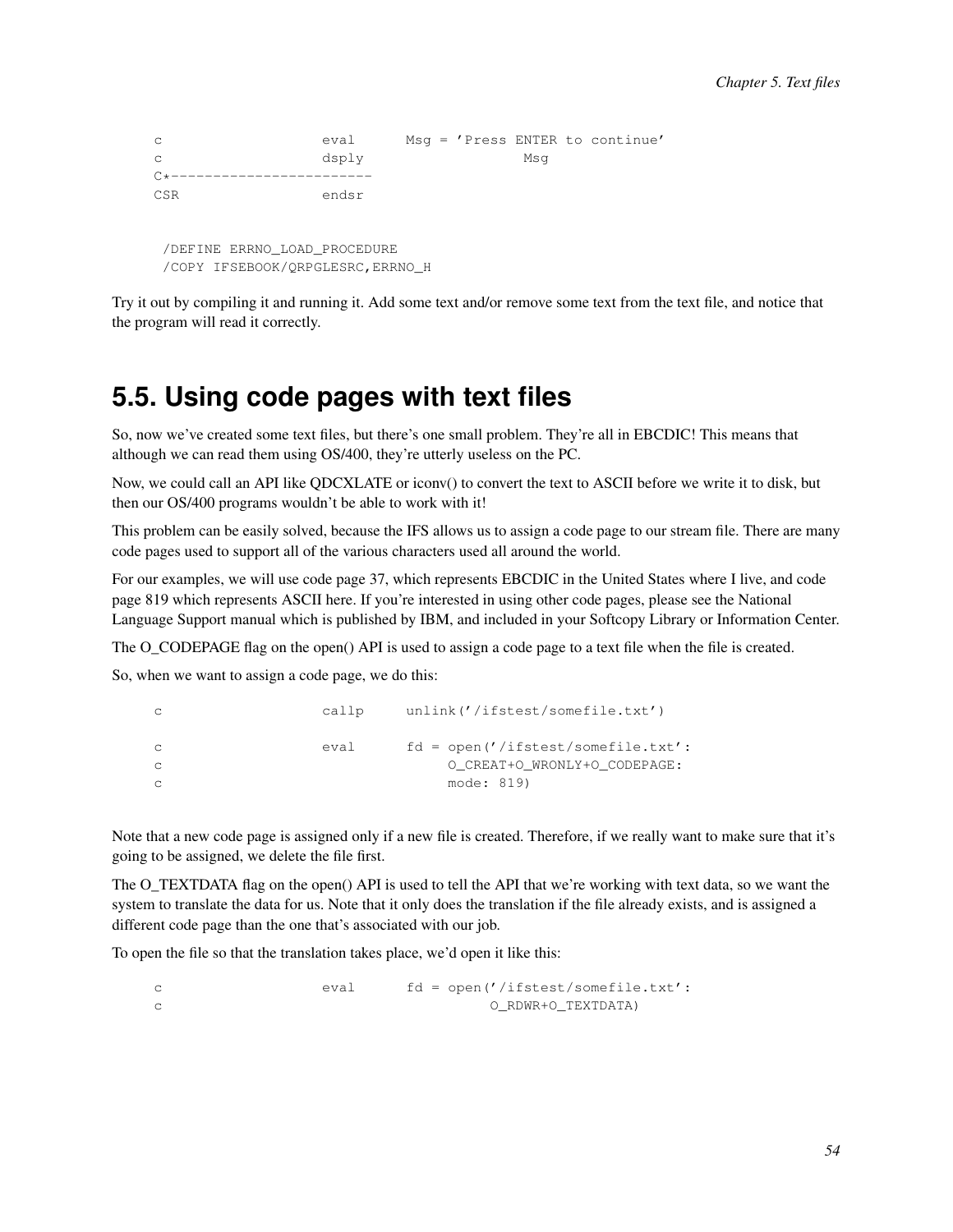```
c                   eval      Msg = 'Press ENTER to continue'
c                   dsply                   Msg
C*-----------------------
CSR                 endsr


 /DEFINE ERRNO_LOAD_PROCEDURE
 /COPY IFSEBOOK/QRPGLESRC,ERRNO_H
```

Try it out by compiling it and running it. Add some text and/or remove some text from the text file, and notice that the program will read it correctly.

## 5.5. Using code pages with text files

So, now we've created some text files, but there's one small problem. They're all in EBCDIC! This means that although we can read them using OS/400, they're utterly useless on the PC.

Now, we could call an API like QDCXLATE or iconv() to convert the text to ASCII before we write it to disk, but then our OS/400 programs wouldn't be able to work with it!

This problem can be easily solved, because the IFS allows us to assign a code page to our stream file. There are many code pages used to support all of the various characters used all around the world.

For our examples, we will use code page 37, which represents EBCDIC in the United States where I live, and code page 819 which represents ASCII here. If you're interested in using other code pages, please see the National Language Support manual which is published by IBM, and included in your Softcopy Library or Information Center.

The O_CODEPAGE flag on the open() API is used to assign a code page to a text file when the file is created.

So, when we want to assign a code page, we do this:

```
c                   callp     unlink('/ifstest/somefile.txt')

c                   eval      fd = open('/ifstest/somefile.txt':
c                                  O_CREAT+O_WRONLY+O_CODEPAGE:
c                                  mode: 819)
```

Note that a new code page is assigned only if a new file is created. Therefore, if we really want to make sure that it's going to be assigned, we delete the file first.

The O_TEXTDATA flag on the open() API is used to tell the API that we're working with text data, so we want the system to translate the data for us. Note that it only does the translation if the file already exists, and is assigned a different code page than the one that's associated with our job.

To open the file so that the translation takes place, we'd open it like this:

```
c                   eval      fd = open('/ifstest/somefile.txt':
c                                       O_RDWR+O_TEXTDATA)
```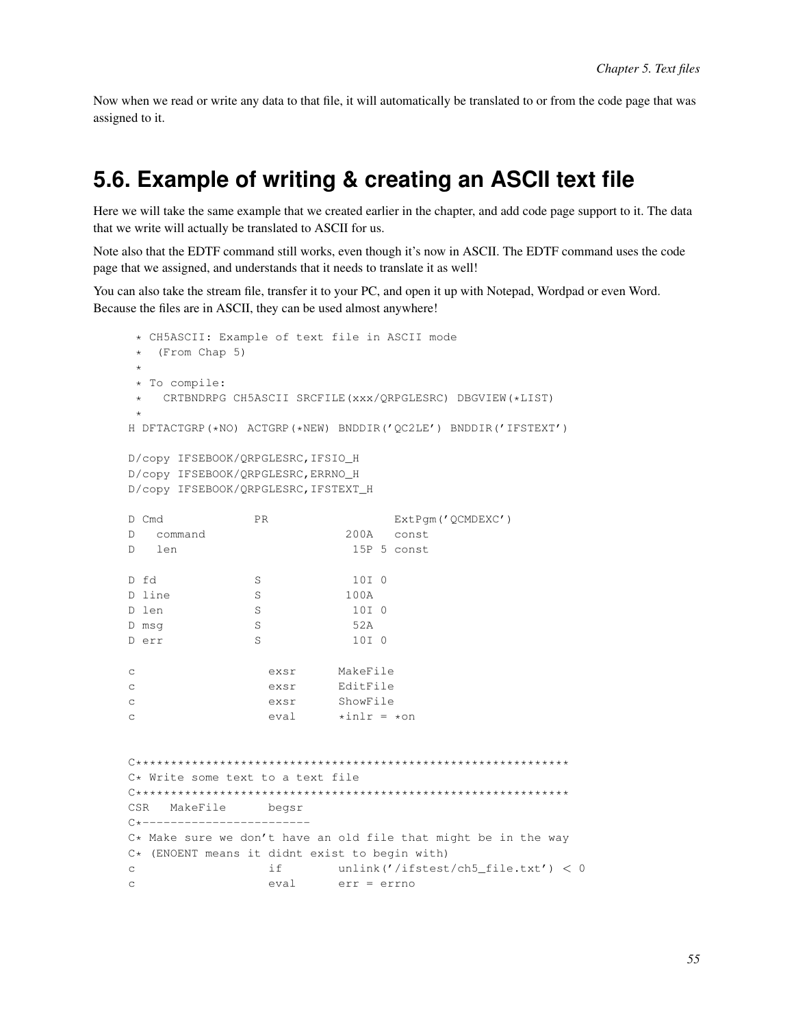Now when we read or write any data to that file, it will automatically be translated to or from the code page that was assigned to it.

## 5.6. Example of writing & creating an ASCII text file

Here we will take the same example that we created earlier in the chapter, and add code page support to it. The data that we write will actually be translated to ASCII for us.

Note also that the EDTF command still works, even though it's now in ASCII. The EDTF command uses the code page that we assigned, and understands that it needs to translate it as well!

You can also take the stream file, transfer it to your PC, and open it up with Notepad, Wordpad or even Word. Because the files are in ASCII, they can be used almost anywhere!

```
      * CH5ASCII: Example of text file in ASCII mode
      *  (From Chap 5)
      *
      * To compile:
      *   CRTBNDRPG CH5ASCII SRCFILE(xxx/QRPGLESRC) DBGVIEW(*LIST)
      *
     H DFTACTGRP(*NO) ACTGRP(*NEW) BNDDIR('QC2LE') BNDDIR('IFSTEXT')

     D/copy IFSEBOOK/QRPGLESRC,IFSIO_H
     D/copy IFSEBOOK/QRPGLESRC,ERRNO_H
     D/copy IFSEBOOK/QRPGLESRC,IFSTEXT_H

     D Cmd             PR                  ExtPgm('QCMDEXC')
     D   command                    200A   const
     D   len                         15P 5 const

     D fd              S             10I 0
     D line            S            100A
     D len             S             10I 0
     D msg             S             52A
     D err             S             10I 0

     c                   exsr      MakeFile
     c                   exsr      EditFile
     c                   exsr      ShowFile
     c                   eval      *inlr = *on


     C*************************************************************
     C* Write some text to a text file
     C*************************************************************
     CSR   MakeFile      begsr
     C*------------------------
     C* Make sure we don't have an old file that might be in the way
     C* (ENOENT means it didnt exist to begin with)
     c                   if        unlink('/ifstest/ch5_file.txt') < 0
     c                   eval      err = errno
```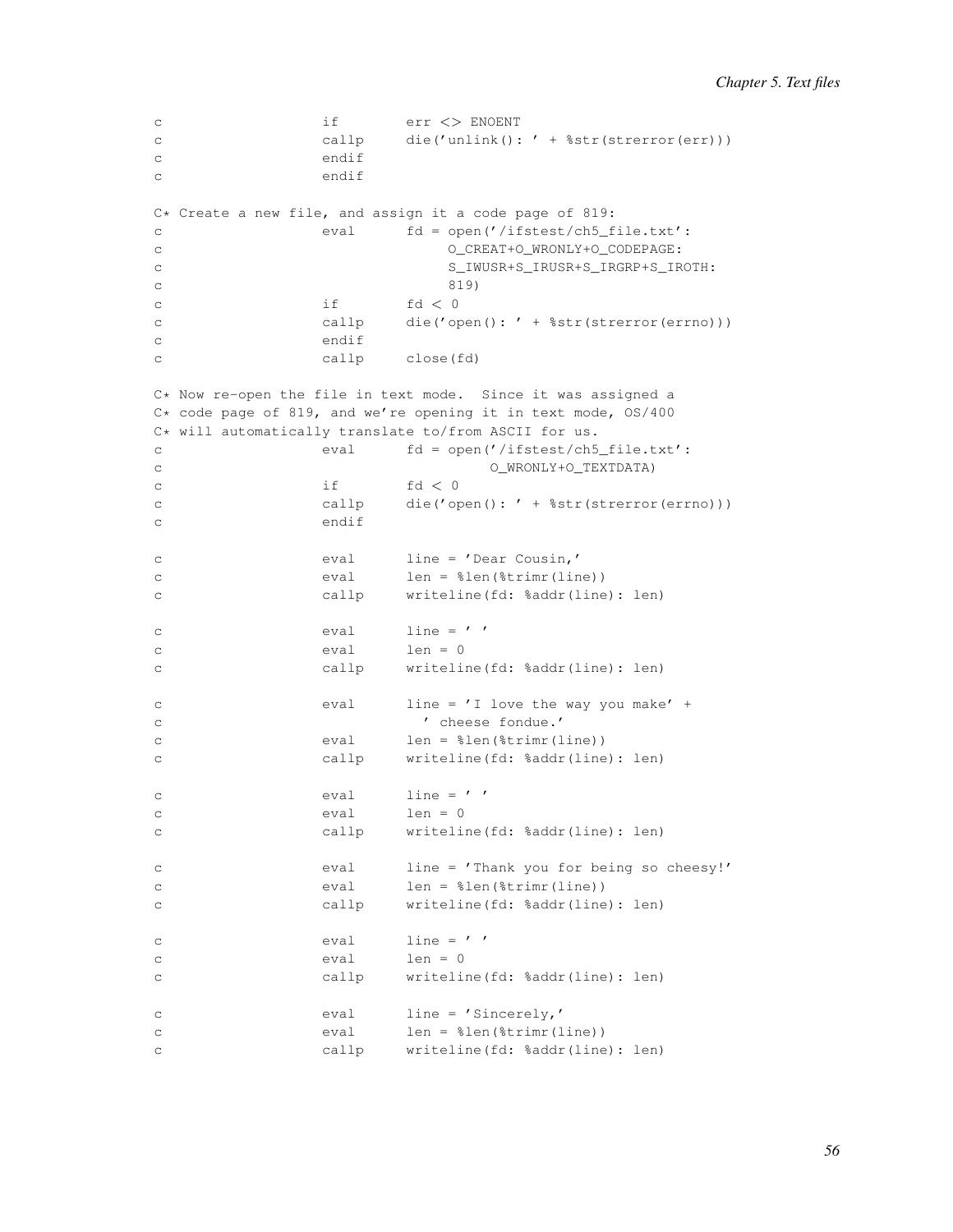```
c                   if        err <> ENOENT
c                   callp     die('unlink(): ' + %str(strerror(err)))
c                   endif
c                   endif

C* Create a new file, and assign it a code page of 819:
c                   eval      fd = open('/ifstest/ch5_file.txt':
c                                  O_CREAT+O_WRONLY+O_CODEPAGE:
c                                  S_IWUSR+S_IRUSR+S_IRGRP+S_IROTH:
c                                  819)
c                   if        fd < 0
c                   callp     die('open(): ' + %str(strerror(errno)))
c                   endif
c                   callp     close(fd)

C* Now re-open the file in text mode.  Since it was assigned a
C* code page of 819, and we're opening it in text mode, OS/400
C* will automatically translate to/from ASCII for us.
c                   eval      fd = open('/ifstest/ch5_file.txt':
c                                       O_WRONLY+O_TEXTDATA)
c                   if        fd < 0
c                   callp     die('open(): ' + %str(strerror(errno)))
c                   endif

c                   eval      line = 'Dear Cousin,'
c                   eval      len = %len(%trimr(line))
c                   callp     writeline(fd: %addr(line): len)

c                   eval      line = ' '
c                   eval      len = 0
c                   callp     writeline(fd: %addr(line): len)

c                   eval      line = 'I love the way you make' +
c                               ' cheese fondue.'
c                   eval      len = %len(%trimr(line))
c                   callp     writeline(fd: %addr(line): len)

c                   eval      line = ' '
c                   eval      len = 0
c                   callp     writeline(fd: %addr(line): len)

c                   eval      line = 'Thank you for being so cheesy!'
c                   eval      len = %len(%trimr(line))
c                   callp     writeline(fd: %addr(line): len)

c                   eval      line = ' '
c                   eval      len = 0
c                   callp     writeline(fd: %addr(line): len)

c                   eval      line = 'Sincerely,'
c                   eval      len = %len(%trimr(line))
c                   callp     writeline(fd: %addr(line): len)
```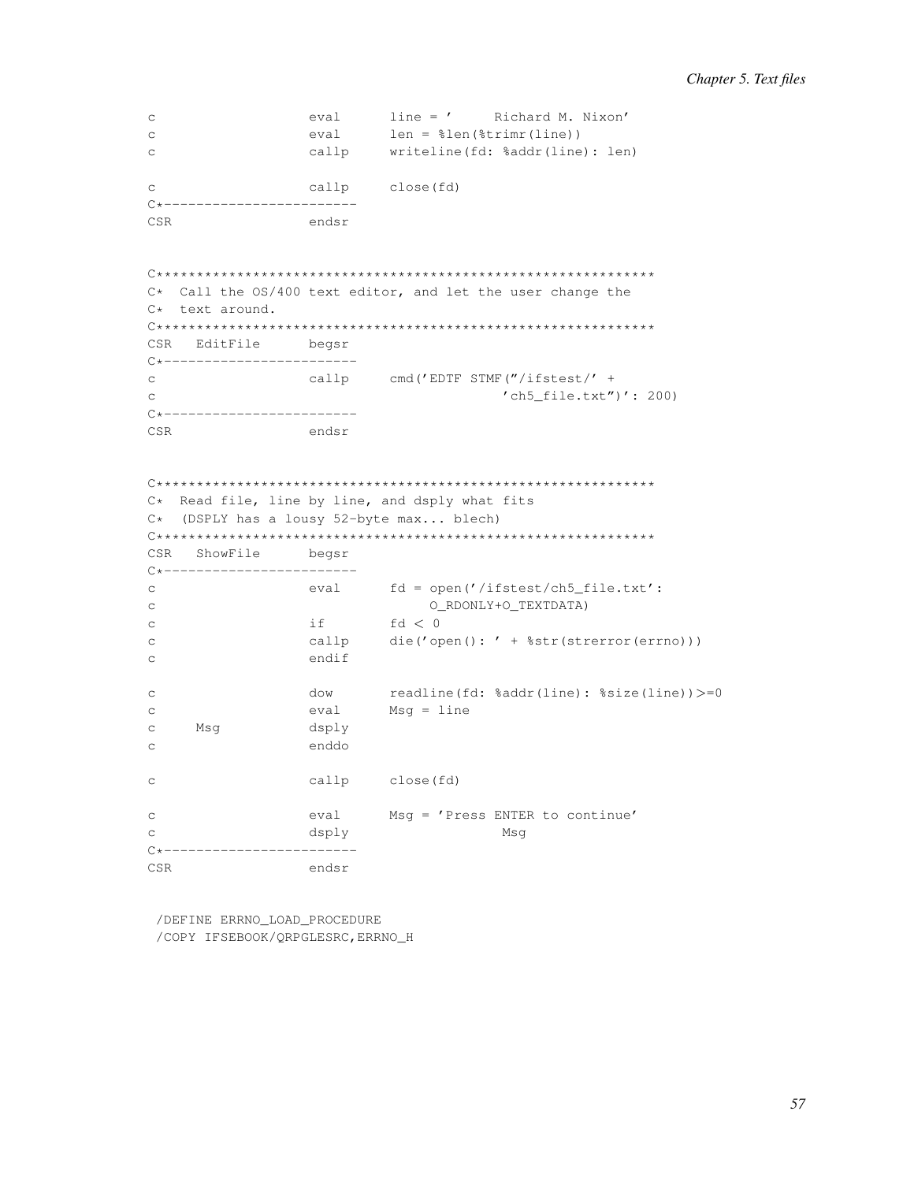```
c                   eval      line = '     Richard M. Nixon'
c                   eval      len = %len(%trimr(line))
c                   callp     writeline(fd: %addr(line): len)

c                   callp     close(fd)
C*------------------------
CSR                 endsr


C*************************************************************
C*  Call the OS/400 text editor, and let the user change the
C*  text around.
C*************************************************************
CSR   EditFile      begsr
C*------------------------
c                   callp     cmd('EDTF STMF("/ifstest/' +
c                                       'ch5_file.txt")': 200)
C*------------------------
CSR                 endsr


C*************************************************************
C*  Read file, line by line, and dsply what fits
C*  (DSPLY has a lousy 52-byte max... blech)
C*************************************************************
CSR   ShowFile      begsr
C*------------------------
c                   eval      fd = open('/ifstest/ch5_file.txt':
c                                  O_RDONLY+O_TEXTDATA)
c                   if        fd < 0
c                   callp     die('open(): ' + %str(strerror(errno)))
c                   endif

c                   dow       readline(fd: %addr(line): %size(line))>=0
c                   eval      Msg = line
c     Msg           dsply
c                   enddo

c                   callp     close(fd)

c                   eval      Msg = 'Press ENTER to continue'
c                   dsply                   Msg
C*------------------------
CSR                 endsr


 /DEFINE ERRNO_LOAD_PROCEDURE
 /COPY IFSEBOOK/QRPGLESRC,ERRNO_H
```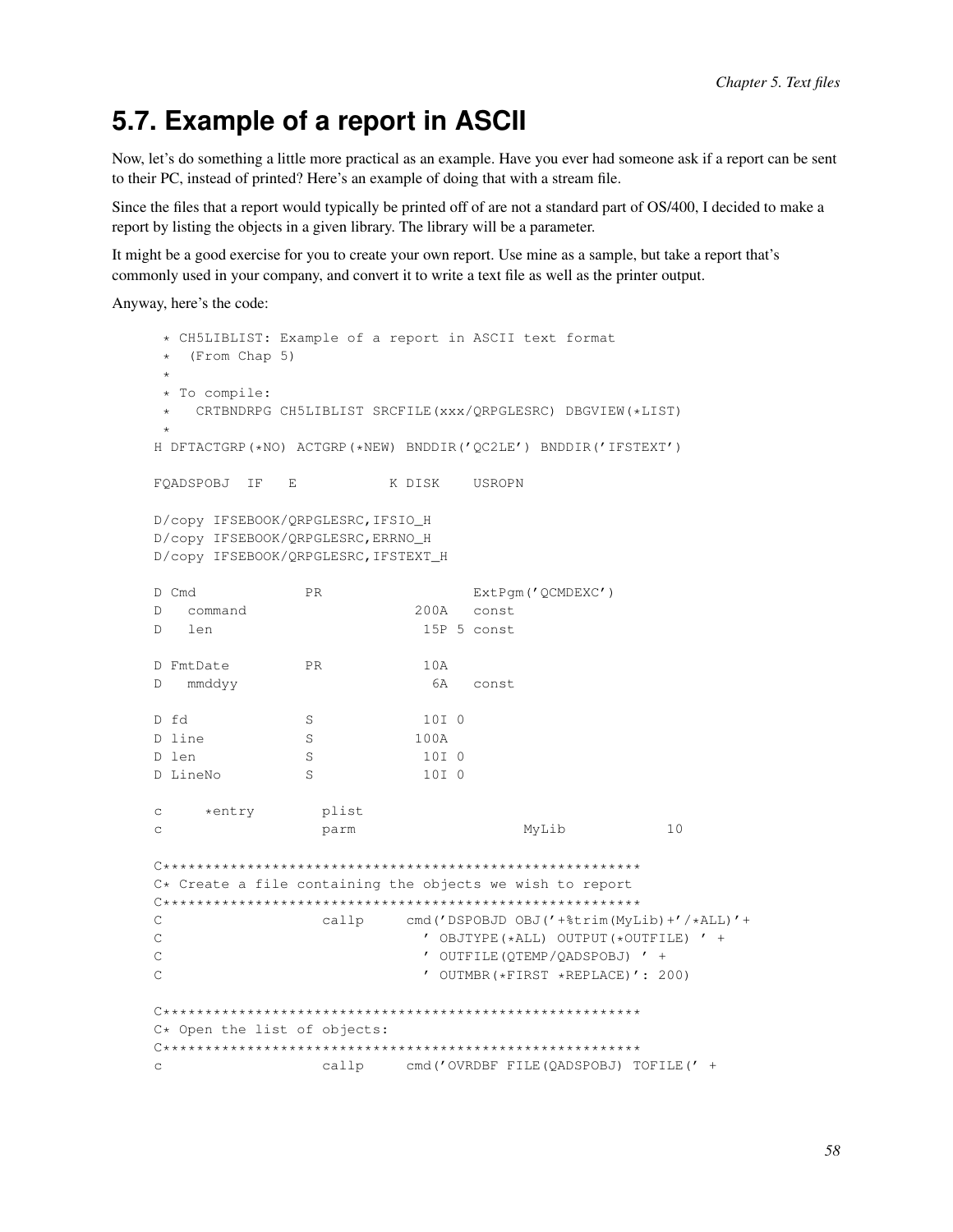## 5.7. Example of a report in ASCII

Now, let's do something a little more practical as an example. Have you ever had someone ask if a report can be sent to their PC, instead of printed? Here's an example of doing that with a stream file.

Since the files that a report would typically be printed off of are not a standard part of OS/400, I decided to make a report by listing the objects in a given library. The library will be a parameter.

It might be a good exercise for you to create your own report. Use mine as a sample, but take a report that's commonly used in your company, and convert it to write a text file as well as the printer output.

Anyway, here's the code:

```
      * CH5LIBLIST: Example of a report in ASCII text format
      *  (From Chap 5)
      *
      * To compile:
      *   CRTBNDRPG CH5LIBLIST SRCFILE(xxx/QRPGLESRC) DBGVIEW(*LIST)
      *
     H DFTACTGRP(*NO) ACTGRP(*NEW) BNDDIR('QC2LE') BNDDIR('IFSTEXT')

     FQADSPOBJ  IF   E           K DISK    USROPN

     D/copy IFSEBOOK/QRPGLESRC,IFSIO_H
     D/copy IFSEBOOK/QRPGLESRC,ERRNO_H
     D/copy IFSEBOOK/QRPGLESRC,IFSTEXT_H

     D Cmd             PR                  ExtPgm('QCMDEXC')
     D   command                    200A   const
     D   len                         15P 5 const

     D FmtDate         PR            10A
     D   mmddyy                       6A   const

     D fd              S             10I 0
     D line            S            100A
     D len             S             10I 0
     D LineNo          S             10I 0

     c     *entry        plist
     c                   parm                    MyLib            10

     C*******************************************************
     C* Create a file containing the objects we wish to report
     C*******************************************************
     C                   callp     cmd('DSPOBJD OBJ('+%trim(MyLib)+'/*ALL)'+
     C                               ' OBJTYPE(*ALL) OUTPUT(*OUTFILE) ' +
     C                               ' OUTFILE(QTEMP/QADSPOBJ) ' +
     C                               ' OUTMBR(*FIRST *REPLACE)': 200)

     C*******************************************************
     C* Open the list of objects:
     C*******************************************************
     c                   callp     cmd('OVRDBF FILE(QADSPOBJ) TOFILE(' +
```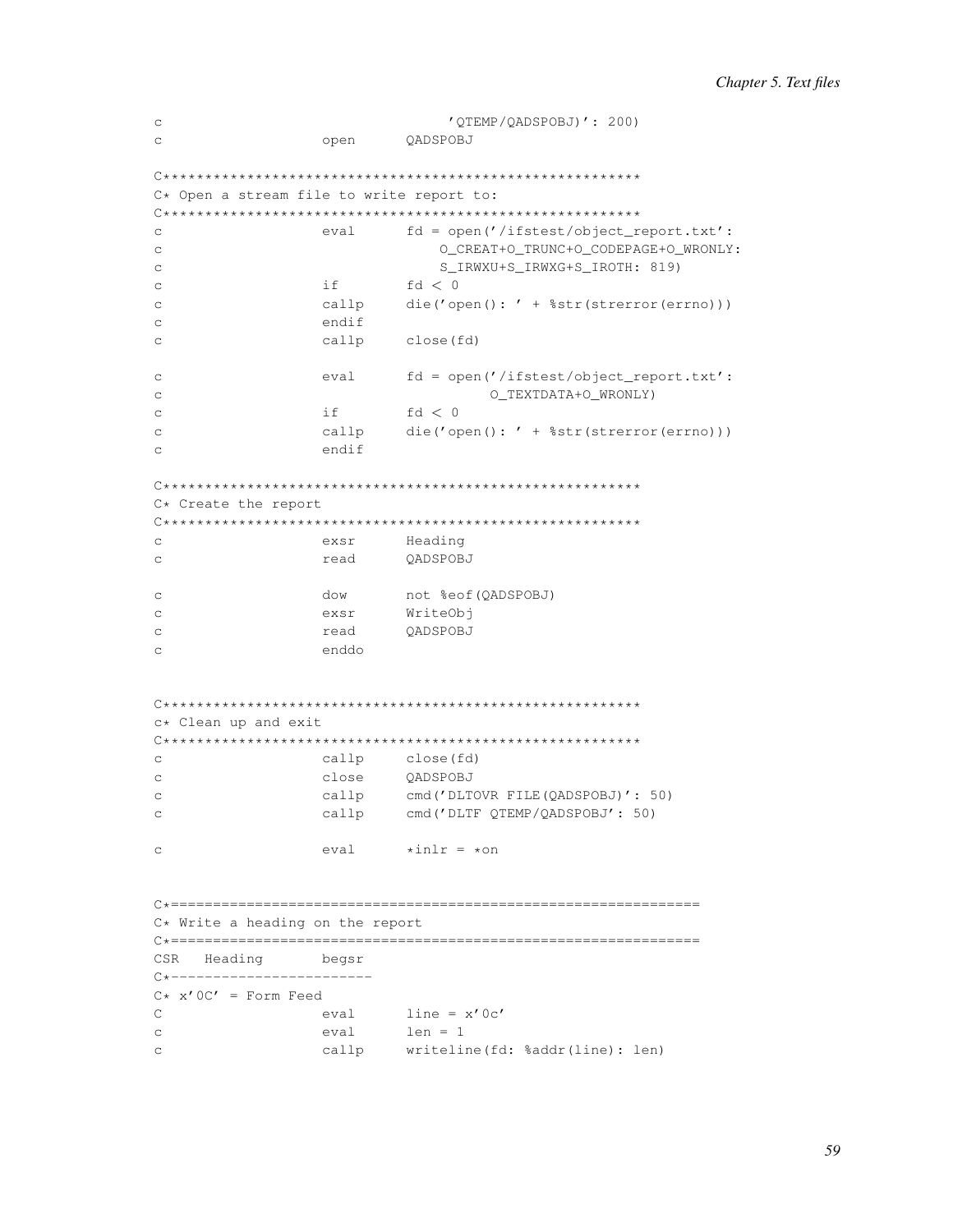```
c                                   'QTEMP/QADSPOBJ)': 200)
c                   open      QADSPOBJ

C*********************************************************
C* Open a stream file to write report to:
C*********************************************************
c                   eval      fd = open('/ifstest/object_report.txt':
c                                 O_CREAT+O_TRUNC+O_CODEPAGE+O_WRONLY:
c                                 S_IRWXU+S_IRWXG+S_IROTH: 819)
c                   if        fd < 0
c                   callp     die('open(): ' + %str(strerror(errno)))
c                   endif
c                   callp     close(fd)

c                   eval      fd = open('/ifstest/object_report.txt':
c                                       O_TEXTDATA+O_WRONLY)
c                   if        fd < 0
c                   callp     die('open(): ' + %str(strerror(errno)))
c                   endif

C*********************************************************
C* Create the report
C*********************************************************
c                   exsr      Heading
c                   read      QADSPOBJ

c                   dow       not %eof(QADSPOBJ)
c                   exsr      WriteObj
c                   read      QADSPOBJ
c                   enddo


C*********************************************************
c* Clean up and exit
C*********************************************************
c                   callp     close(fd)
c                   close     QADSPOBJ
c                   callp     cmd('DLTOVR FILE(QADSPOBJ)': 50)
c                   callp     cmd('DLTF QTEMP/QADSPOBJ': 50)

c                   eval      *inlr = *on


C*==============================================================
C* Write a heading on the report
C*==============================================================
CSR   Heading       begsr
C*------------------------
C* x'0C' = Form Feed
C                   eval      line = x'0c'
c                   eval      len = 1
c                   callp     writeline(fd: %addr(line): len)
```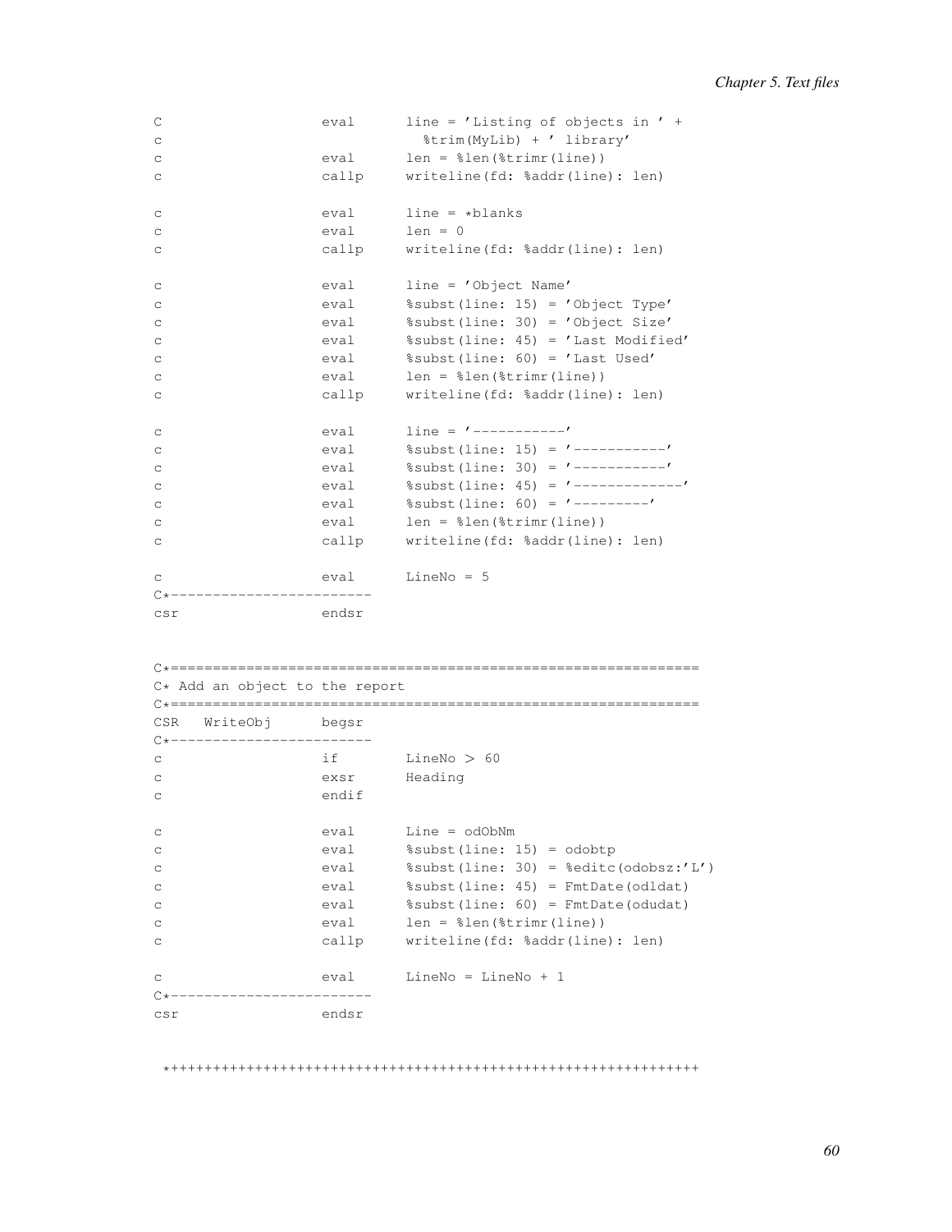```
C                   eval      line = 'Listing of objects in ' +
c                               %trim(MyLib) + ' library'
c                   eval      len = %len(%trimr(line))
c                   callp     writeline(fd: %addr(line): len)

c                   eval      line = *blanks
c                   eval      len = 0
c                   callp     writeline(fd: %addr(line): len)

c                   eval      line = 'Object Name'
c                   eval      %subst(line: 15) = 'Object Type'
c                   eval      %subst(line: 30) = 'Object Size'
c                   eval      %subst(line: 45) = 'Last Modified'
c                   eval      %subst(line: 60) = 'Last Used'
c                   eval      len = %len(%trimr(line))
c                   callp     writeline(fd: %addr(line): len)

c                   eval      line = '-----------'
c                   eval      %subst(line: 15) = '-----------'
c                   eval      %subst(line: 30) = '-----------'
c                   eval      %subst(line: 45) = '-------------'
c                   eval      %subst(line: 60) = '---------'
c                   eval      len = %len(%trimr(line))
c                   callp     writeline(fd: %addr(line): len)

c                   eval      LineNo = 5
C*------------------------
csr                 endsr


C*===============================================================
C* Add an object to the report
C*===============================================================
CSR   WriteObj      begsr
C*------------------------
c                   if        LineNo > 60
c                   exsr      Heading
c                   endif

c                   eval      Line = odObNm
c                   eval      %subst(line: 15) = odobtp
c                   eval      %subst(line: 30) = %editc(odobsz:'L')
c                   eval      %subst(line: 45) = FmtDate(odldat)
c                   eval      %subst(line: 60) = FmtDate(odudat)
c                   eval      len = %len(%trimr(line))
c                   callp     writeline(fd: %addr(line): len)

c                   eval      LineNo = LineNo + 1
C*------------------------
csr                 endsr


 *+++++++++++++++++++++++++++++++++++++++++++++++++++++++++++++++
```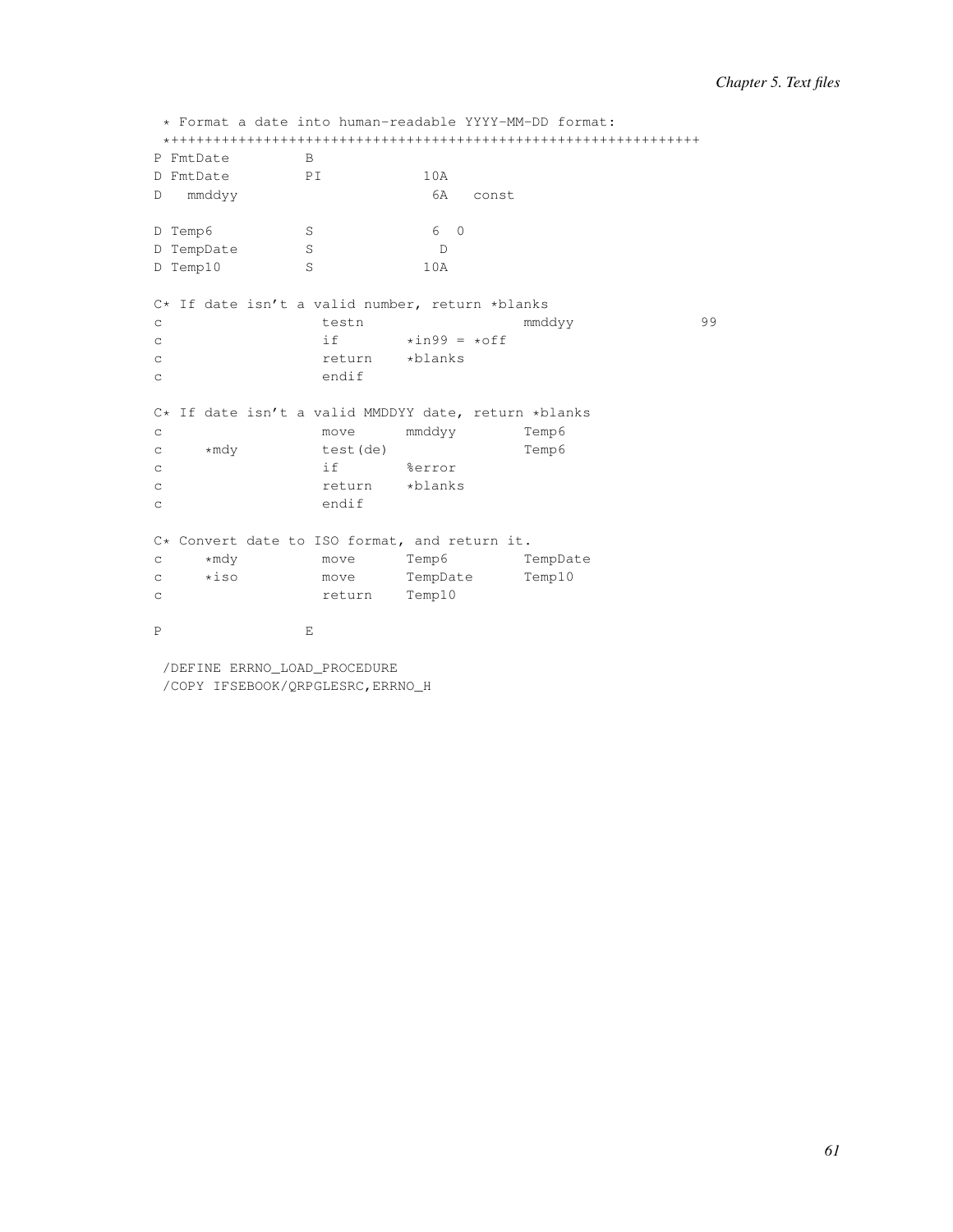```
 * Format a date into human-readable YYYY-MM-DD format:
 *++++++++++++++++++++++++++++++++++++++++++++++++++++++++++++++++
P FmtDate         B
D FmtDate         PI            10A
D   mmddyy                       6A   const

D Temp6           S              6  0
D TempDate        S               D
D Temp10          S             10A

C* If date isn't a valid number, return *blanks
c                   testn                   mmddyy               99
c                   if        *in99 = *off
c                   return    *blanks
c                   endif

C* If date isn't a valid MMDDYY date, return *blanks
c                   move      mmddyy        Temp6
c     *mdy          test(de)                Temp6
c                   if        %error
c                   return    *blanks
c                   endif

C* Convert date to ISO format, and return it.
c     *mdy          move      Temp6         TempDate
c     *iso          move      TempDate      Temp10
c                   return    Temp10

P                 E

 /DEFINE ERRNO_LOAD_PROCEDURE
 /COPY IFSEBOOK/QRPGLESRC,ERRNO_H
```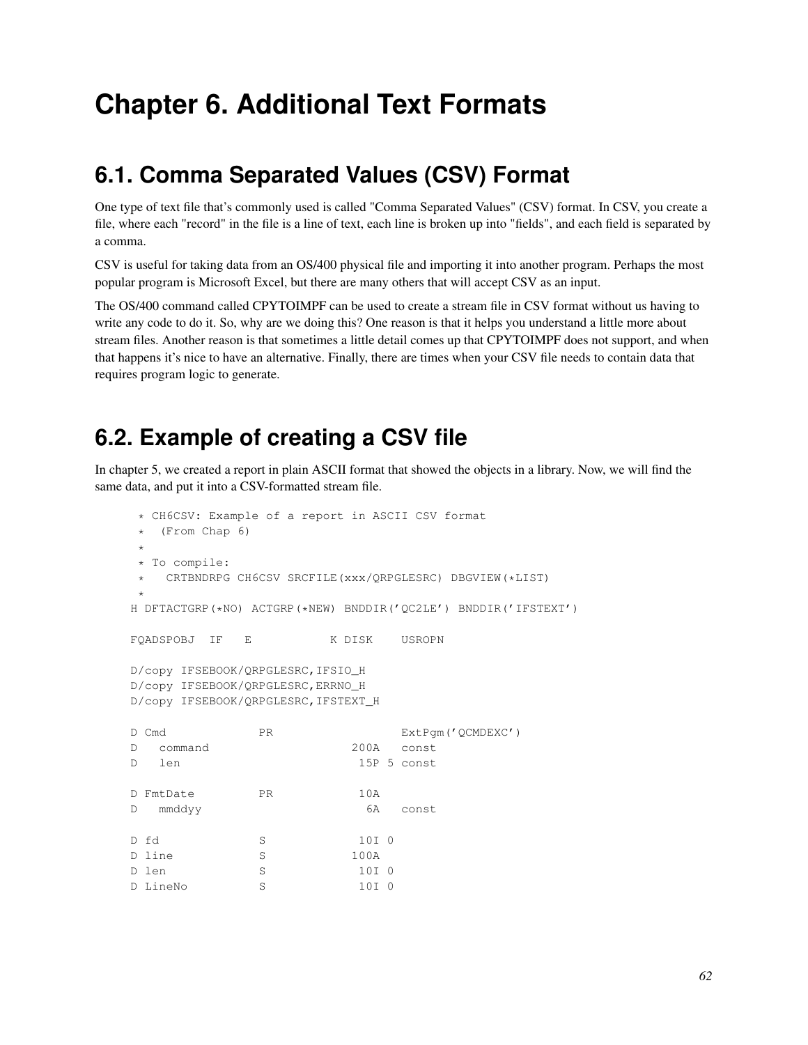# Chapter 6. Additional Text Formats

## 6.1. Comma Separated Values (CSV) Format

One type of text file that's commonly used is called "Comma Separated Values" (CSV) format. In CSV, you create a file, where each "record" in the file is a line of text, each line is broken up into "fields", and each field is separated by a comma.

CSV is useful for taking data from an OS/400 physical file and importing it into another program. Perhaps the most popular program is Microsoft Excel, but there are many others that will accept CSV as an input.

The OS/400 command called CPYTOIMPF can be used to create a stream file in CSV format without us having to write any code to do it. So, why are we doing this? One reason is that it helps you understand a little more about stream files. Another reason is that sometimes a little detail comes up that CPYTOIMPF does not support, and when that happens it's nice to have an alternative. Finally, there are times when your CSV file needs to contain data that requires program logic to generate.

## 6.2. Example of creating a CSV file

In chapter 5, we created a report in plain ASCII format that showed the objects in a library. Now, we will find the same data, and put it into a CSV-formatted stream file.

```
      * CH6CSV: Example of a report in ASCII CSV format
      *  (From Chap 6)
      *
      * To compile:
      *   CRTBNDRPG CH6CSV SRCFILE(xxx/QRPGLESRC) DBGVIEW(*LIST)
      *
     H DFTACTGRP(*NO) ACTGRP(*NEW) BNDDIR('QC2LE') BNDDIR('IFSTEXT')

     FQADSPOBJ  IF   E           K DISK    USROPN

     D/copy IFSEBOOK/QRPGLESRC,IFSIO_H
     D/copy IFSEBOOK/QRPGLESRC,ERRNO_H
     D/copy IFSEBOOK/QRPGLESRC,IFSTEXT_H

     D Cmd             PR                  ExtPgm('QCMDEXC')
     D   command                    200A   const
     D   len                         15P 5 const

     D FmtDate         PR            10A
     D   mmddyy                       6A   const

     D fd              S             10I 0
     D line            S            100A
     D len             S             10I 0
     D LineNo          S             10I 0
```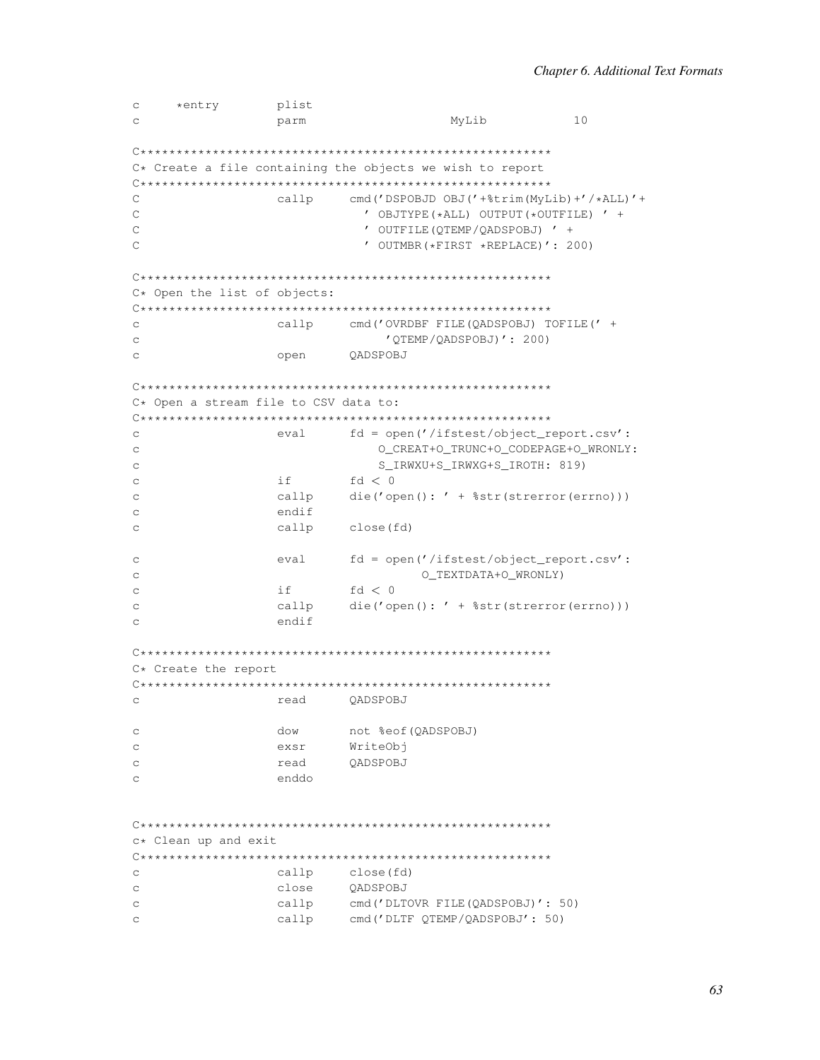```
c     *entry        plist
c                   parm                    MyLib            10

C*********************************************************
C* Create a file containing the objects we wish to report
C*********************************************************
C                   callp     cmd('DSPOBJD OBJ('+%trim(MyLib)+'/*ALL)'+
C                               ' OBJTYPE(*ALL) OUTPUT(*OUTFILE) ' +
C                               ' OUTFILE(QTEMP/QADSPOBJ) ' +
C                               ' OUTMBR(*FIRST *REPLACE)': 200)

C*********************************************************
C* Open the list of objects:
C*********************************************************
c                   callp     cmd('OVRDBF FILE(QADSPOBJ) TOFILE(' +
c                                   'QTEMP/QADSPOBJ)': 200)
c                   open      QADSPOBJ

C*********************************************************
C* Open a stream file to CSV data to:
C*********************************************************
c                   eval      fd = open('/ifstest/object_report.csv':
c                                 O_CREAT+O_TRUNC+O_CODEPAGE+O_WRONLY:
c                                 S_IRWXU+S_IRWXG+S_IROTH: 819)
c                   if        fd < 0
c                   callp     die('open(): ' + %str(strerror(errno)))
c                   endif
c                   callp     close(fd)

c                   eval      fd = open('/ifstest/object_report.csv':
c                                       O_TEXTDATA+O_WRONLY)
c                   if        fd < 0
c                   callp     die('open(): ' + %str(strerror(errno)))
c                   endif

C*********************************************************
C* Create the report
C*********************************************************
c                   read      QADSPOBJ

c                   dow       not %eof(QADSPOBJ)
c                   exsr      WriteObj
c                   read      QADSPOBJ
c                   enddo


C*********************************************************
c* Clean up and exit
C*********************************************************
c                   callp     close(fd)
c                   close     QADSPOBJ
c                   callp     cmd('DLTOVR FILE(QADSPOBJ)': 50)
c                   callp     cmd('DLTF QTEMP/QADSPOBJ': 50)
```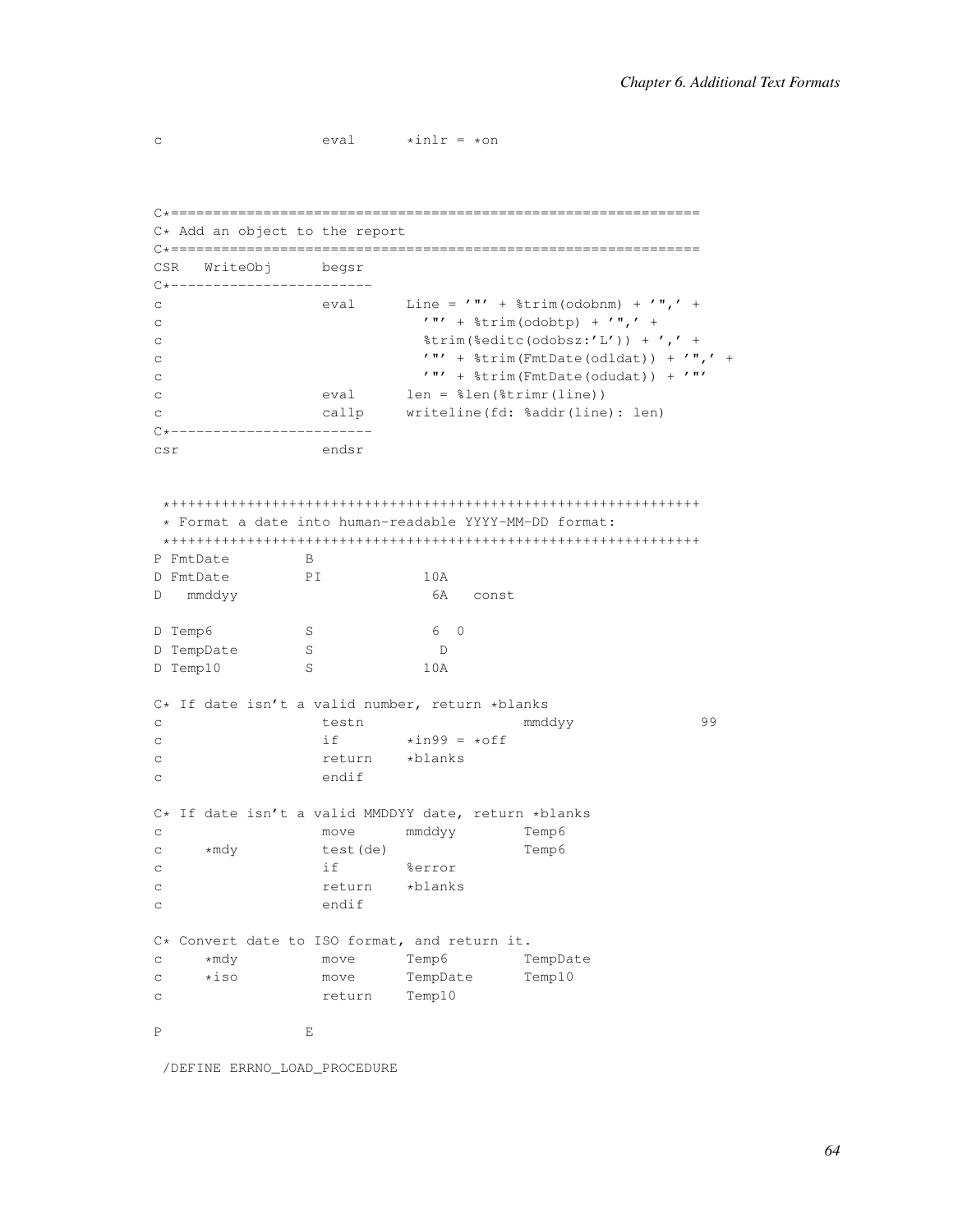```
c                   eval      *inlr = *on



C*===============================================================
C* Add an object to the report
C*===============================================================
CSR   WriteObj      begsr
C*------------------------
c                   eval      Line = '"' + %trim(odobnm) + '",' +
c                               '"' + %trim(odobtp) + '",' +
c                               %trim(%editc(odobsz:'L')) + ',' +
c                               '"' + %trim(FmtDate(odldat)) + '",' +
c                               '"' + %trim(FmtDate(odudat)) + '"'
c                   eval      len = %len(%trimr(line))
c                   callp     writeline(fd: %addr(line): len)
C*------------------------
csr                 endsr


 *++++++++++++++++++++++++++++++++++++++++++++++++++++++++++++++
 * Format a date into human-readable YYYY-MM-DD format:
 *++++++++++++++++++++++++++++++++++++++++++++++++++++++++++++++
P FmtDate         B
D FmtDate         PI            10A
D   mmddyy                       6A   const

D Temp6           S              6  0
D TempDate        S               D
D Temp10          S             10A

C* If date isn't a valid number, return *blanks
c                   testn                   mmddyy               99
c                   if        *in99 = *off
c                   return    *blanks
c                   endif

C* If date isn't a valid MMDDYY date, return *blanks
c                   move      mmddyy        Temp6
c     *mdy          test(de)                Temp6
c                   if        %error
c                   return    *blanks
c                   endif

C* Convert date to ISO format, and return it.
c     *mdy          move      Temp6         TempDate
c     *iso          move      TempDate      Temp10
c                   return    Temp10

P                 E

 /DEFINE ERRNO_LOAD_PROCEDURE
```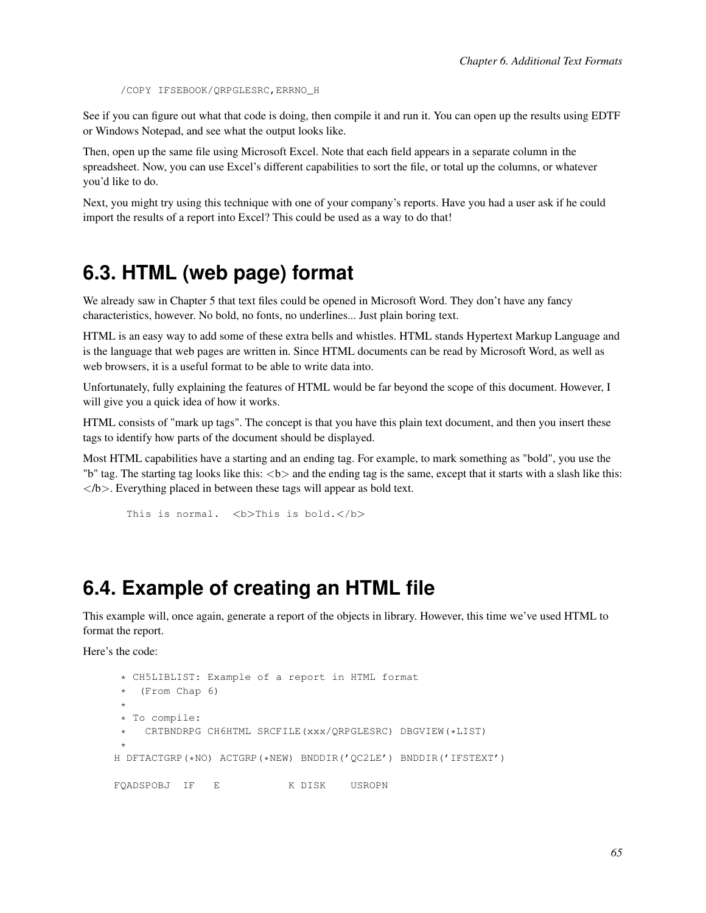```
/COPY IFSEBOOK/QRPGLESRC,ERRNO_H
```

See if you can figure out what that code is doing, then compile it and run it. You can open up the results using EDTF or Windows Notepad, and see what the output looks like.

Then, open up the same file using Microsoft Excel. Note that each field appears in a separate column in the spreadsheet. Now, you can use Excel's different capabilities to sort the file, or total up the columns, or whatever you'd like to do.

Next, you might try using this technique with one of your company's reports. Have you had a user ask if he could import the results of a report into Excel? This could be used as a way to do that!

## 6.3. HTML (web page) format

We already saw in Chapter 5 that text files could be opened in Microsoft Word. They don't have any fancy characteristics, however. No bold, no fonts, no underlines... Just plain boring text.

HTML is an easy way to add some of these extra bells and whistles. HTML stands Hypertext Markup Language and is the language that web pages are written in. Since HTML documents can be read by Microsoft Word, as well as web browsers, it is a useful format to be able to write data into.

Unfortunately, fully explaining the features of HTML would be far beyond the scope of this document. However, I will give you a quick idea of how it works.

HTML consists of "mark up tags". The concept is that you have this plain text document, and then you insert these tags to identify how parts of the document should be displayed.

Most HTML capabilities have a starting and an ending tag. For example, to mark something as "bold", you use the "b" tag. The starting tag looks like this: <b> and the ending tag is the same, except that it starts with a slash like this: </b>. Everything placed in between these tags will appear as bold text.

```
 This is normal.  <b>This is bold.</b>
```

## 6.4. Example of creating an HTML file

This example will, once again, generate a report of the objects in library. However, this time we've used HTML to format the report.

Here's the code:

```
      * CH5LIBLIST: Example of a report in HTML format
      *  (From Chap 6)
      *
      * To compile:
      *   CRTBNDRPG CH6HTML SRCFILE(xxx/QRPGLESRC) DBGVIEW(*LIST)
      *
     H DFTACTGRP(*NO) ACTGRP(*NEW) BNDDIR('QC2LE') BNDDIR('IFSTEXT')

     FQADSPOBJ  IF   E           K DISK    USROPN
```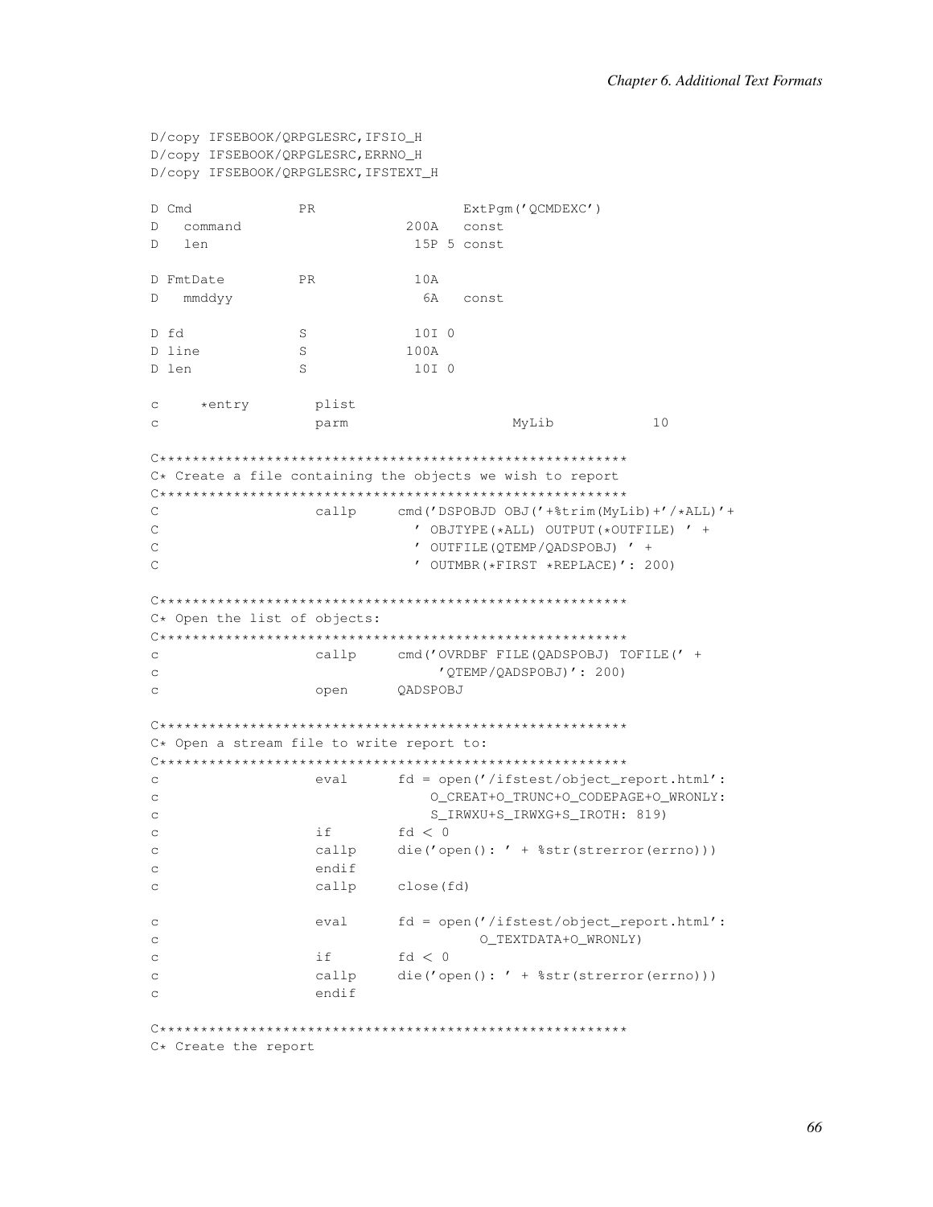```
D/copy IFSEBOOK/QRPGLESRC,IFSIO_H
D/copy IFSEBOOK/QRPGLESRC,ERRNO_H
D/copy IFSEBOOK/QRPGLESRC,IFSTEXT_H

D Cmd             PR                  ExtPgm('QCMDEXC')
D   command                    200A   const
D   len                         15P 5 const

D FmtDate         PR            10A
D   mmddyy                       6A   const

D fd              S             10I 0
D line            S            100A
D len             S             10I 0

c     *entry        plist
c                   parm                    MyLib            10

C*********************************************************
C* Create a file containing the objects we wish to report
C*********************************************************
C                   callp     cmd('DSPOBJD OBJ('+%trim(MyLib)+'/*ALL)'+
C                               ' OBJTYPE(*ALL) OUTPUT(*OUTFILE) ' +
C                               ' OUTFILE(QTEMP/QADSPOBJ) ' +
C                               ' OUTMBR(*FIRST *REPLACE)': 200)

C*********************************************************
C* Open the list of objects:
C*********************************************************
c                   callp     cmd('OVRDBF FILE(QADSPOBJ) TOFILE(' +
c                                  'QTEMP/QADSPOBJ)': 200)
c                   open      QADSPOBJ

C*********************************************************
C* Open a stream file to write report to:
C*********************************************************
c                   eval      fd = open('/ifstest/object_report.html':
c                                 O_CREAT+O_TRUNC+O_CODEPAGE+O_WRONLY:
c                                 S_IRWXU+S_IRWXG+S_IROTH: 819)
c                   if        fd < 0
c                   callp     die('open(): ' + %str(strerror(errno)))
c                   endif
c                   callp     close(fd)

c                   eval      fd = open('/ifstest/object_report.html':
c                                       O_TEXTDATA+O_WRONLY)
c                   if        fd < 0
c                   callp     die('open(): ' + %str(strerror(errno)))
c                   endif

C*********************************************************
C* Create the report
```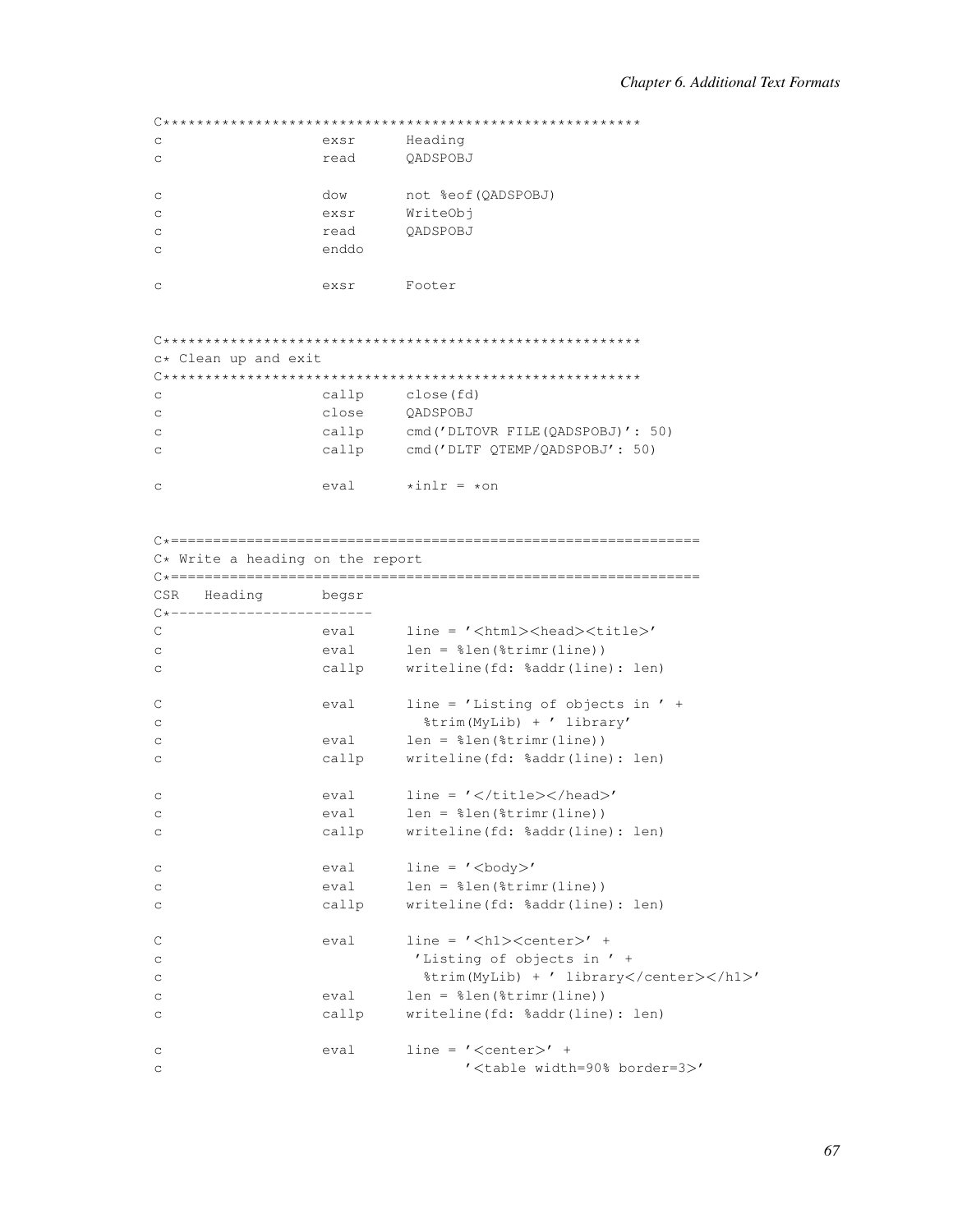```
C*******************************************************
c                   exsr      Heading
c                   read      QADSPOBJ

c                   dow       not %eof(QADSPOBJ)
c                   exsr      WriteObj
c                   read      QADSPOBJ
c                   enddo

c                   exsr      Footer


C*******************************************************
c* Clean up and exit
C*******************************************************
c                   callp     close(fd)
c                   close     QADSPOBJ
c                   callp     cmd('DLTOVR FILE(QADSPOBJ)': 50)
c                   callp     cmd('DLTF QTEMP/QADSPOBJ': 50)

c                   eval      *inlr = *on


C*===============================================================
C* Write a heading on the report
C*===============================================================
CSR   Heading       begsr
C*------------------------
C                   eval      line = '<html><head><title>'
c                   eval      len = %len(%trimr(line))
c                   callp     writeline(fd: %addr(line): len)

C                   eval      line = 'Listing of objects in ' +
c                               %trim(MyLib) + ' library'
c                   eval      len = %len(%trimr(line))
c                   callp     writeline(fd: %addr(line): len)

c                   eval      line = '</title></head>'
c                   eval      len = %len(%trimr(line))
c                   callp     writeline(fd: %addr(line): len)

c                   eval      line = '<body>'
c                   eval      len = %len(%trimr(line))
c                   callp     writeline(fd: %addr(line): len)

C                   eval      line = '<h1><center>' +
c                              'Listing of objects in ' +
c                               %trim(MyLib) + ' library</center></h1>'
c                   eval      len = %len(%trimr(line))
c                   callp     writeline(fd: %addr(line): len)

c                   eval      line = '<center>' +
c                                     '<table width=90% border=3>'
```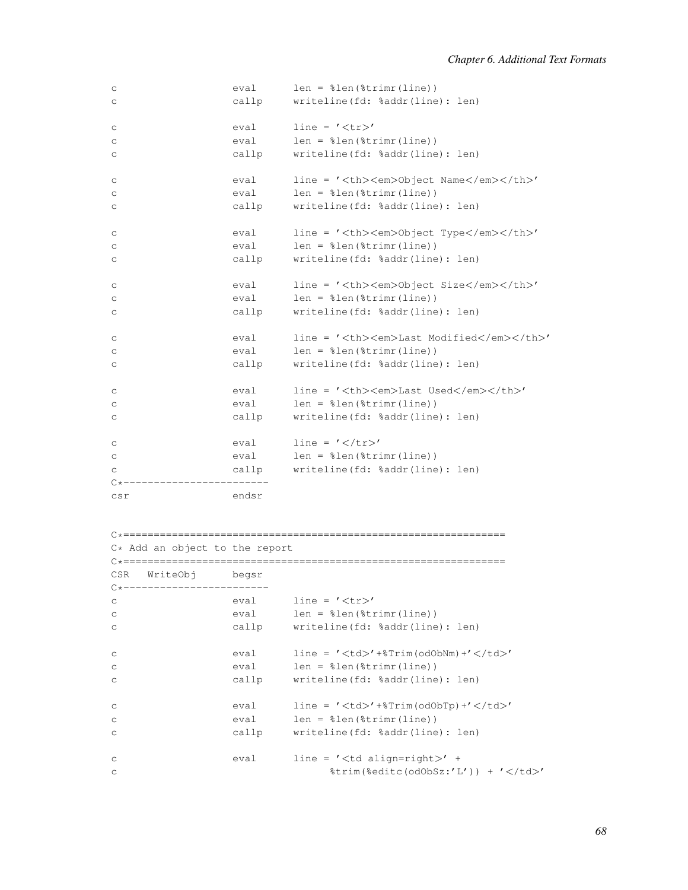```
c                   eval      len = %len(%trimr(line))
c                   callp     writeline(fd: %addr(line): len)

c                   eval      line = '<tr>'
c                   eval      len = %len(%trimr(line))
c                   callp     writeline(fd: %addr(line): len)

c                   eval      line = '<th><em>Object Name</em></th>'
c                   eval      len = %len(%trimr(line))
c                   callp     writeline(fd: %addr(line): len)

c                   eval      line = '<th><em>Object Type</em></th>'
c                   eval      len = %len(%trimr(line))
c                   callp     writeline(fd: %addr(line): len)

c                   eval      line = '<th><em>Object Size</em></th>'
c                   eval      len = %len(%trimr(line))
c                   callp     writeline(fd: %addr(line): len)

c                   eval      line = '<th><em>Last Modified</em></th>'
c                   eval      len = %len(%trimr(line))
c                   callp     writeline(fd: %addr(line): len)

c                   eval      line = '<th><em>Last Used</em></th>'
c                   eval      len = %len(%trimr(line))
c                   callp     writeline(fd: %addr(line): len)

c                   eval      line = '</tr>'
c                   eval      len = %len(%trimr(line))
c                   callp     writeline(fd: %addr(line): len)
C*------------------------
csr                 endsr


C*===============================================================
C* Add an object to the report
C*===============================================================
CSR   WriteObj      begsr
C*------------------------
c                   eval      line = '<tr>'
c                   eval      len = %len(%trimr(line))
c                   callp     writeline(fd: %addr(line): len)

c                   eval      line = '<td>'+%Trim(odObNm)+'</td>'
c                   eval      len = %len(%trimr(line))
c                   callp     writeline(fd: %addr(line): len)

c                   eval      line = '<td>'+%Trim(odObTp)+'</td>'
c                   eval      len = %len(%trimr(line))
c                   callp     writeline(fd: %addr(line): len)

c                   eval      line = '<td align=right>' +
c                                   %trim(%editc(odObSz:'L')) + '</td>'
```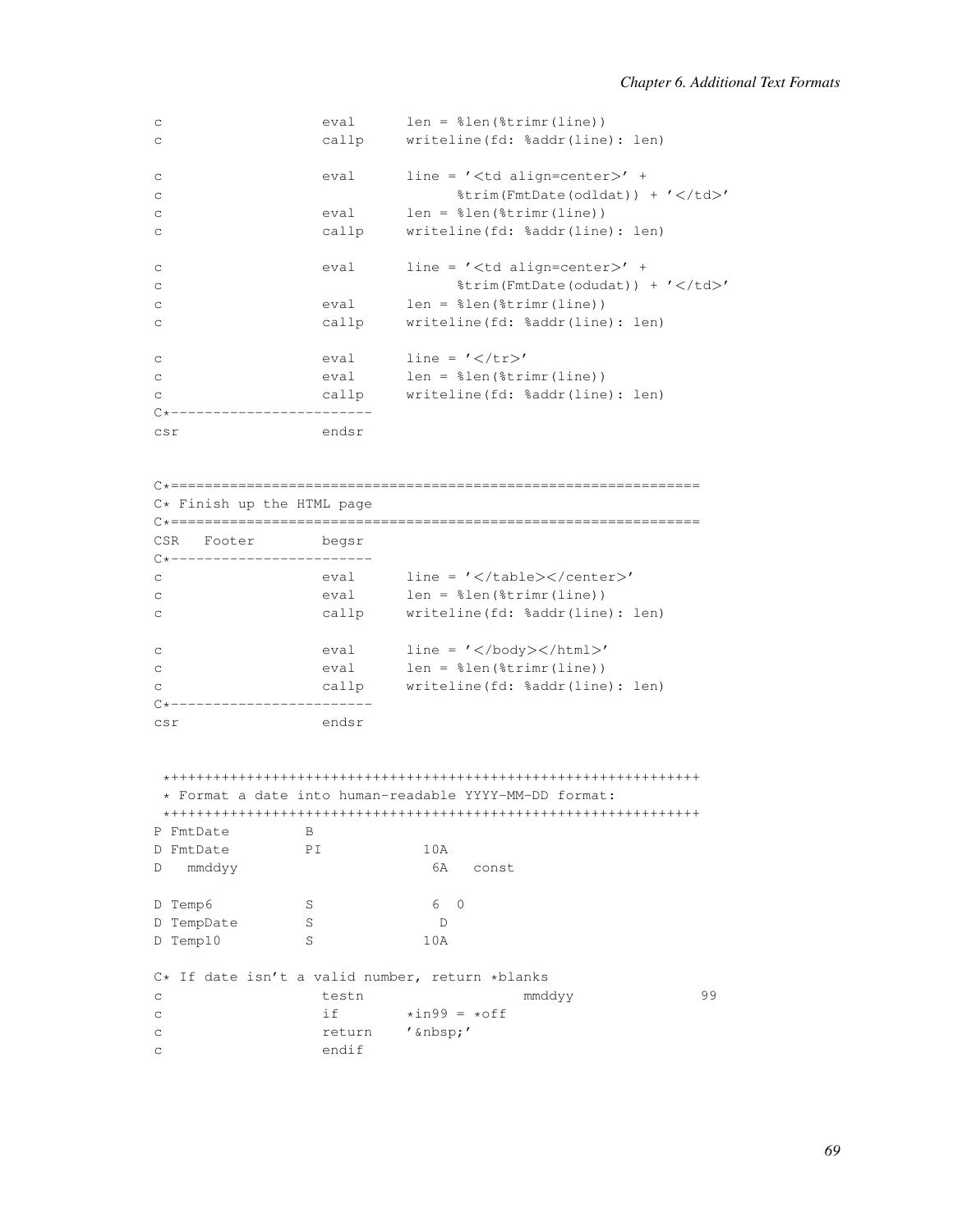```
c                   eval      len = %len(%trimr(line))
c                   callp     writeline(fd: %addr(line): len)

c                   eval      line = '<td align=center>' +
c                                   %trim(FmtDate(odldat)) + '</td>'
c                   eval      len = %len(%trimr(line))
c                   callp     writeline(fd: %addr(line): len)

c                   eval      line = '<td align=center>' +
c                                   %trim(FmtDate(odudat)) + '</td>'
c                   eval      len = %len(%trimr(line))
c                   callp     writeline(fd: %addr(line): len)

c                   eval      line = '</tr>'
c                   eval      len = %len(%trimr(line))
c                   callp     writeline(fd: %addr(line): len)
C*------------------------
csr                 endsr


C*===============================================================
C* Finish up the HTML page
C*===============================================================
CSR   Footer        begsr
C*------------------------
c                   eval      line = '</table></center>'
c                   eval      len = %len(%trimr(line))
c                   callp     writeline(fd: %addr(line): len)

c                   eval      line = '</body></html>'
c                   eval      len = %len(%trimr(line))
c                   callp     writeline(fd: %addr(line): len)
C*------------------------
csr                 endsr


 *+++++++++++++++++++++++++++++++++++++++++++++++++++++++++++++++
 * Format a date into human-readable YYYY-MM-DD format:
 *+++++++++++++++++++++++++++++++++++++++++++++++++++++++++++++++
P FmtDate         B
D FmtDate         PI            10A
D   mmddyy                       6A   const

D Temp6           S              6  0
D TempDate        S               D
D Temp10          S             10A

C* If date isn't a valid number, return *blanks
c                   testn                   mmddyy               99
c                   if        *in99 = *off
c                   return    '&nbsp;'
c                   endif
```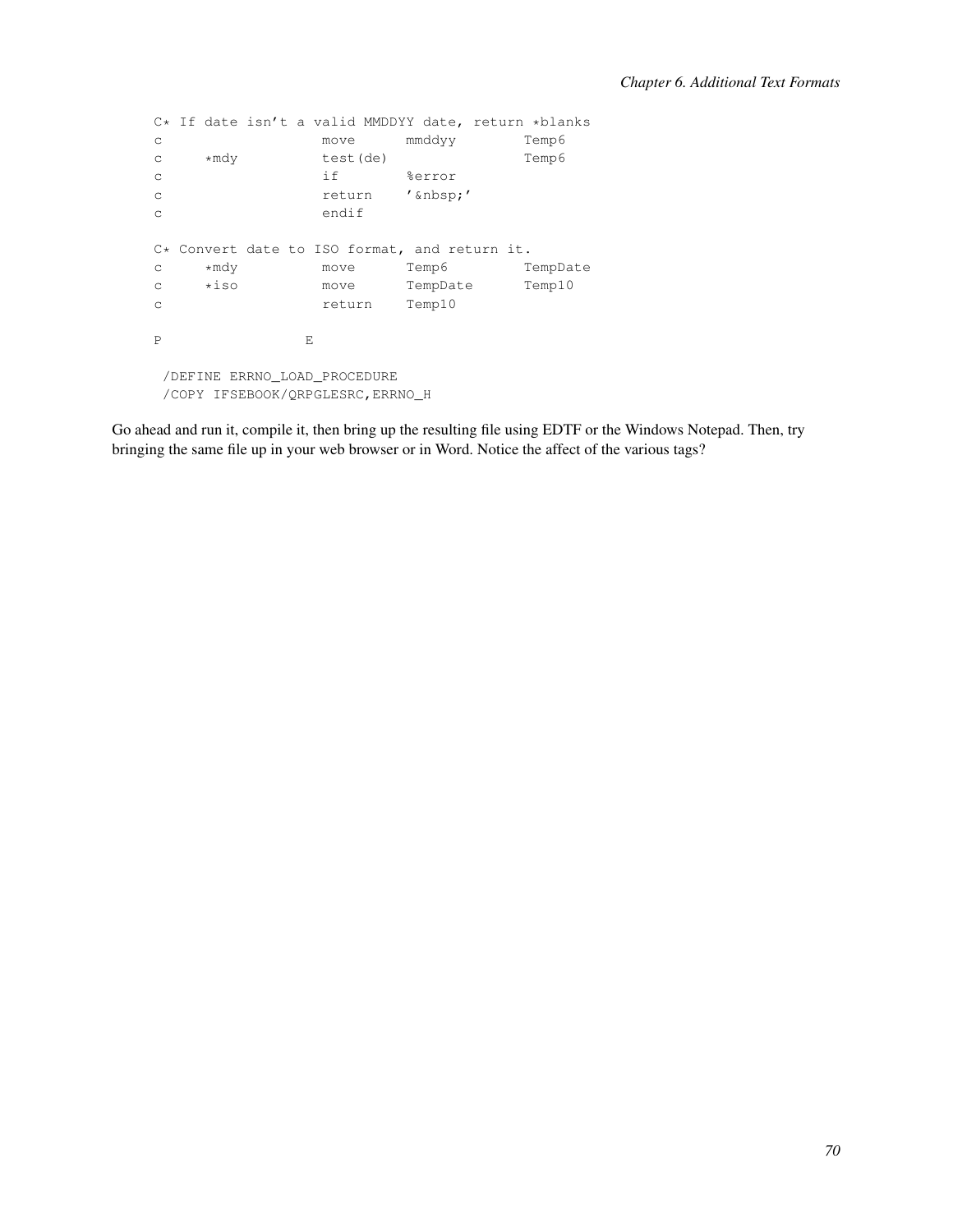```
     C* If date isn't a valid MMDDYY date, return *blanks
     c                   move      mmddyy        Temp6
     c     *mdy          test(de)                Temp6
     c                   if        %error
     c                   return    '&nbsp;'
     c                   endif

     C* Convert date to ISO format, and return it.
     c     *mdy          move      Temp6         TempDate
     c     *iso          move      TempDate      Temp10
     c                   return    Temp10

     P                 E

      /DEFINE ERRNO_LOAD_PROCEDURE
      /COPY IFSEBOOK/QRPGLESRC,ERRNO_H
```

Go ahead and run it, compile it, then bring up the resulting file using EDTF or the Windows Notepad. Then, try bringing the same file up in your web browser or in Word. Notice the affect of the various tags?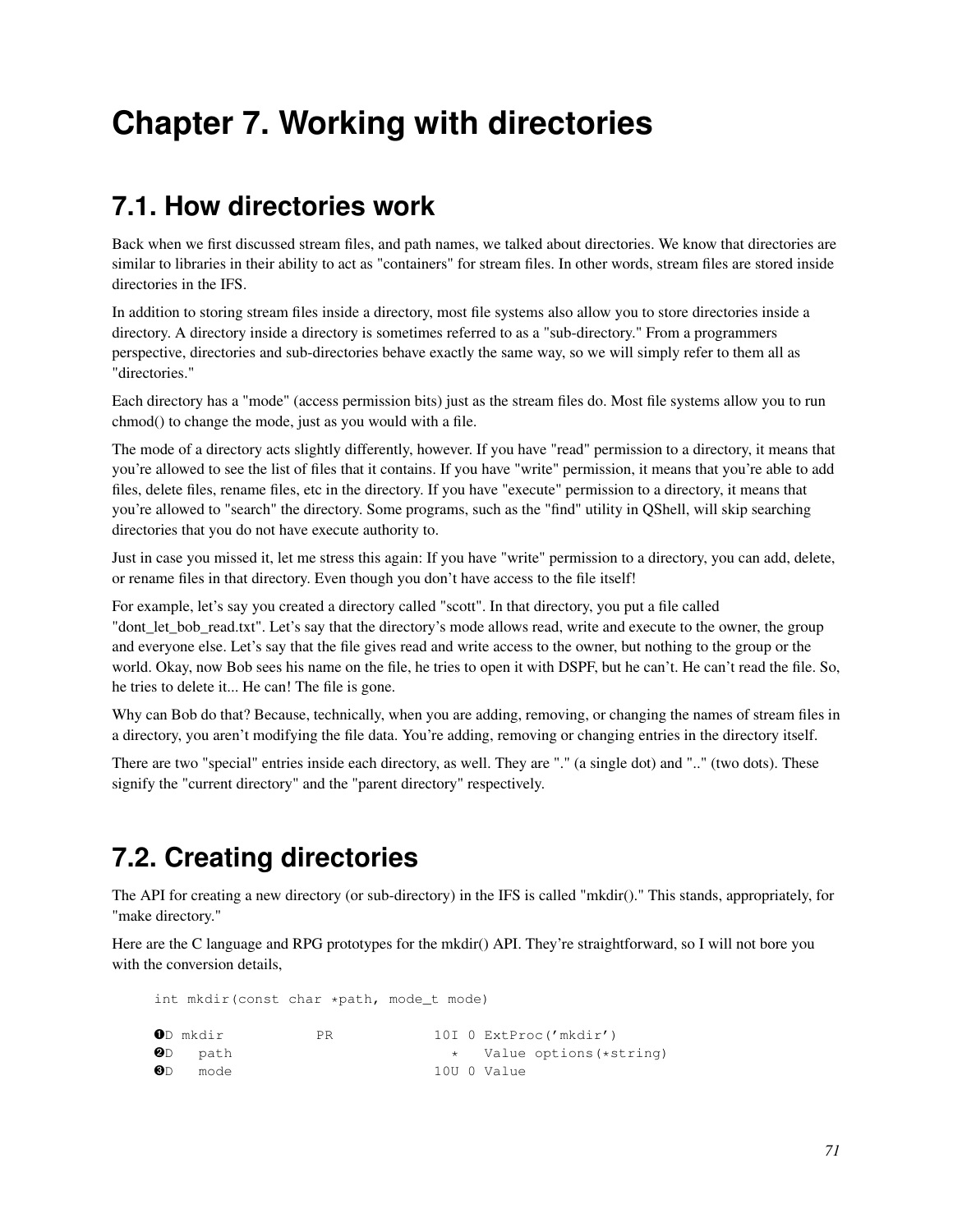# Chapter 7. Working with directories

## 7.1. How directories work

Back when we first discussed stream files, and path names, we talked about directories. We know that directories are similar to libraries in their ability to act as "containers" for stream files. In other words, stream files are stored inside directories in the IFS.

In addition to storing stream files inside a directory, most file systems also allow you to store directories inside a directory. A directory inside a directory is sometimes referred to as a "sub-directory." From a programmers perspective, directories and sub-directories behave exactly the same way, so we will simply refer to them all as "directories."

Each directory has a "mode" (access permission bits) just as the stream files do. Most file systems allow you to run chmod() to change the mode, just as you would with a file.

The mode of a directory acts slightly differently, however. If you have "read" permission to a directory, it means that you're allowed to see the list of files that it contains. If you have "write" permission, it means that you're able to add files, delete files, rename files, etc in the directory. If you have "execute" permission to a directory, it means that you're allowed to "search" the directory. Some programs, such as the "find" utility in QShell, will skip searching directories that you do not have execute authority to.

Just in case you missed it, let me stress this again: If you have "write" permission to a directory, you can add, delete, or rename files in that directory. Even though you don't have access to the file itself!

For example, let's say you created a directory called "scott". In that directory, you put a file called "dont_let_bob_read.txt". Let's say that the directory's mode allows read, write and execute to the owner, the group and everyone else. Let's say that the file gives read and write access to the owner, but nothing to the group or the world. Okay, now Bob sees his name on the file, he tries to open it with DSPF, but he can't. He can't read the file. So, he tries to delete it... He can! The file is gone.

Why can Bob do that? Because, technically, when you are adding, removing, or changing the names of stream files in a directory, you aren't modifying the file data. You're adding, removing or changing entries in the directory itself.

There are two "special" entries inside each directory, as well. They are "." (a single dot) and ".." (two dots). These signify the "current directory" and the "parent directory" respectively.

## 7.2. Creating directories

The API for creating a new directory (or sub-directory) in the IFS is called "mkdir()." This stands, appropriately, for "make directory."

Here are the C language and RPG prototypes for the mkdir() API. They're straightforward, so I will not bore you with the conversion details,

```
int mkdir(const char *path, mode_t mode)

❶D mkdir           PR            10I 0 ExtProc('mkdir')
❷D   path                          *   Value options(*string)
❸D   mode                        10U 0 Value
```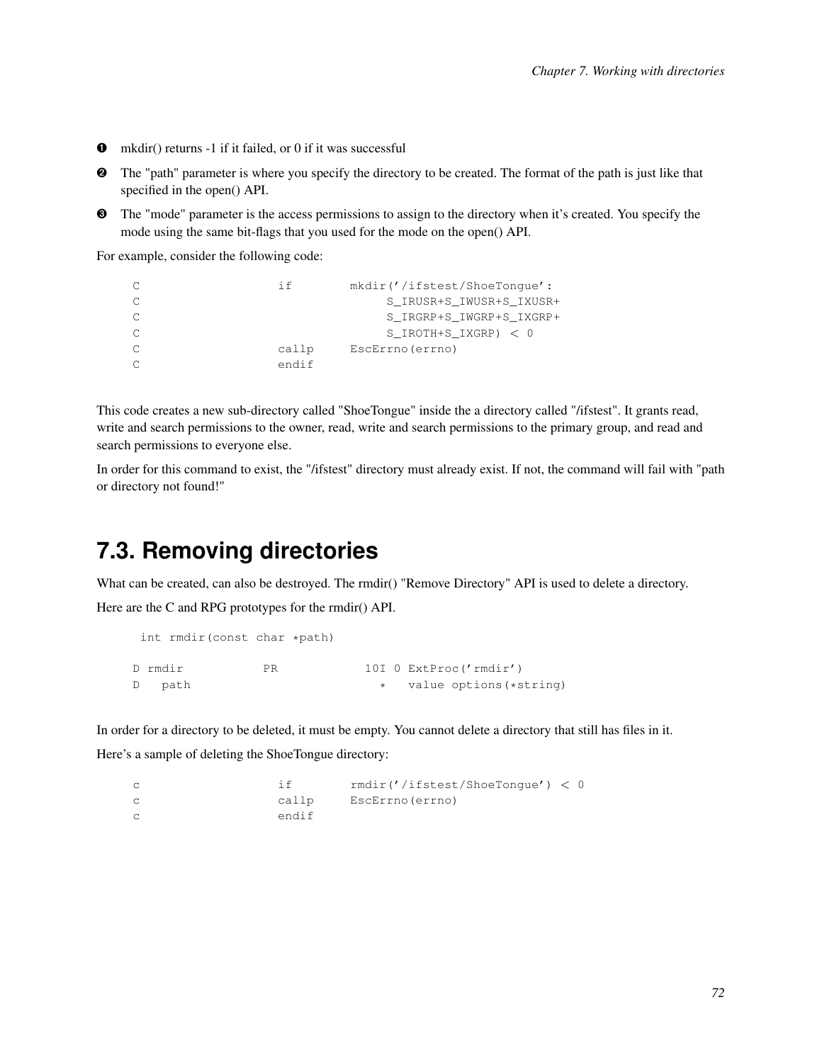❶ mkdir() returns -1 if it failed, or 0 if it was successful

❷ The "path" parameter is where you specify the directory to be created. The format of the path is just like that specified in the open() API.

❸ The "mode" parameter is the access permissions to assign to the directory when it's created. You specify the mode using the same bit-flags that you used for the mode on the open() API.

For example, consider the following code:

```
C                   if        mkdir('/ifstest/ShoeTongue':
C                                  S_IRUSR+S_IWUSR+S_IXUSR+
C                                  S_IRGRP+S_IWGRP+S_IXGRP+
C                                  S_IROTH+S_IXGRP) < 0
C                   callp     EscErrno(errno)
C                   endif
```

This code creates a new sub-directory called "ShoeTongue" inside the a directory called "/ifstest". It grants read, write and search permissions to the owner, read, write and search permissions to the primary group, and read and search permissions to everyone else.

In order for this command to exist, the "/ifstest" directory must already exist. If not, the command will fail with "path or directory not found!"

## 7.3. Removing directories

What can be created, can also be destroyed. The rmdir() "Remove Directory" API is used to delete a directory.

Here are the C and RPG prototypes for the rmdir() API.

```
 int rmdir(const char *path)

D rmdir           PR            10I 0 ExtProc('rmdir')
D   path                          *   value options(*string)
```

In order for a directory to be deleted, it must be empty. You cannot delete a directory that still has files in it.

Here's a sample of deleting the ShoeTongue directory:

```
c                   if        rmdir('/ifstest/ShoeTongue') < 0
c                   callp     EscErrno(errno)
c                   endif
```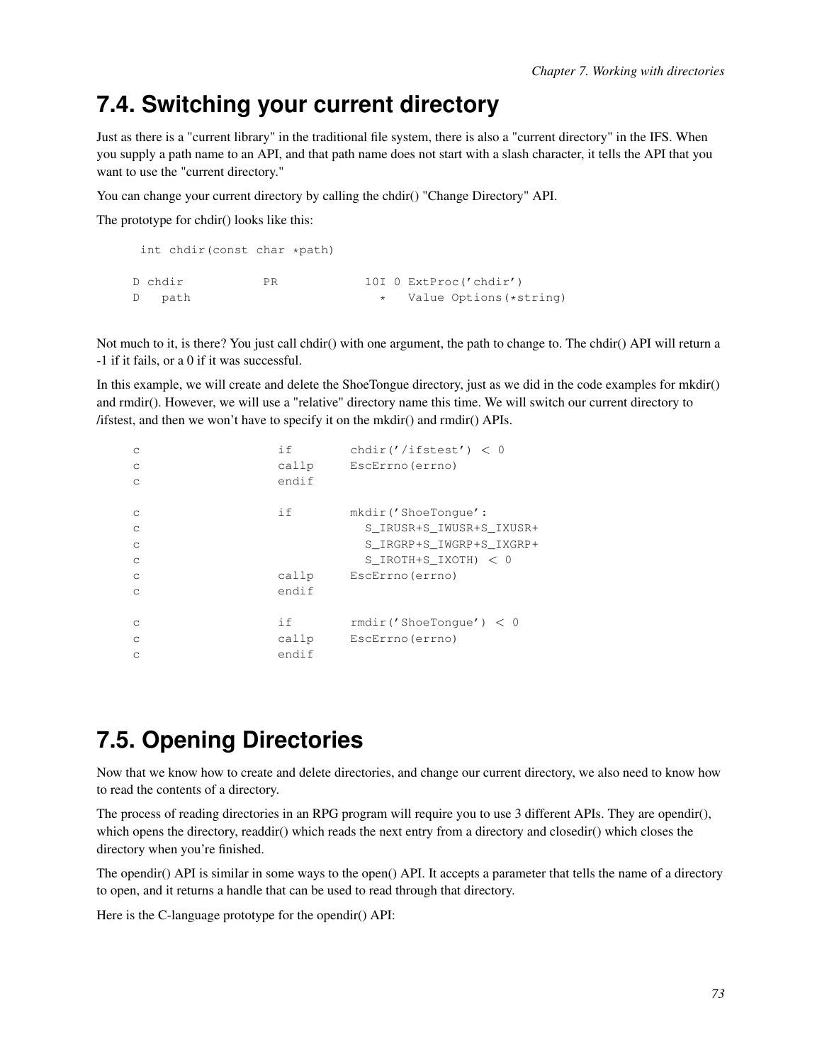## 7.4. Switching your current directory

Just as there is a "current library" in the traditional file system, there is also a "current directory" in the IFS. When you supply a path name to an API, and that path name does not start with a slash character, it tells the API that you want to use the "current directory."

You can change your current directory by calling the chdir() "Change Directory" API.

The prototype for chdir() looks like this:

```
 int chdir(const char *path)

D chdir           PR            10I 0 ExtProc('chdir')
D   path                          *   Value Options(*string)
```

Not much to it, is there? You just call chdir() with one argument, the path to change to. The chdir() API will return a -1 if it fails, or a 0 if it was successful.

In this example, we will create and delete the ShoeTongue directory, just as we did in the code examples for mkdir() and rmdir(). However, we will use a "relative" directory name this time. We will switch our current directory to /ifstest, and then we won't have to specify it on the mkdir() and rmdir() APIs.

```
c                   if        chdir('/ifstest') < 0
c                   callp     EscErrno(errno)
c                   endif

c                   if        mkdir('ShoeTongue':
c                               S_IRUSR+S_IWUSR+S_IXUSR+
c                               S_IRGRP+S_IWGRP+S_IXGRP+
c                               S_IROTH+S_IXOTH) < 0
c                   callp     EscErrno(errno)
c                   endif

c                   if        rmdir('ShoeTongue') < 0
c                   callp     EscErrno(errno)
c                   endif
```

## 7.5. Opening Directories

Now that we know how to create and delete directories, and change our current directory, we also need to know how to read the contents of a directory.

The process of reading directories in an RPG program will require you to use 3 different APIs. They are opendir(), which opens the directory, readdir() which reads the next entry from a directory and closedir() which closes the directory when you're finished.

The opendir() API is similar in some ways to the open() API. It accepts a parameter that tells the name of a directory to open, and it returns a handle that can be used to read through that directory.

Here is the C-language prototype for the opendir() API: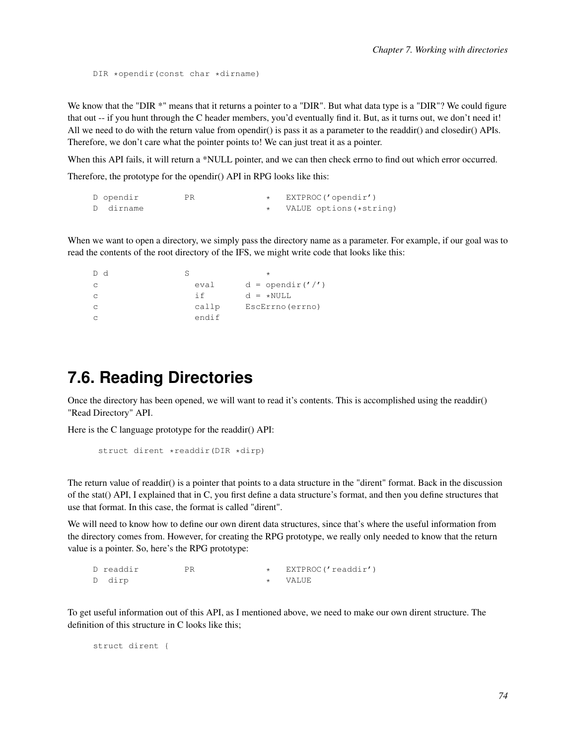```
DIR *opendir(const char *dirname)
```

We know that the "DIR *" means that it returns a pointer to a "DIR". But what data type is a "DIR"? We could figure that out -- if you hunt through the C header members, you'd eventually find it. But, as it turns out, we don't need it! All we need to do with the return value from opendir() is pass it as a parameter to the readdir() and closedir() APIs. Therefore, we don't care what the pointer points to! We can just treat it as a pointer.

When this API fails, it will return a *NULL pointer, and we can then check errno to find out which error occurred.

Therefore, the prototype for the opendir() API in RPG looks like this:

```
D opendir         PR              *   EXTPROC('opendir')
D  dirname                        *   VALUE options(*string)
```

When we want to open a directory, we simply pass the directory name as a parameter. For example, if our goal was to read the contents of the root directory of the IFS, we might write code that looks like this:

```
D d               S               *
c                   eval      d = opendir('/')
c                   if        d = *NULL
c                   callp     EscErrno(errno)
c                   endif
```

## 7.6. Reading Directories

Once the directory has been opened, we will want to read it's contents. This is accomplished using the readdir() "Read Directory" API.

Here is the C language prototype for the readdir() API:

```
 struct dirent *readdir(DIR *dirp)
```

The return value of readdir() is a pointer that points to a data structure in the "dirent" format. Back in the discussion of the stat() API, I explained that in C, you first define a data structure's format, and then you define structures that use that format. In this case, the format is called "dirent".

We will need to know how to define our own dirent data structures, since that's where the useful information from the directory comes from. However, for creating the RPG prototype, we really only needed to know that the return value is a pointer. So, here's the RPG prototype:

```
D readdir         PR              *   EXTPROC('readdir')
D  dirp                           *   VALUE
```

To get useful information out of this API, as I mentioned above, we need to make our own dirent structure. The definition of this structure in C looks like this;

```
struct dirent {
```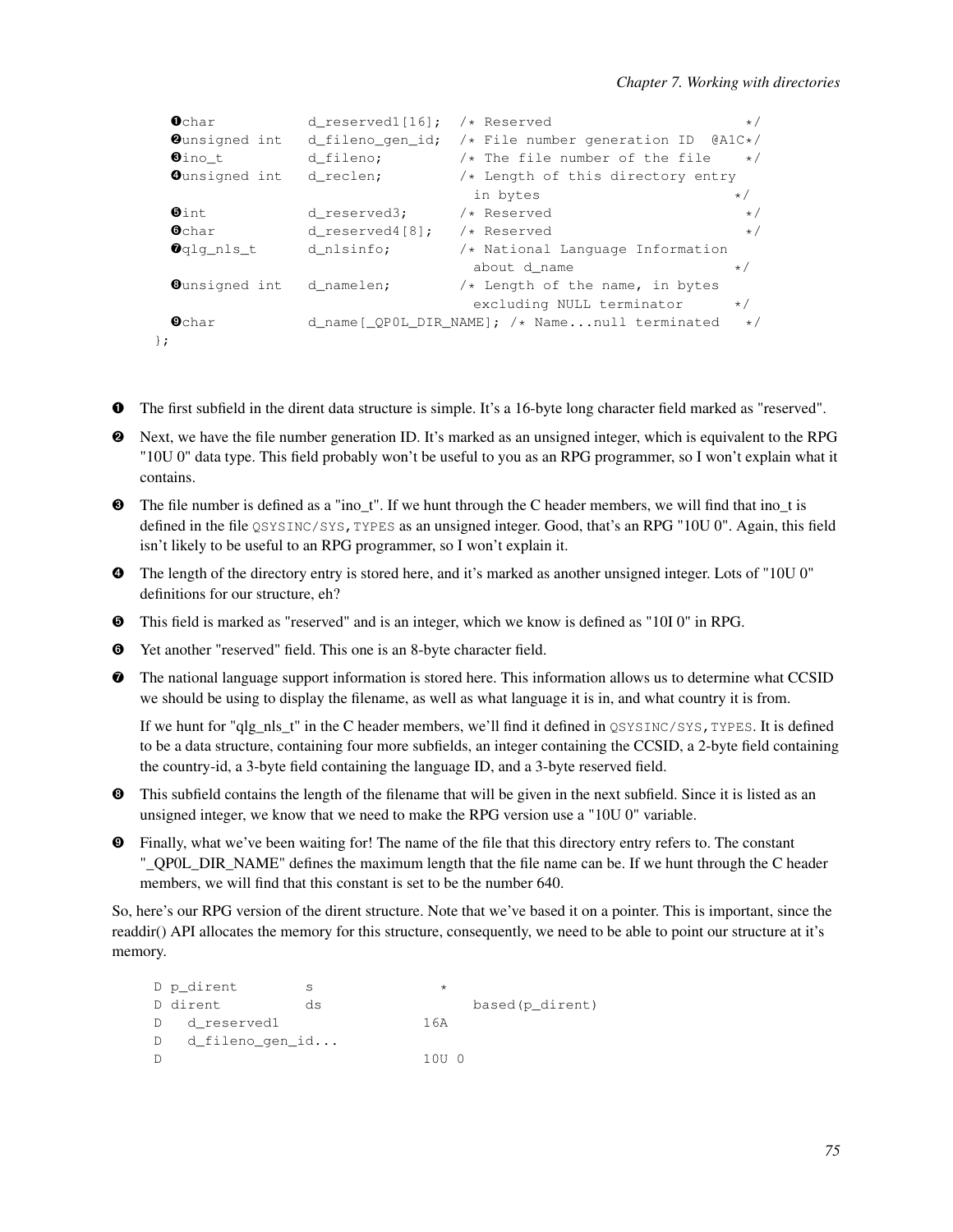```
❶char           d_reserved1[16];  /* Reserved                      */
❷unsigned int   d_fileno_gen_id;  /* File number generation ID  @A1C*/
❸ino_t          d_fileno;         /* The file number of the file    */
❹unsigned int   d_reclen;         /* Length of this directory entry
                                     in bytes                      */
❺int            d_reserved3;      /* Reserved                       */
❻char           d_reserved4[8];   /* Reserved                       */
❼qlg_nls_t      d_nlsinfo;        /* National Language Information
                                     about d_name                  */
❽unsigned int   d_namelen;        /* Length of the name, in bytes
                                     excluding NULL terminator     */
❾char           d_name[_QP0L_DIR_NAME]; /* Name...null terminated   */
};
```

❶ The first subfield in the dirent data structure is simple. It's a 16-byte long character field marked as "reserved".

❷ Next, we have the file number generation ID. It's marked as an unsigned integer, which is equivalent to the RPG "10U 0" data type. This field probably won't be useful to you as an RPG programmer, so I won't explain what it contains.

❸ The file number is defined as a "ino_t". If we hunt through the C header members, we will find that ino_t is defined in the file `QSYSINC/SYS,TYPES` as an unsigned integer. Good, that's an RPG "10U 0". Again, this field isn't likely to be useful to an RPG programmer, so I won't explain it.

❹ The length of the directory entry is stored here, and it's marked as another unsigned integer. Lots of "10U 0" definitions for our structure, eh?

❺ This field is marked as "reserved" and is an integer, which we know is defined as "10I 0" in RPG.

❻ Yet another "reserved" field. This one is an 8-byte character field.

❼ The national language support information is stored here. This information allows us to determine what CCSID we should be using to display the filename, as well as what language it is in, and what country it is from.

If we hunt for "qlg_nls_t" in the C header members, we'll find it defined in `QSYSINC/SYS,TYPES`. It is defined to be a data structure, containing four more subfields, an integer containing the CCSID, a 2-byte field containing the country-id, a 3-byte field containing the language ID, and a 3-byte reserved field.

❽ This subfield contains the length of the filename that will be given in the next subfield. Since it is listed as an unsigned integer, we know that we need to make the RPG version use a "10U 0" variable.

❾ Finally, what we've been waiting for! The name of the file that this directory entry refers to. The constant "_QP0L_DIR_NAME" defines the maximum length that the file name can be. If we hunt through the C header members, we will find that this constant is set to be the number 640.

So, here's our RPG version of the dirent structure. Note that we've based it on a pointer. This is important, since the readdir() API allocates the memory for this structure, consequently, we need to be able to point our structure at it's memory.

```
D p_dirent        s               *
D dirent          ds                  based(p_dirent)
D   d_reserved1                 16A
D   d_fileno_gen_id...
D                               10U 0
```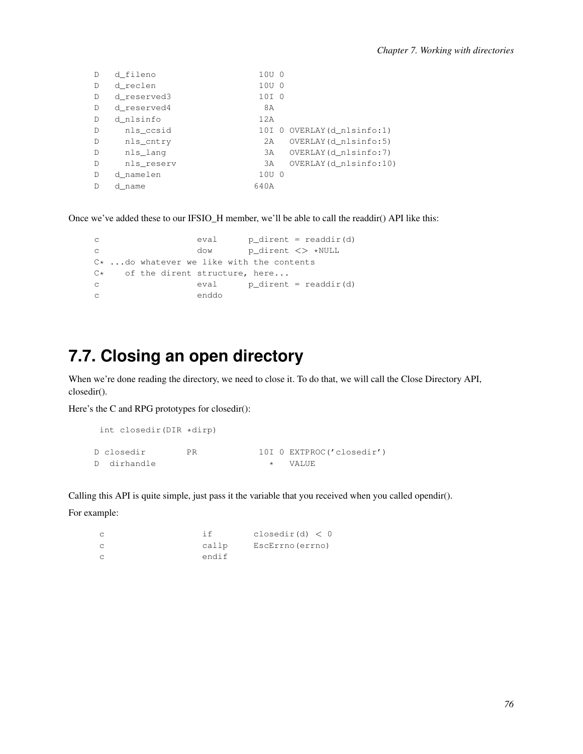```
D   d_fileno                    10U 0
D   d_reclen                    10U 0
D   d_reserved3                 10I 0
D   d_reserved4                  8A
D   d_nlsinfo                   12A
D     nls_ccsid                 10I 0 OVERLAY(d_nlsinfo:1)
D     nls_cntry                  2A   OVERLAY(d_nlsinfo:5)
D     nls_lang                   3A   OVERLAY(d_nlsinfo:7)
D     nls_reserv                 3A   OVERLAY(d_nlsinfo:10)
D   d_namelen                   10U 0
D   d_name                     640A
```

Once we've added these to our IFSIO_H member, we'll be able to call the readdir() API like this:

```
c                   eval      p_dirent = readdir(d)
c                   dow       p_dirent <> *NULL
C* ...do whatever we like with the contents
C*    of the dirent structure, here...
c                   eval      p_dirent = readdir(d)
c                   enddo
```

## 7.7. Closing an open directory

When we're done reading the directory, we need to close it. To do that, we will call the Close Directory API, closedir().

Here's the C and RPG prototypes for closedir():

```
 int closedir(DIR *dirp)

D closedir        PR            10I 0 EXTPROC('closedir')
D  dirhandle                      *   VALUE
```

Calling this API is quite simple, just pass it the variable that you received when you called opendir().

For example:

```
c                   if        closedir(d) < 0
c                   callp     EscErrno(errno)
c                   endif
```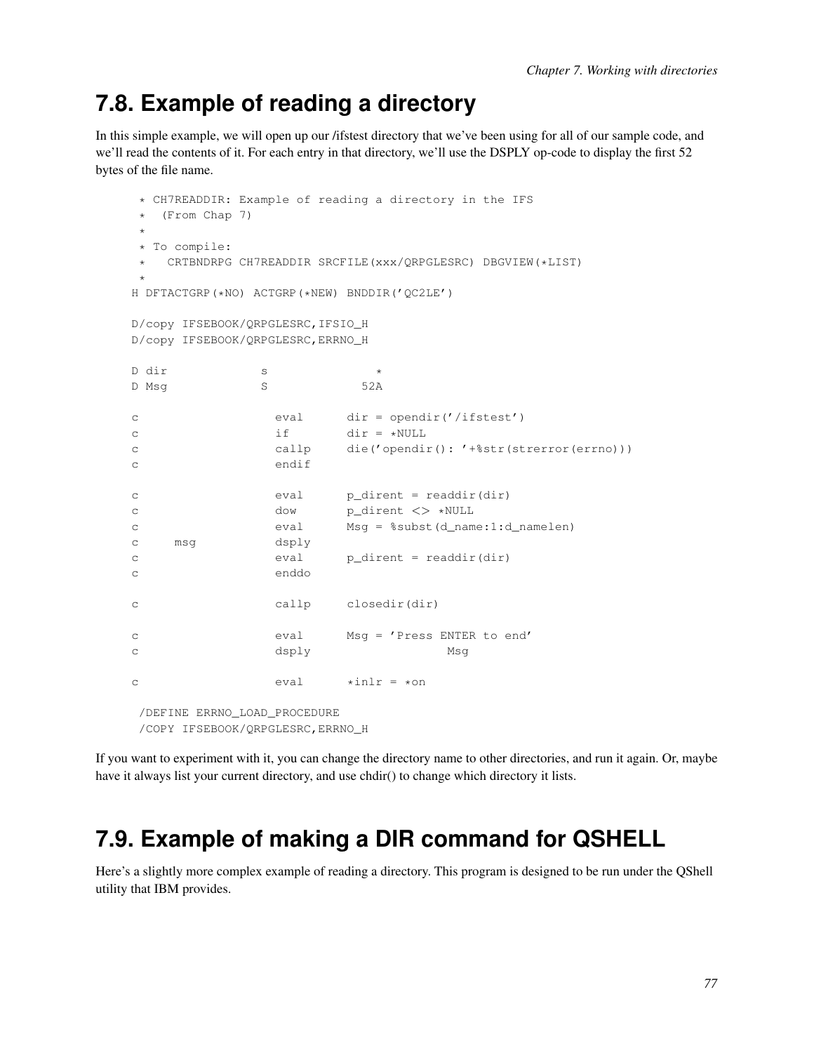## 7.8. Example of reading a directory

In this simple example, we will open up our /ifstest directory that we've been using for all of our sample code, and we'll read the contents of it. For each entry in that directory, we'll use the DSPLY op-code to display the first 52 bytes of the file name.

```
      * CH7READDIR: Example of reading a directory in the IFS
      *  (From Chap 7)
      *
      * To compile:
      *   CRTBNDRPG CH7READDIR SRCFILE(xxx/QRPGLESRC) DBGVIEW(*LIST)
      *
     H DFTACTGRP(*NO) ACTGRP(*NEW) BNDDIR('QC2LE')

     D/copy IFSEBOOK/QRPGLESRC,IFSIO_H
     D/copy IFSEBOOK/QRPGLESRC,ERRNO_H

     D dir             s               *
     D Msg             S             52A

     c                   eval      dir = opendir('/ifstest')
     c                   if        dir = *NULL
     c                   callp     die('opendir(): '+%str(strerror(errno)))
     c                   endif

     c                   eval      p_dirent = readdir(dir)
     c                   dow       p_dirent <> *NULL
     c                   eval      Msg = %subst(d_name:1:d_namelen)
     c     msg           dsply
     c                   eval      p_dirent = readdir(dir)
     c                   enddo

     c                   callp     closedir(dir)

     c                   eval      Msg = 'Press ENTER to end'
     c                   dsply                   Msg

     c                   eval      *inlr = *on

      /DEFINE ERRNO_LOAD_PROCEDURE
      /COPY IFSEBOOK/QRPGLESRC,ERRNO_H
```

If you want to experiment with it, you can change the directory name to other directories, and run it again. Or, maybe have it always list your current directory, and use chdir() to change which directory it lists.

## 7.9. Example of making a DIR command for QSHELL

Here's a slightly more complex example of reading a directory. This program is designed to be run under the QShell utility that IBM provides.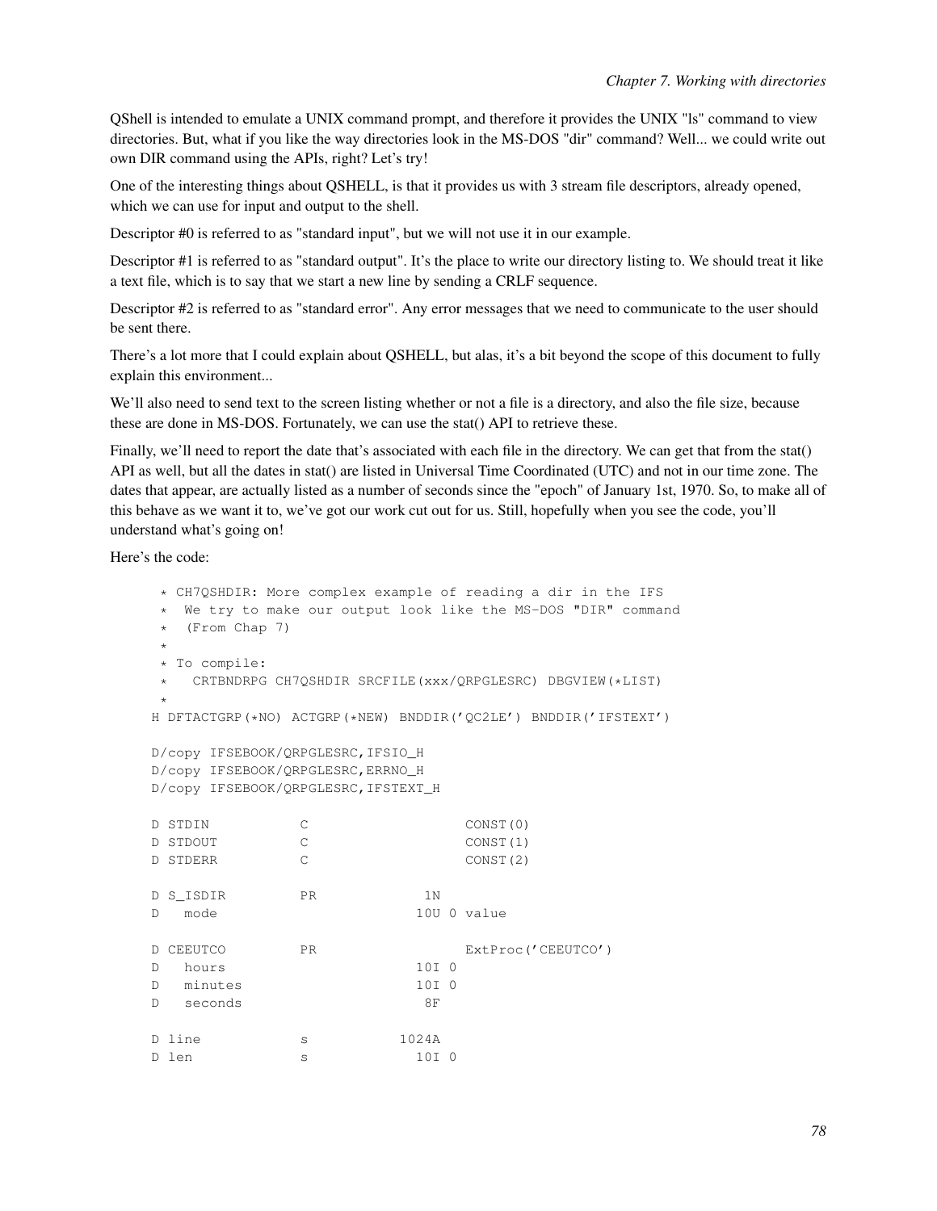QShell is intended to emulate a UNIX command prompt, and therefore it provides the UNIX "ls" command to view directories. But, what if you like the way directories look in the MS-DOS "dir" command? Well... we could write out own DIR command using the APIs, right? Let's try!

One of the interesting things about QSHELL, is that it provides us with 3 stream file descriptors, already opened, which we can use for input and output to the shell.

Descriptor #0 is referred to as "standard input", but we will not use it in our example.

Descriptor #1 is referred to as "standard output". It's the place to write our directory listing to. We should treat it like a text file, which is to say that we start a new line by sending a CRLF sequence.

Descriptor #2 is referred to as "standard error". Any error messages that we need to communicate to the user should be sent there.

There's a lot more that I could explain about QSHELL, but alas, it's a bit beyond the scope of this document to fully explain this environment...

We'll also need to send text to the screen listing whether or not a file is a directory, and also the file size, because these are done in MS-DOS. Fortunately, we can use the stat() API to retrieve these.

Finally, we'll need to report the date that's associated with each file in the directory. We can get that from the stat() API as well, but all the dates in stat() are listed in Universal Time Coordinated (UTC) and not in our time zone. The dates that appear, are actually listed as a number of seconds since the "epoch" of January 1st, 1970. So, to make all of this behave as we want it to, we've got our work cut out for us. Still, hopefully when you see the code, you'll understand what's going on!

Here's the code:

```
      * CH7QSHDIR: More complex example of reading a dir in the IFS
      *  We try to make our output look like the MS-DOS "DIR" command
      *  (From Chap 7)
      *
      * To compile:
      *   CRTBNDRPG CH7QSHDIR SRCFILE(xxx/QRPGLESRC) DBGVIEW(*LIST)
      *
     H DFTACTGRP(*NO) ACTGRP(*NEW) BNDDIR('QC2LE') BNDDIR('IFSTEXT')

     D/copy IFSEBOOK/QRPGLESRC,IFSIO_H
     D/copy IFSEBOOK/QRPGLESRC,ERRNO_H
     D/copy IFSEBOOK/QRPGLESRC,IFSTEXT_H

     D STDIN           C                   CONST(0)
     D STDOUT          C                   CONST(1)
     D STDERR          C                   CONST(2)

     D S_ISDIR         PR             1N
     D   mode                        10U 0 value

     D CEEUTCO         PR                  ExtProc('CEEUTCO')
     D   hours                       10I 0
     D   minutes                     10I 0
     D   seconds                      8F

     D line            s           1024A
     D len             s             10I 0
```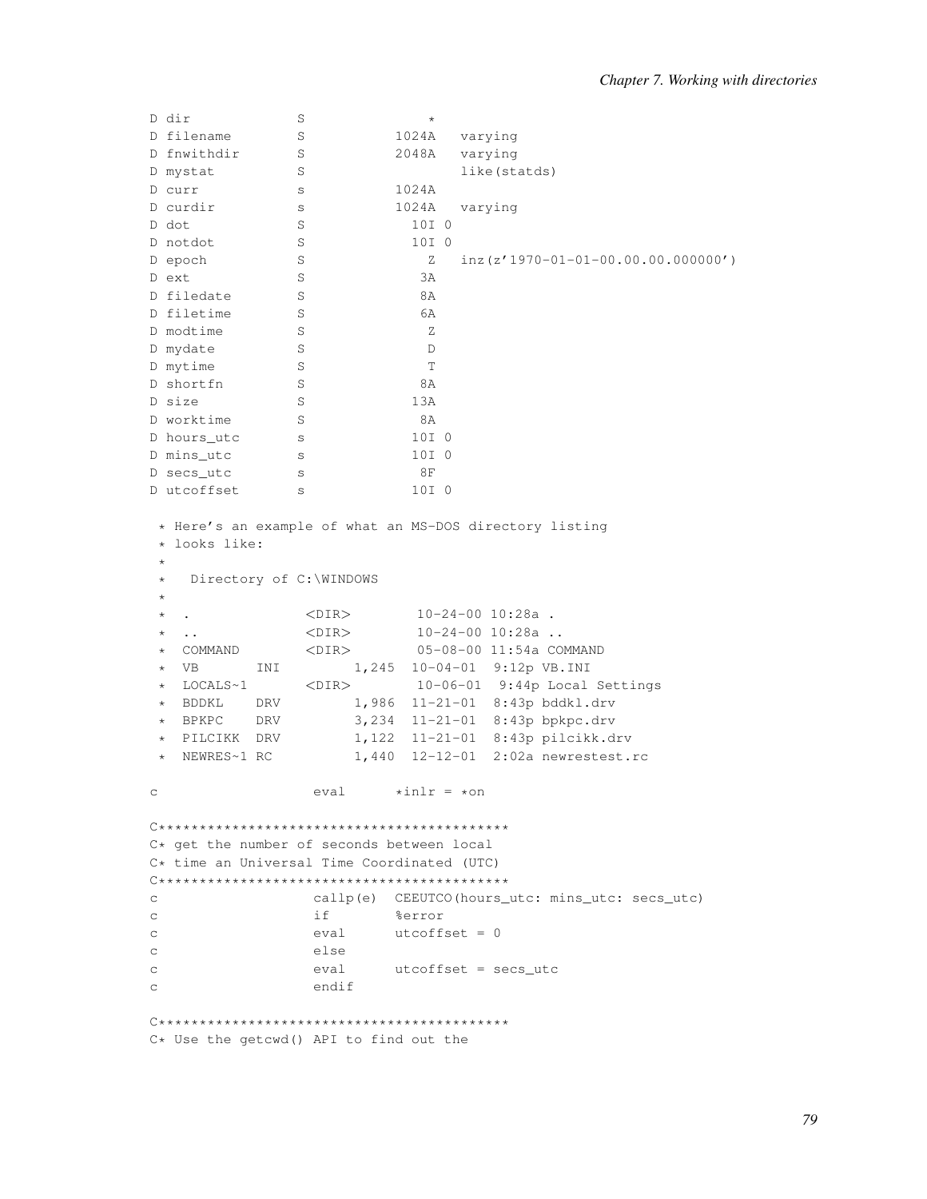```
D dir             S                *
D filename        S           1024A   varying
D fnwithdir       S           2048A   varying
D mystat          S                   like(statds)
D curr            s           1024A
D curdir          s           1024A   varying
D dot             S             10I 0
D notdot          S             10I 0
D epoch           S              Z    inz(z'1970-01-01-00.00.00.000000')
D ext             S              3A
D filedate        S              8A
D filetime        S              6A
D modtime         S              Z
D mydate          S              D
D mytime          S              T
D shortfn         S              8A
D size            S             13A
D worktime        S              8A
D hours_utc       s             10I 0
D mins_utc        s             10I 0
D secs_utc        s              8F
D utcoffset       s             10I 0

 * Here's an example of what an MS-DOS directory listing
 * looks like:
 *
 *   Directory of C:\WINDOWS
 *
 *  .              <DIR>        10-24-00 10:28a .
 *  ..             <DIR>        10-24-00 10:28a ..
 *  COMMAND        <DIR>        05-08-00 11:54a COMMAND
 *  VB       INI         1,245  10-04-01  9:12p VB.INI
 *  LOCALS~1       <DIR>        10-06-01  9:44p Local Settings
 *  BDDKL    DRV         1,986  11-21-01  8:43p bddkl.drv
 *  BPKPC    DRV         3,234  11-21-01  8:43p bpkpc.drv
 *  PILCIKK  DRV         1,122  11-21-01  8:43p pilcikk.drv
 *  NEWRES~1 RC          1,440  12-12-01  2:02a newrestest.rc

c                   eval      *inlr = *on

C*******************************************
C* get the number of seconds between local
C* time an Universal Time Coordinated (UTC)
C*******************************************
c                   callp(e)  CEEUTCO(hours_utc: mins_utc: secs_utc)
c                   if        %error
c                   eval      utcoffset = 0
c                   else
c                   eval      utcoffset = secs_utc
c                   endif

C*******************************************
C* Use the getcwd() API to find out the
```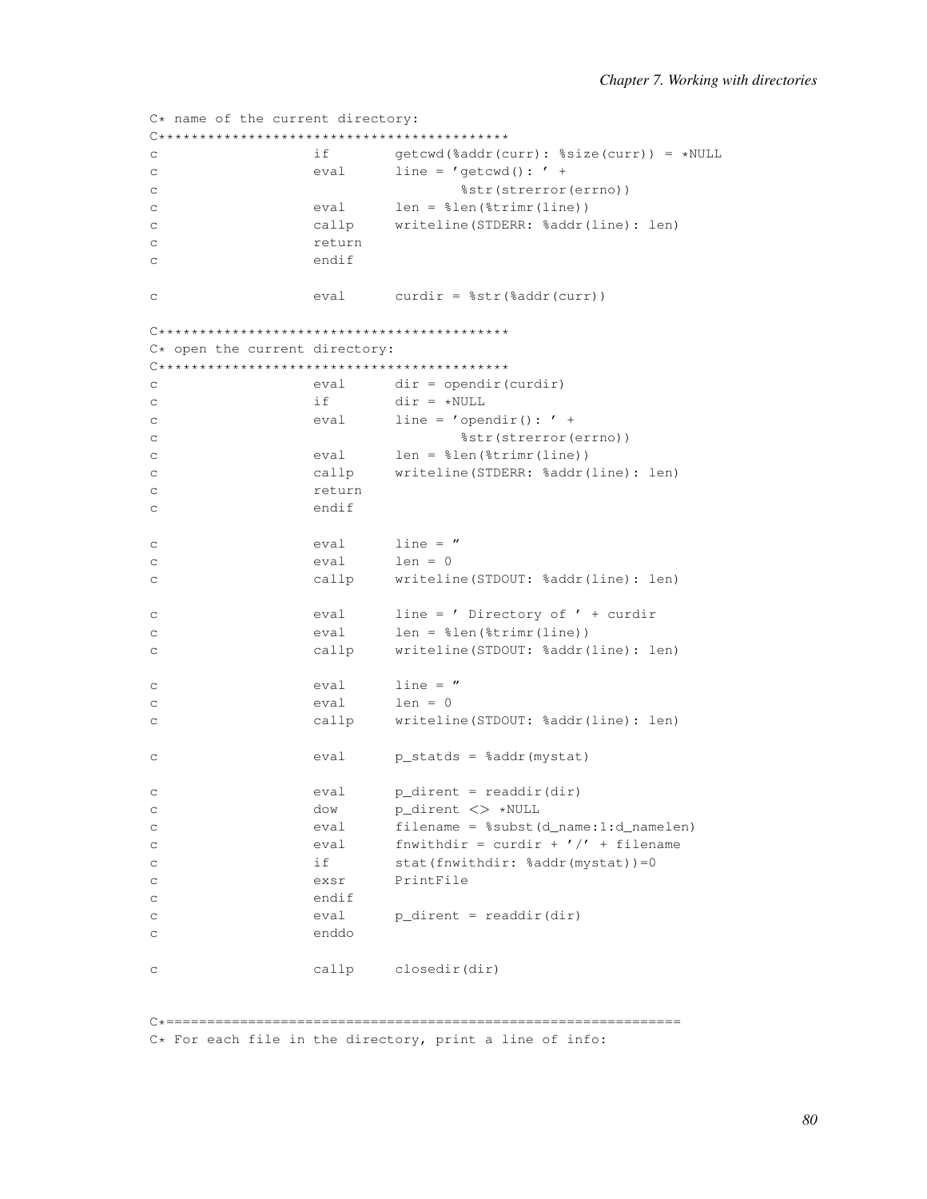```
C* name of the current directory:
C*******************************************
c                   if        getcwd(%addr(curr): %size(curr)) = *NULL
c                   eval      line = 'getcwd(): ' +
c                                     %str(strerror(errno))
c                   eval      len = %len(%trimr(line))
c                   callp     writeline(STDERR: %addr(line): len)
c                   return
c                   endif

c                   eval      curdir = %str(%addr(curr))

C*******************************************
C* open the current directory:
C*******************************************
c                   eval      dir = opendir(curdir)
c                   if        dir = *NULL
c                   eval      line = 'opendir(): ' +
c                                     %str(strerror(errno))
c                   eval      len = %len(%trimr(line))
c                   callp     writeline(STDERR: %addr(line): len)
c                   return
c                   endif

c                   eval      line = ''
c                   eval      len = 0
c                   callp     writeline(STDOUT: %addr(line): len)

c                   eval      line = ' Directory of ' + curdir
c                   eval      len = %len(%trimr(line))
c                   callp     writeline(STDOUT: %addr(line): len)

c                   eval      line = ''
c                   eval      len = 0
c                   callp     writeline(STDOUT: %addr(line): len)

c                   eval      p_statds = %addr(mystat)

c                   eval      p_dirent = readdir(dir)
c                   dow       p_dirent <> *NULL
c                   eval      filename = %subst(d_name:1:d_namelen)
c                   eval      fnwithdir = curdir + '/' + filename
c                   if        stat(fnwithdir: %addr(mystat))=0
c                   exsr      PrintFile
c                   endif
c                   eval      p_dirent = readdir(dir)
c                   enddo

c                   callp     closedir(dir)


C*===============================================================
C* For each file in the directory, print a line of info:
```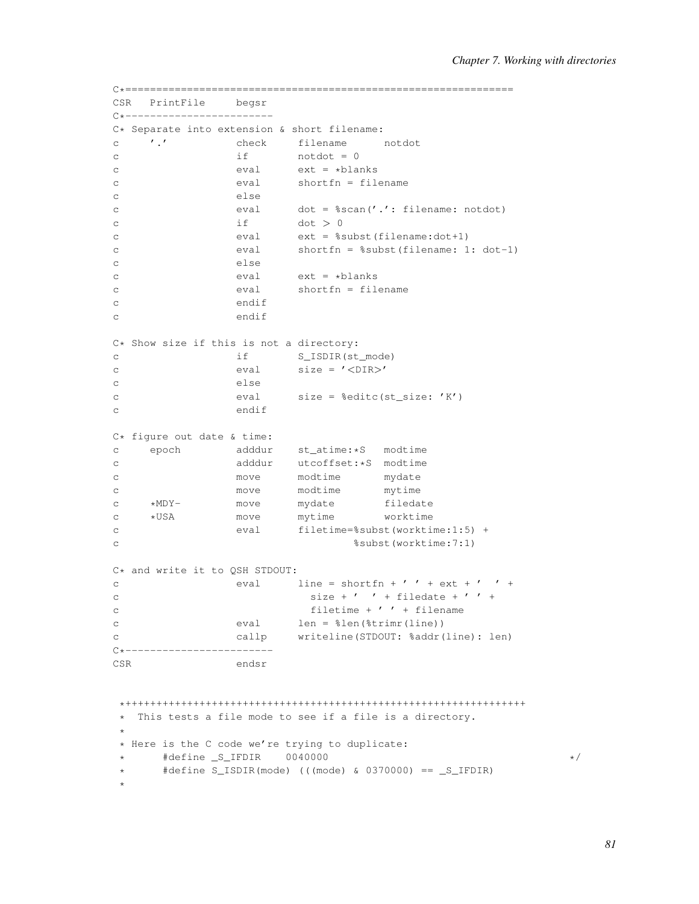```
C*=============================================================
CSR   PrintFile     begsr
C*------------------------
C* Separate into extension & short filename:
c     '.'           check     filename      notdot
c                   if        notdot = 0
c                   eval      ext = *blanks
c                   eval      shortfn = filename
c                   else
c                   eval      dot = %scan('.': filename: notdot)
c                   if        dot > 0
c                   eval      ext = %subst(filename:dot+1)
c                   eval      shortfn = %subst(filename: 1: dot-1)
c                   else
c                   eval      ext = *blanks
c                   eval      shortfn = filename
c                   endif
c                   endif

C* Show size if this is not a directory:
c                   if        S_ISDIR(st_mode)
c                   eval      size = '<DIR>'
c                   else
c                   eval      size = %editc(st_size: 'K')
c                   endif

C* figure out date & time:
c     epoch         adddur    st_atime:*S   modtime
c                   adddur    utcoffset:*S  modtime
c                   move      modtime       mydate
c                   move      modtime       mytime
c     *MDY-         move      mydate        filedate
c     *USA          move      mytime        worktime
c                   eval      filetime=%subst(worktime:1:5) +
c                                      %subst(worktime:7:1)

C* and write it to QSH STDOUT:
c                   eval      line = shortfn + ' ' + ext + '  ' +
c                               size + '  ' + filedate + ' ' +
c                               filetime + ' ' + filename
c                   eval      len = %len(%trimr(line))
c                   callp     writeline(STDOUT: %addr(line): len)
C*------------------------
CSR                 endsr


 *+++++++++++++++++++++++++++++++++++++++++++++++++++++++++++++++++
 *  This tests a file mode to see if a file is a directory.
 *
 * Here is the C code we're trying to duplicate:
 *      #define _S_IFDIR    0040000                                       */
 *      #define S_ISDIR(mode) (((mode) & 0370000) == _S_IFDIR)
 *
```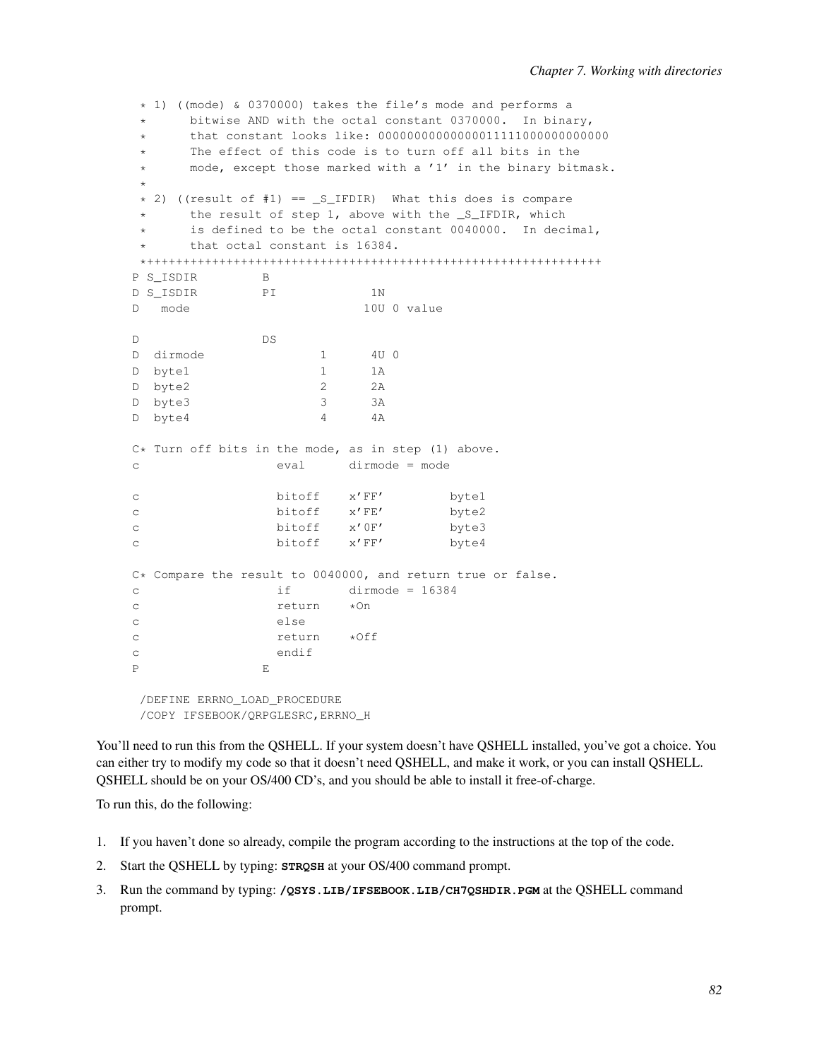```
      * 1) ((mode) & 0370000) takes the file's mode and performs a
      *      bitwise AND with the octal constant 0370000.  In binary,
      *      that constant looks like: 00000000000000011111000000000000
      *      The effect of this code is to turn off all bits in the
      *      mode, except those marked with a '1' in the binary bitmask.
      *
      * 2) ((result of #1) == _S_IFDIR)  What this does is compare
      *      the result of step 1, above with the _S_IFDIR, which
      *      is defined to be the octal constant 0040000.  In decimal,
      *      that octal constant is 16384.
      *++++++++++++++++++++++++++++++++++++++++++++++++++++++++++++++
     P S_ISDIR         B
     D S_ISDIR         PI             1N
     D   mode                        10U 0 value

     D                 DS
     D  dirmode                1      4U 0
     D  byte1                  1      1A
     D  byte2                  2      2A
     D  byte3                  3      3A
     D  byte4                  4      4A

     C* Turn off bits in the mode, as in step (1) above.
     c                   eval      dirmode = mode

     c                   bitoff    x'FF'         byte1
     c                   bitoff    x'FE'         byte2
     c                   bitoff    x'0F'         byte3
     c                   bitoff    x'FF'         byte4

     C* Compare the result to 0040000, and return true or false.
     c                   if        dirmode = 16384
     c                   return    *On
     c                   else
     c                   return    *Off
     c                   endif
     P                 E

      /DEFINE ERRNO_LOAD_PROCEDURE
      /COPY IFSEBOOK/QRPGLESRC,ERRNO_H
```

You'll need to run this from the QSHELL. If your system doesn't have QSHELL installed, you've got a choice. You can either try to modify my code so that it doesn't need QSHELL, and make it work, or you can install QSHELL. QSHELL should be on your OS/400 CD's, and you should be able to install it free-of-charge.

To run this, do the following:

1. If you haven't done so already, compile the program according to the instructions at the top of the code.
2. Start the QSHELL by typing: **STRQSH** at your OS/400 command prompt.
3. Run the command by typing: **/QSYS.LIB/IFSEBOOK.LIB/CH7QSHDIR.PGM** at the QSHELL command prompt.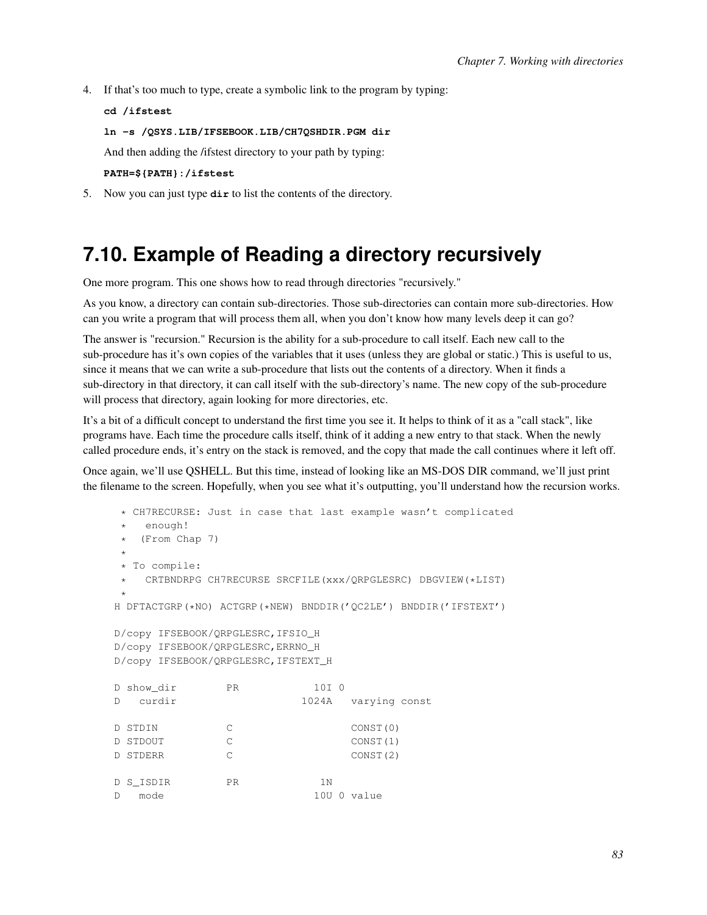4. If that's too much to type, create a symbolic link to the program by typing:

   **cd /ifstest**

   **ln -s /QSYS.LIB/IFSEBOOK.LIB/CH7QSHDIR.PGM dir**

   And then adding the /ifstest directory to your path by typing:

   **PATH=${PATH}:/ifstest**

5. Now you can just type **dir** to list the contents of the directory.

## 7.10. Example of Reading a directory recursively

One more program. This one shows how to read through directories "recursively."

As you know, a directory can contain sub-directories. Those sub-directories can contain more sub-directories. How can you write a program that will process them all, when you don't know how many levels deep it can go?

The answer is "recursion." Recursion is the ability for a sub-procedure to call itself. Each new call to the sub-procedure has it's own copies of the variables that it uses (unless they are global or static.) This is useful to us, since it means that we can write a sub-procedure that lists out the contents of a directory. When it finds a sub-directory in that directory, it can call itself with the sub-directory's name. The new copy of the sub-procedure will process that directory, again looking for more directories, etc.

It's a bit of a difficult concept to understand the first time you see it. It helps to think of it as a "call stack", like programs have. Each time the procedure calls itself, think of it adding a new entry to that stack. When the newly called procedure ends, it's entry on the stack is removed, and the copy that made the call continues where it left off.

Once again, we'll use QSHELL. But this time, instead of looking like an MS-DOS DIR command, we'll just print the filename to the screen. Hopefully, when you see what it's outputting, you'll understand how the recursion works.

```
  * CH7RECURSE: Just in case that last example wasn't complicated
  *   enough!
  *  (From Chap 7)
  *
  * To compile:
  *   CRTBNDRPG CH7RECURSE SRCFILE(xxx/QRPGLESRC) DBGVIEW(*LIST)
  *
 H DFTACTGRP(*NO) ACTGRP(*NEW) BNDDIR('QC2LE') BNDDIR('IFSTEXT')

 D/copy IFSEBOOK/QRPGLESRC,IFSIO_H
 D/copy IFSEBOOK/QRPGLESRC,ERRNO_H
 D/copy IFSEBOOK/QRPGLESRC,IFSTEXT_H

 D show_dir        PR            10I 0
 D   curdir                    1024A   varying const

 D STDIN           C                   CONST(0)
 D STDOUT          C                   CONST(1)
 D STDERR          C                   CONST(2)

 D S_ISDIR         PR             1N
 D   mode                        10U 0 value
```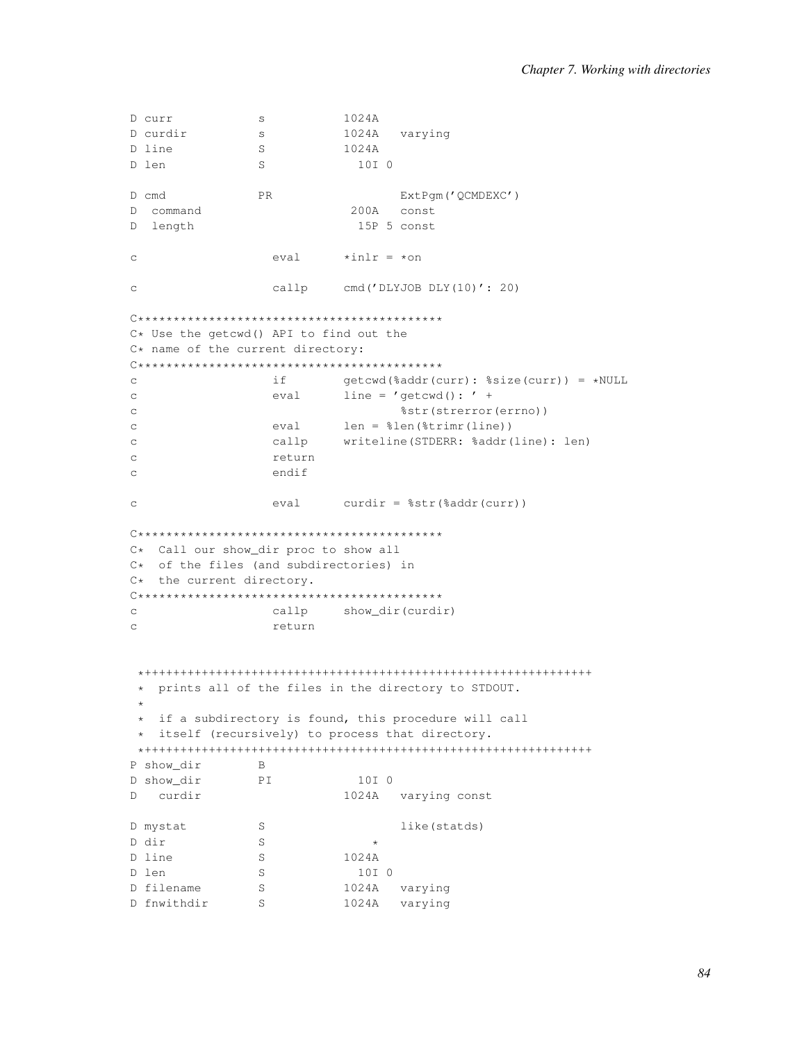```
D curr            s           1024A
D curdir          s           1024A   varying
D line            S           1024A
D len             S             10I 0

D cmd             PR                  ExtPgm('QCMDEXC')
D  command                     200A   const
D  length                       15P 5 const

c                   eval      *inlr = *on

c                   callp     cmd('DLYJOB DLY(10)': 20)

C*******************************************
C* Use the getcwd() API to find out the
C* name of the current directory:
C*******************************************
c                   if        getcwd(%addr(curr): %size(curr)) = *NULL
c                   eval      line = 'getcwd(): ' +
c                                    %str(strerror(errno))
c                   eval      len = %len(%trimr(line))
c                   callp     writeline(STDERR: %addr(line): len)
c                   return
c                   endif

c                   eval      curdir = %str(%addr(curr))

C*******************************************
C*  Call our show_dir proc to show all
C*  of the files (and subdirectories) in
C*  the current directory.
C*******************************************
c                   callp     show_dir(curdir)
c                   return


 *+++++++++++++++++++++++++++++++++++++++++++++++++++++++++++++++
 *  prints all of the files in the directory to STDOUT.
 *
 *  if a subdirectory is found, this procedure will call
 *  itself (recursively) to process that directory.
 *+++++++++++++++++++++++++++++++++++++++++++++++++++++++++++++++
P show_dir        B
D show_dir        PI            10I 0
D   curdir                    1024A   varying const

D mystat          S                   like(statds)
D dir             S               *
D line            S           1024A
D len             S             10I 0
D filename        S           1024A   varying
D fnwithdir       S           1024A   varying
```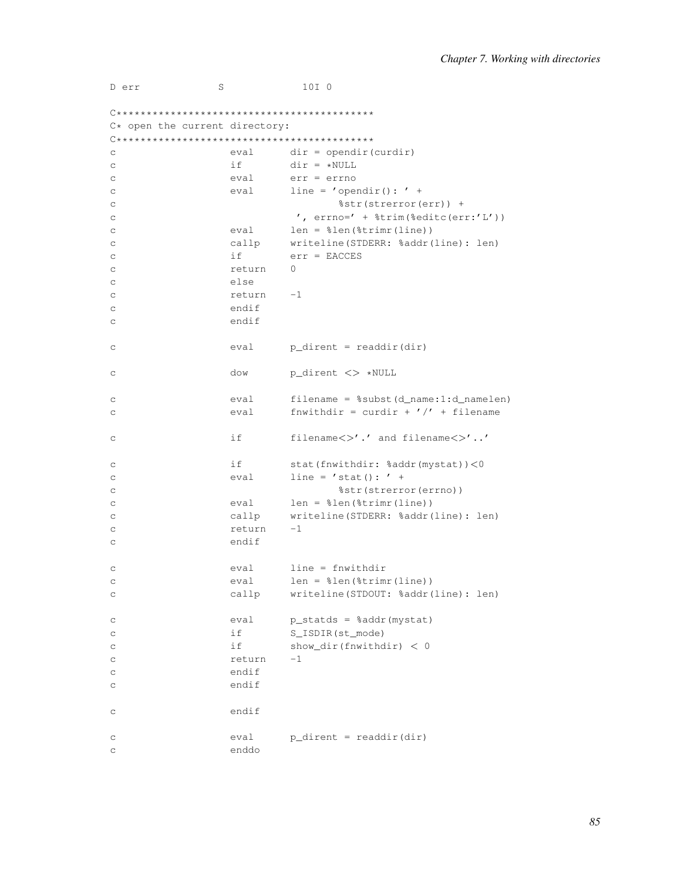```
D err             S             10I 0

C*******************************************
C* open the current directory:
C*******************************************
c                   eval      dir = opendir(curdir)
c                   if        dir = *NULL
c                   eval      err = errno
c                   eval      line = 'opendir(): ' +
c                                     %str(strerror(err)) +
c                              ', errno=' + %trim(%editc(err:'L'))
c                   eval      len = %len(%trimr(line))
c                   callp     writeline(STDERR: %addr(line): len)
c                   if        err = EACCES
c                   return    0
c                   else
c                   return    -1
c                   endif
c                   endif

c                   eval      p_dirent = readdir(dir)

c                   dow       p_dirent <> *NULL

c                   eval      filename = %subst(d_name:1:d_namelen)
c                   eval      fnwithdir = curdir + '/' + filename

c                   if        filename<>'.' and filename<>'..'

c                   if        stat(fnwithdir: %addr(mystat))<0
c                   eval      line = 'stat(): ' +
c                                     %str(strerror(errno))
c                   eval      len = %len(%trimr(line))
c                   callp     writeline(STDERR: %addr(line): len)
c                   return    -1
c                   endif

c                   eval      line = fnwithdir
c                   eval      len = %len(%trimr(line))
c                   callp     writeline(STDOUT: %addr(line): len)

c                   eval      p_statds = %addr(mystat)
c                   if        S_ISDIR(st_mode)
c                   if        show_dir(fnwithdir) < 0
c                   return    -1
c                   endif
c                   endif

c                   endif

c                   eval      p_dirent = readdir(dir)
c                   enddo
```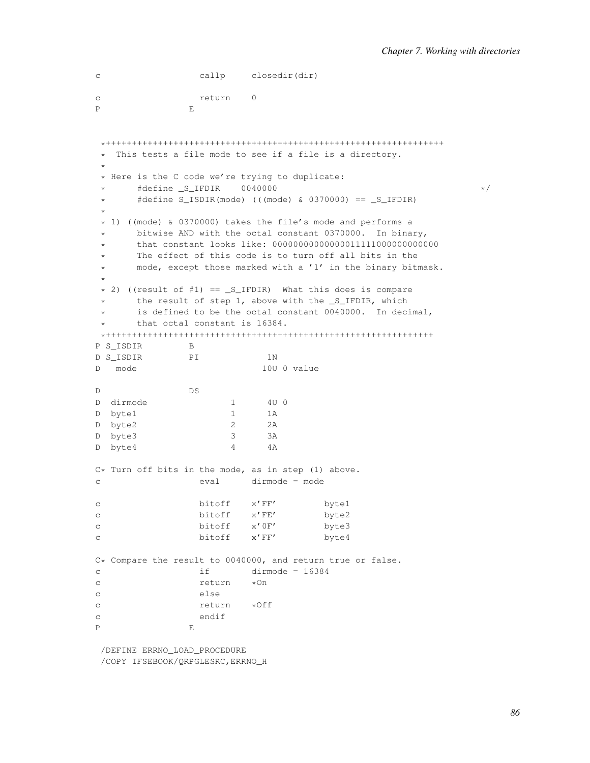```
c                   callp     closedir(dir)

c                   return    0
P                 E


 *+++++++++++++++++++++++++++++++++++++++++++++++++++++++++++++++++
 *  This tests a file mode to see if a file is a directory.
 *
 * Here is the C code we're trying to duplicate:
 *      #define _S_IFDIR    0040000                                       */
 *      #define S_ISDIR(mode) (((mode) & 0370000) == _S_IFDIR)
 *
 * 1) ((mode) & 0370000) takes the file's mode and performs a
 *      bitwise AND with the octal constant 0370000.  In binary,
 *      that constant looks like: 00000000000000111111000000000000
 *      The effect of this code is to turn off all bits in the
 *      mode, except those marked with a '1' in the binary bitmask.
 *
 * 2) ((result of #1) == _S_IFDIR)  What this does is compare
 *      the result of step 1, above with the _S_IFDIR, which
 *      is defined to be the octal constant 0040000.  In decimal,
 *      that octal constant is 16384.
 *+++++++++++++++++++++++++++++++++++++++++++++++++++++++++++++++
P S_ISDIR         B
D S_ISDIR         PI             1N
D   mode                        10U 0 value

D                 DS
D  dirmode                1      4U 0
D  byte1                  1      1A
D  byte2                  2      2A
D  byte3                  3      3A
D  byte4                  4      4A

C* Turn off bits in the mode, as in step (1) above.
c                   eval      dirmode = mode

c                   bitoff    x'FF'         byte1
c                   bitoff    x'FE'         byte2
c                   bitoff    x'0F'         byte3
c                   bitoff    x'FF'         byte4

C* Compare the result to 0040000, and return true or false.
c                   if        dirmode = 16384
c                   return    *On
c                   else
c                   return    *Off
c                   endif
P                 E

 /DEFINE ERRNO_LOAD_PROCEDURE
 /COPY IFSEBOOK/QRPGLESRC,ERRNO_H
```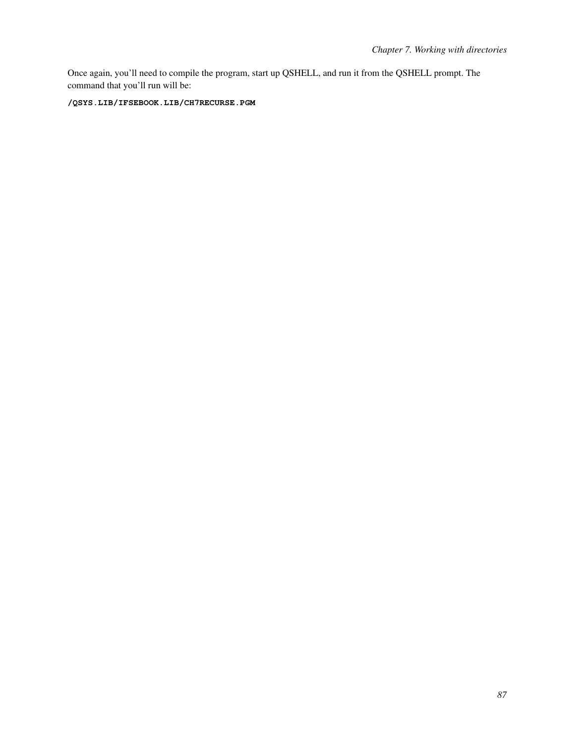Once again, you'll need to compile the program, start up QSHELL, and run it from the QSHELL prompt. The command that you'll run will be:

```
/QSYS.LIB/IFSEBOOK.LIB/CH7RECURSE.PGM
```